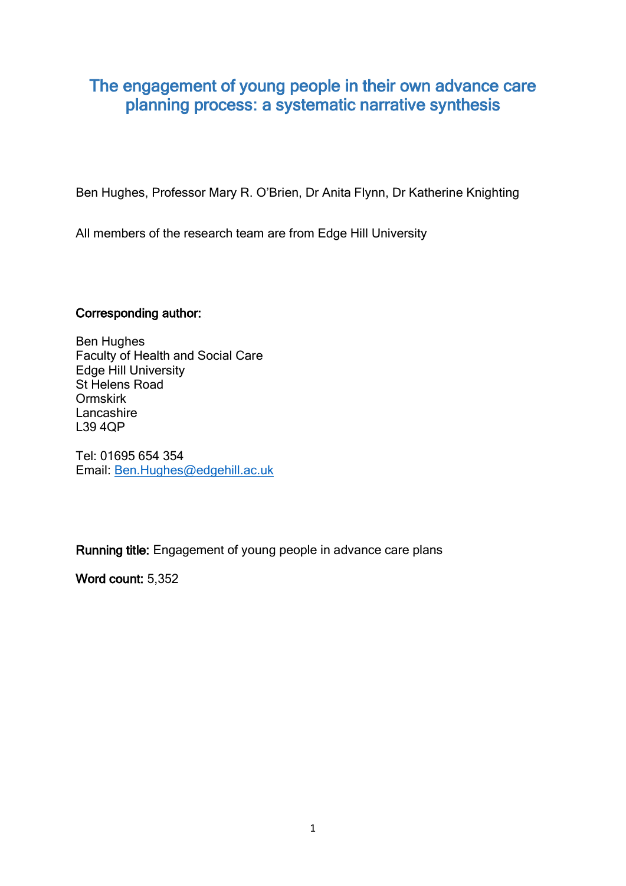# The engagement of young people in their own advance care planning process: a systematic narrative synthesis

Ben Hughes, Professor Mary R. O'Brien, Dr Anita Flynn, Dr Katherine Knighting

All members of the research team are from Edge Hill University

**Corresponding author:**

Ben Hughes
Faculty of Health and Social Care
Edge Hill University
St Helens Road
Ormskirk
Lancashire
L39 4QP

Tel: 01695 654 354
Email: Ben.Hughes@edgehill.ac.uk

**Running title:** Engagement of young people in advance care plans

**Word count:** 5,352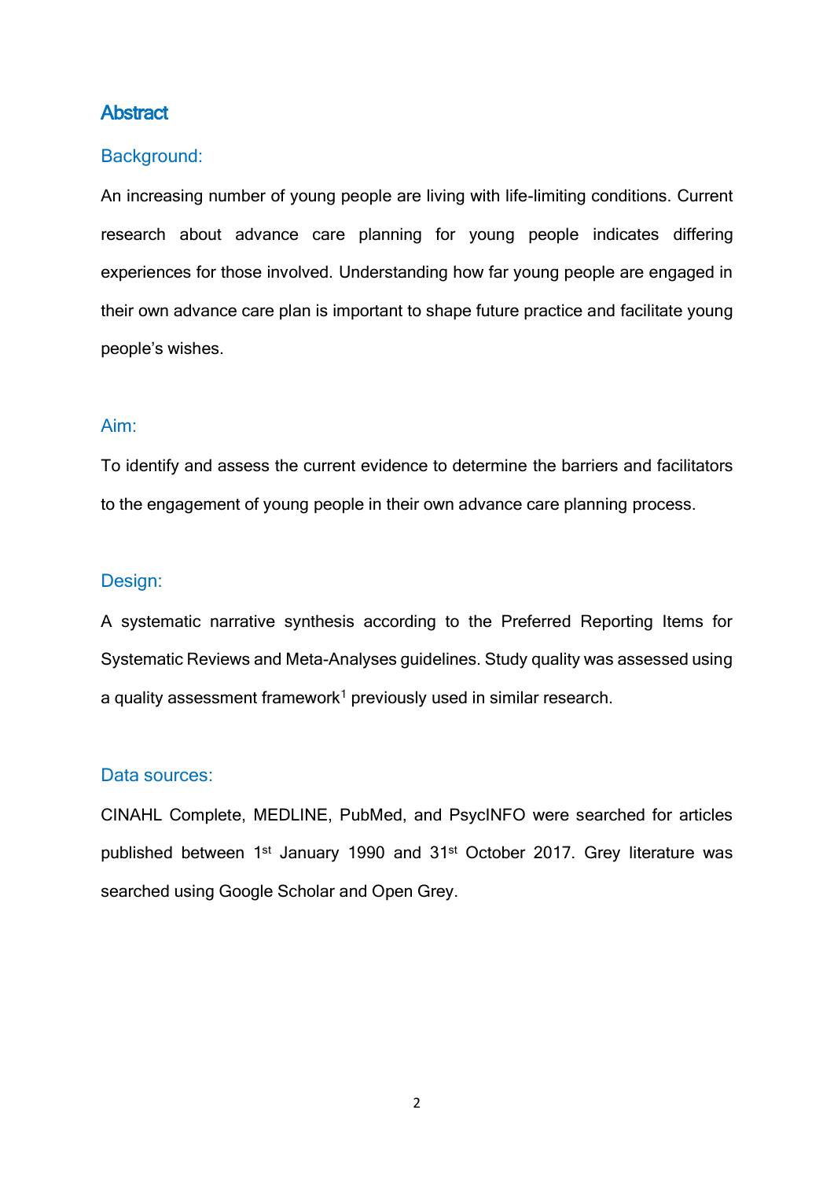## Abstract

### Background:

An increasing number of young people are living with life-limiting conditions. Current research about advance care planning for young people indicates differing experiences for those involved. Understanding how far young people are engaged in their own advance care plan is important to shape future practice and facilitate young people's wishes.

### Aim:

To identify and assess the current evidence to determine the barriers and facilitators to the engagement of young people in their own advance care planning process.

### Design:

A systematic narrative synthesis according to the Preferred Reporting Items for Systematic Reviews and Meta-Analyses guidelines. Study quality was assessed using a quality assessment framework[1] previously used in similar research.

### Data sources:

CINAHL Complete, MEDLINE, PubMed, and PsycINFO were searched for articles published between 1st January 1990 and 31st October 2017. Grey literature was searched using Google Scholar and Open Grey.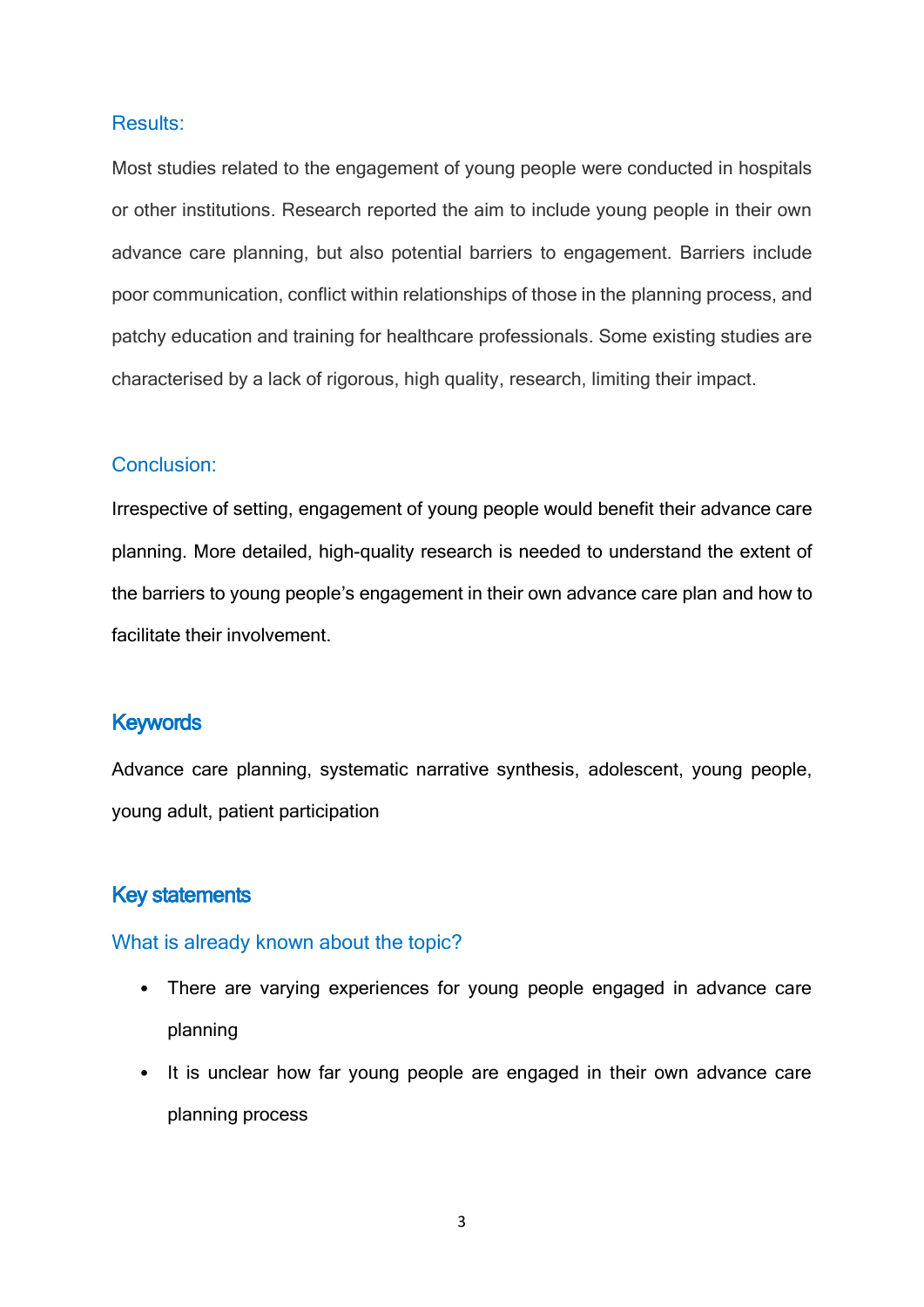### Results:

Most studies related to the engagement of young people were conducted in hospitals or other institutions. Research reported the aim to include young people in their own advance care planning, but also potential barriers to engagement. Barriers include poor communication, conflict within relationships of those in the planning process, and patchy education and training for healthcare professionals. Some existing studies are characterised by a lack of rigorous, high quality, research, limiting their impact.

### Conclusion:

Irrespective of setting, engagement of young people would benefit their advance care planning. More detailed, high-quality research is needed to understand the extent of the barriers to young people's engagement in their own advance care plan and how to facilitate their involvement.

## Keywords

Advance care planning, systematic narrative synthesis, adolescent, young people, young adult, patient participation

## Key statements

### What is already known about the topic?

- There are varying experiences for young people engaged in advance care planning
- It is unclear how far young people are engaged in their own advance care planning process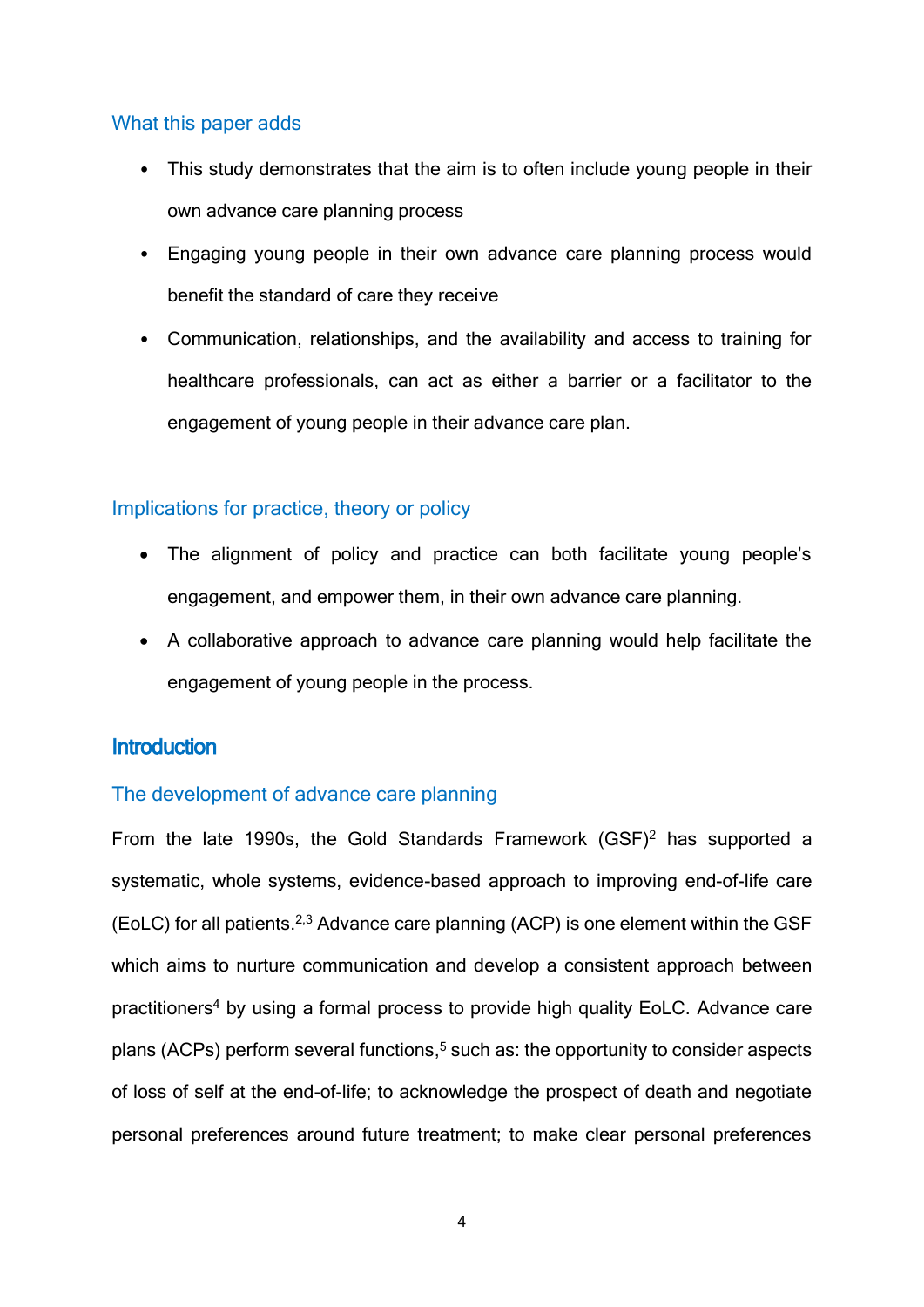## What this paper adds

- This study demonstrates that the aim is to often include young people in their own advance care planning process
- Engaging young people in their own advance care planning process would benefit the standard of care they receive
- Communication, relationships, and the availability and access to training for healthcare professionals, can act as either a barrier or a facilitator to the engagement of young people in their advance care plan.

## Implications for practice, theory or policy

- The alignment of policy and practice can both facilitate young people's engagement, and empower them, in their own advance care planning.
- A collaborative approach to advance care planning would help facilitate the engagement of young people in the process.

# Introduction

## The development of advance care planning

From the late 1990s, the Gold Standards Framework (GSF)[2] has supported a systematic, whole systems, evidence-based approach to improving end-of-life care (EoLC) for all patients.[2,3] Advance care planning (ACP) is one element within the GSF which aims to nurture communication and develop a consistent approach between practitioners[4] by using a formal process to provide high quality EoLC. Advance care plans (ACPs) perform several functions,[5] such as: the opportunity to consider aspects of loss of self at the end-of-life; to acknowledge the prospect of death and negotiate personal preferences around future treatment; to make clear personal preferences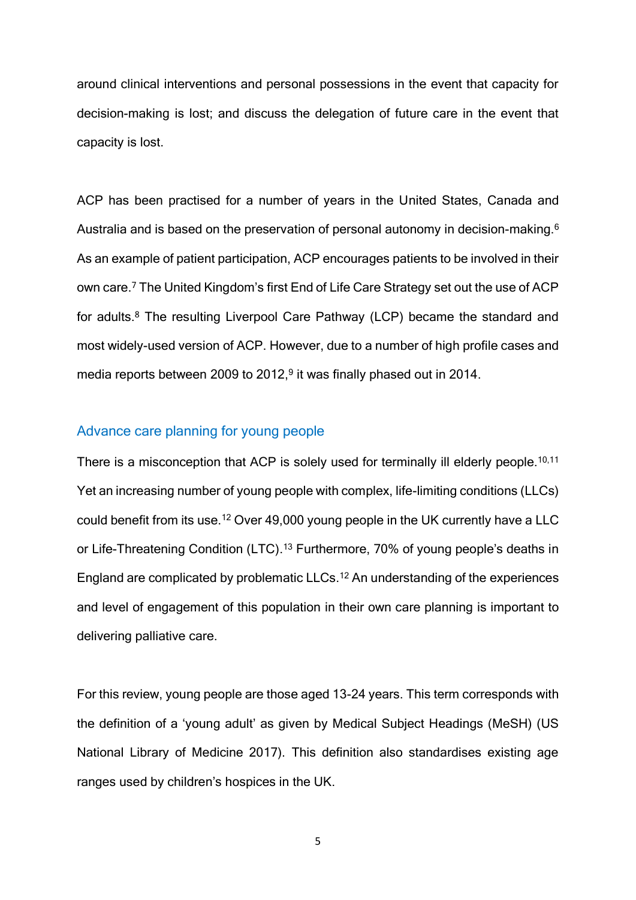around clinical interventions and personal possessions in the event that capacity for decision-making is lost; and discuss the delegation of future care in the event that capacity is lost.

ACP has been practised for a number of years in the United States, Canada and Australia and is based on the preservation of personal autonomy in decision-making.[6] As an example of patient participation, ACP encourages patients to be involved in their own care.[7] The United Kingdom's first End of Life Care Strategy set out the use of ACP for adults.[8] The resulting Liverpool Care Pathway (LCP) became the standard and most widely-used version of ACP. However, due to a number of high profile cases and media reports between 2009 to 2012,[9] it was finally phased out in 2014.

## Advance care planning for young people

There is a misconception that ACP is solely used for terminally ill elderly people.[10,11] Yet an increasing number of young people with complex, life-limiting conditions (LLCs) could benefit from its use.[12] Over 49,000 young people in the UK currently have a LLC or Life-Threatening Condition (LTC).[13] Furthermore, 70% of young people's deaths in England are complicated by problematic LLCs.[12] An understanding of the experiences and level of engagement of this population in their own care planning is important to delivering palliative care.

For this review, young people are those aged 13-24 years. This term corresponds with the definition of a 'young adult' as given by Medical Subject Headings (MeSH) (US National Library of Medicine 2017). This definition also standardises existing age ranges used by children's hospices in the UK.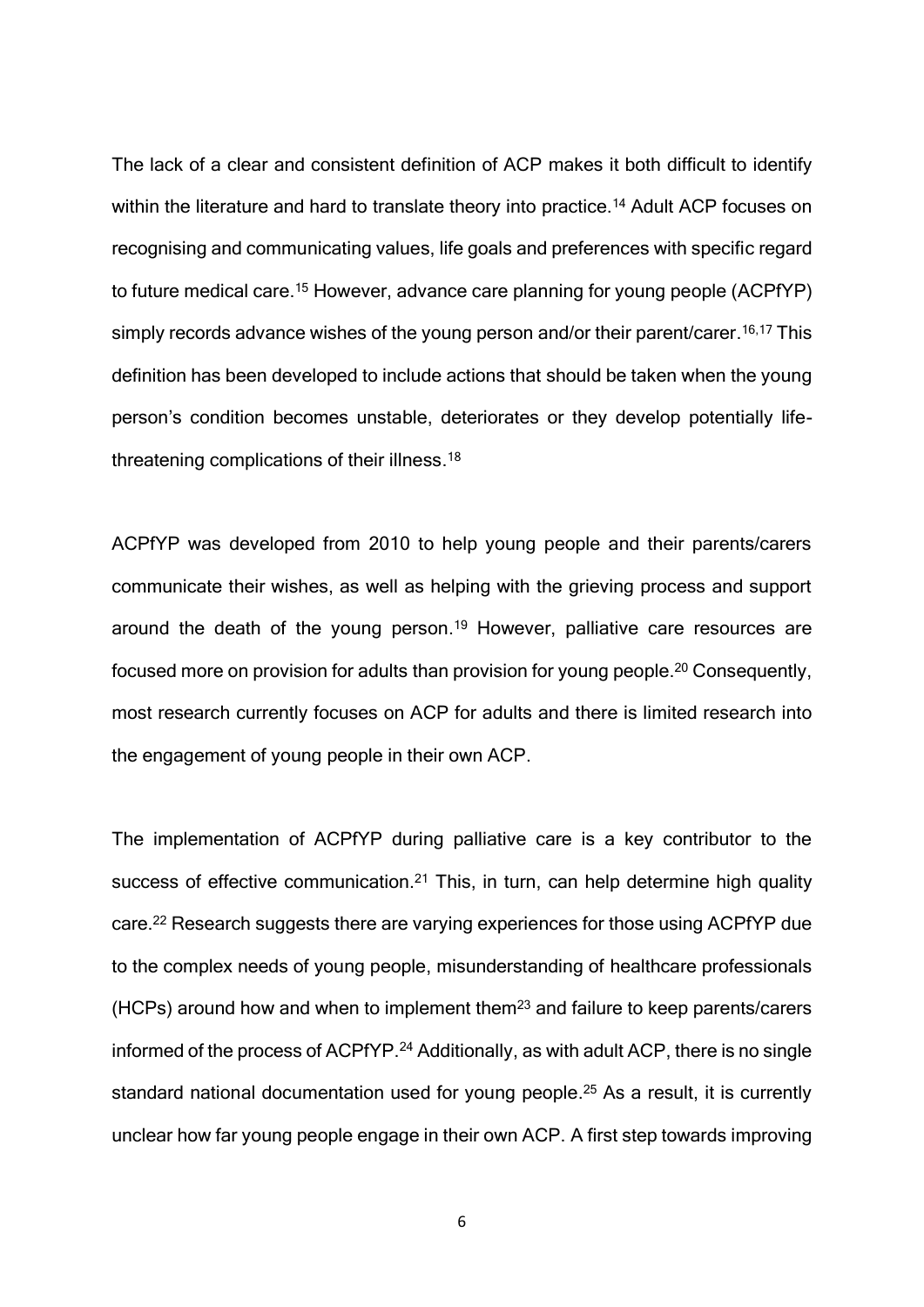The lack of a clear and consistent definition of ACP makes it both difficult to identify within the literature and hard to translate theory into practice.[14] Adult ACP focuses on recognising and communicating values, life goals and preferences with specific regard to future medical care.[15] However, advance care planning for young people (ACPfYP) simply records advance wishes of the young person and/or their parent/carer.[16,17] This definition has been developed to include actions that should be taken when the young person's condition becomes unstable, deteriorates or they develop potentially life-threatening complications of their illness.[18]

ACPfYP was developed from 2010 to help young people and their parents/carers communicate their wishes, as well as helping with the grieving process and support around the death of the young person.[19] However, palliative care resources are focused more on provision for adults than provision for young people.[20] Consequently, most research currently focuses on ACP for adults and there is limited research into the engagement of young people in their own ACP.

The implementation of ACPfYP during palliative care is a key contributor to the success of effective communication.[21] This, in turn, can help determine high quality care.[22] Research suggests there are varying experiences for those using ACPfYP due to the complex needs of young people, misunderstanding of healthcare professionals (HCPs) around how and when to implement them[23] and failure to keep parents/carers informed of the process of ACPfYP.[24] Additionally, as with adult ACP, there is no single standard national documentation used for young people.[25] As a result, it is currently unclear how far young people engage in their own ACP. A first step towards improving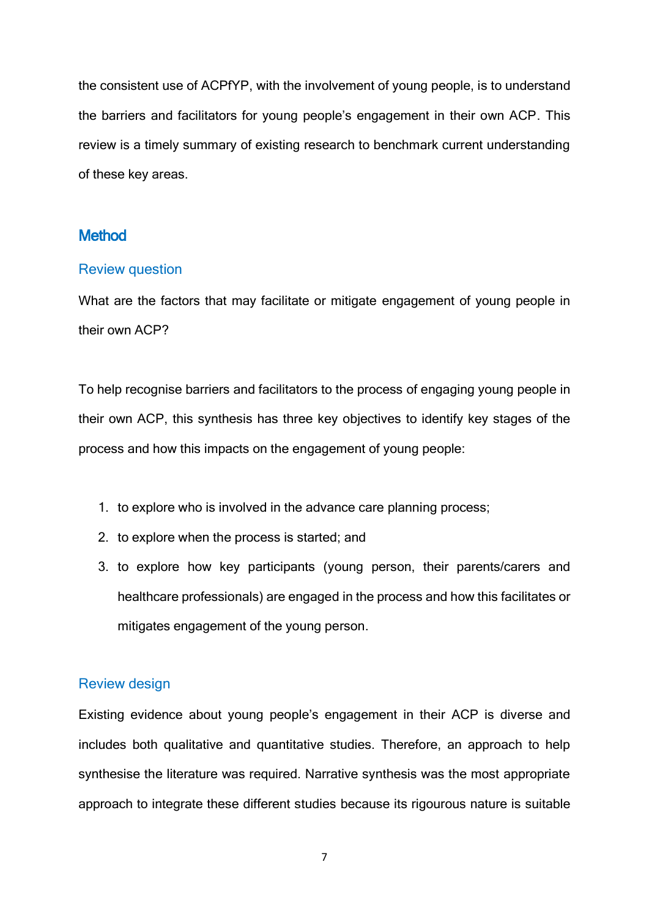the consistent use of ACPfYP, with the involvement of young people, is to understand the barriers and facilitators for young people's engagement in their own ACP. This review is a timely summary of existing research to benchmark current understanding of these key areas.

## Method

### Review question

What are the factors that may facilitate or mitigate engagement of young people in their own ACP?

To help recognise barriers and facilitators to the process of engaging young people in their own ACP, this synthesis has three key objectives to identify key stages of the process and how this impacts on the engagement of young people:

1. to explore who is involved in the advance care planning process;
2. to explore when the process is started; and
3. to explore how key participants (young person, their parents/carers and healthcare professionals) are engaged in the process and how this facilitates or mitigates engagement of the young person.

### Review design

Existing evidence about young people's engagement in their ACP is diverse and includes both qualitative and quantitative studies. Therefore, an approach to help synthesise the literature was required. Narrative synthesis was the most appropriate approach to integrate these different studies because its rigourous nature is suitable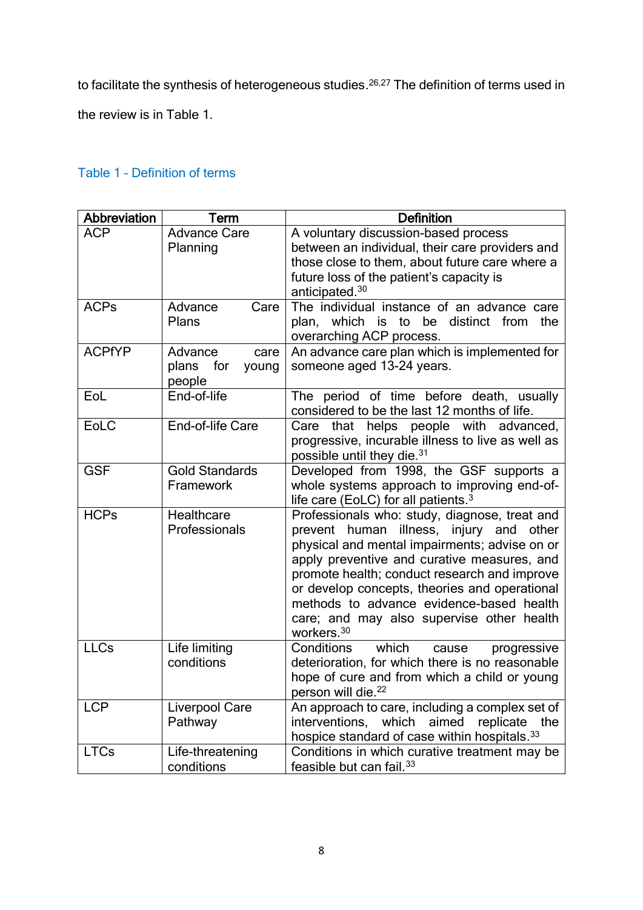to facilitate the synthesis of heterogeneous studies.[26,27] The definition of terms used in the review is in Table 1.

Table 1 – Definition of terms

| Abbreviation | Term | Definition |
|---|---|---|
| ACP | Advance Care Planning | A voluntary discussion-based process between an individual, their care providers and those close to them, about future care where a future loss of the patient's capacity is anticipated.[30] |
| ACPs | Advance Care Plans | The individual instance of an advance care plan, which is to be distinct from the overarching ACP process. |
| ACPfYP | Advance care plans for young people | An advance care plan which is implemented for someone aged 13-24 years. |
| EoL | End-of-life | The period of time before death, usually considered to be the last 12 months of life. |
| EoLC | End-of-life Care | Care that helps people with advanced, progressive, incurable illness to live as well as possible until they die.[31] |
| GSF | Gold Standards Framework | Developed from 1998, the GSF supports a whole systems approach to improving end-of-life care (EoLC) for all patients.[3] |
| HCPs | Healthcare Professionals | Professionals who: study, diagnose, treat and prevent human illness, injury and other physical and mental impairments; advise on or apply preventive and curative measures, and promote health; conduct research and improve or develop concepts, theories and operational methods to advance evidence-based health care; and may also supervise other health workers.[30] |
| LLCs | Life limiting conditions | Conditions which cause progressive deterioration, for which there is no reasonable hope of cure and from which a child or young person will die.[22] |
| LCP | Liverpool Care Pathway | An approach to care, including a complex set of interventions, which aimed replicate the hospice standard of case within hospitals.[33] |
| LTCs | Life-threatening conditions | Conditions in which curative treatment may be feasible but can fail.[33] |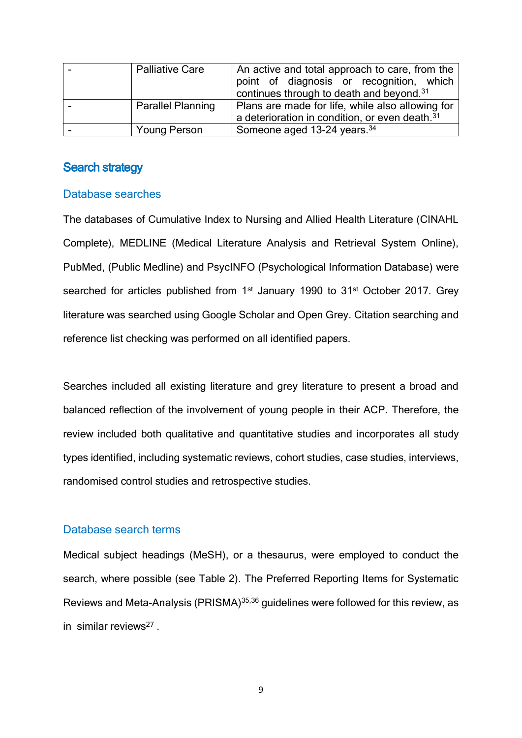| - | Palliative Care | An active and total approach to care, from the point of diagnosis or recognition, which continues through to death and beyond.[31] |
|---|---|---|
| - | Parallel Planning | Plans are made for life, while also allowing for a deterioration in condition, or even death.[31] |
| - | Young Person | Someone aged 13-24 years.[34] |

## Search strategy

### Database searches

The databases of Cumulative Index to Nursing and Allied Health Literature (CINAHL Complete), MEDLINE (Medical Literature Analysis and Retrieval System Online), PubMed, (Public Medline) and PsycINFO (Psychological Information Database) were searched for articles published from 1st January 1990 to 31st October 2017. Grey literature was searched using Google Scholar and Open Grey. Citation searching and reference list checking was performed on all identified papers.

Searches included all existing literature and grey literature to present a broad and balanced reflection of the involvement of young people in their ACP. Therefore, the review included both qualitative and quantitative studies and incorporates all study types identified, including systematic reviews, cohort studies, case studies, interviews, randomised control studies and retrospective studies.

### Database search terms

Medical subject headings (MeSH), or a thesaurus, were employed to conduct the search, where possible (see Table 2). The Preferred Reporting Items for Systematic Reviews and Meta-Analysis (PRISMA)[35,36] guidelines were followed for this review, as in similar reviews[27] .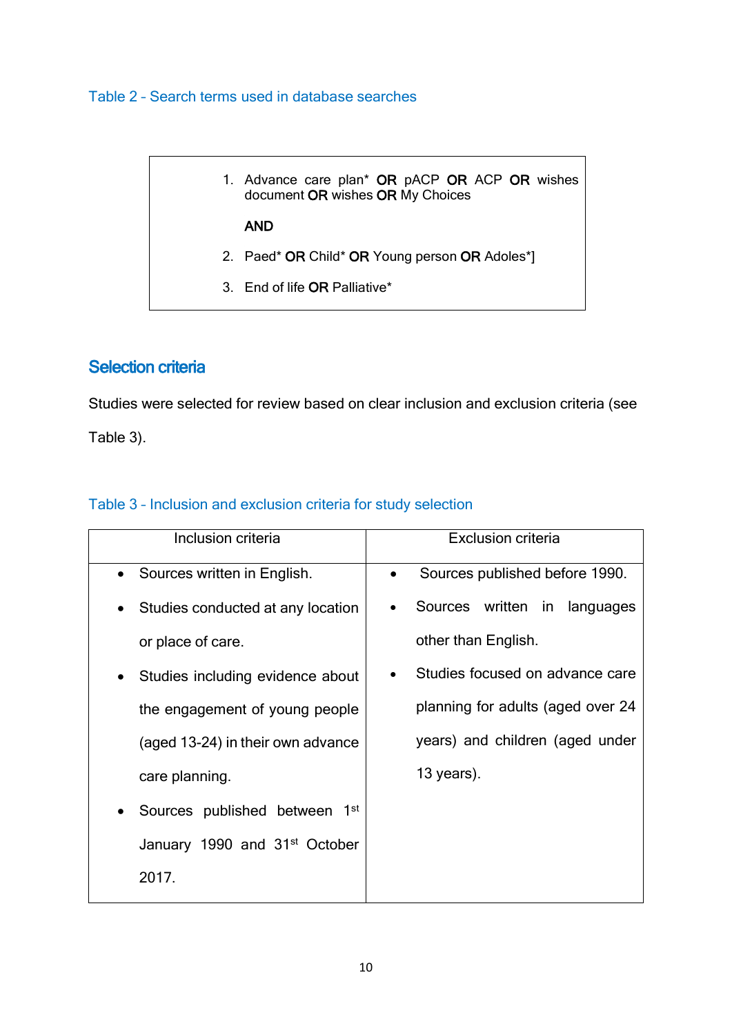Table 2 - Search terms used in database searches

1. Advance care plan* **OR** pACP **OR** ACP **OR** wishes document **OR** wishes **OR** My Choices

   **AND**

2. Paed* **OR** Child* **OR** Young person **OR** Adoles*]
3. End of life **OR** Palliative*

## Selection criteria

Studies were selected for review based on clear inclusion and exclusion criteria (see Table 3).

Table 3 - Inclusion and exclusion criteria for study selection

| Inclusion criteria | Exclusion criteria |
|---|---|
| • Sources written in English.<br>• Studies conducted at any location or place of care.<br>• Studies including evidence about the engagement of young people (aged 13-24) in their own advance care planning.<br>• Sources published between 1st January 1990 and 31st October 2017. | • Sources published before 1990.<br>• Sources written in languages other than English.<br>• Studies focused on advance care planning for adults (aged over 24 years) and children (aged under 13 years). |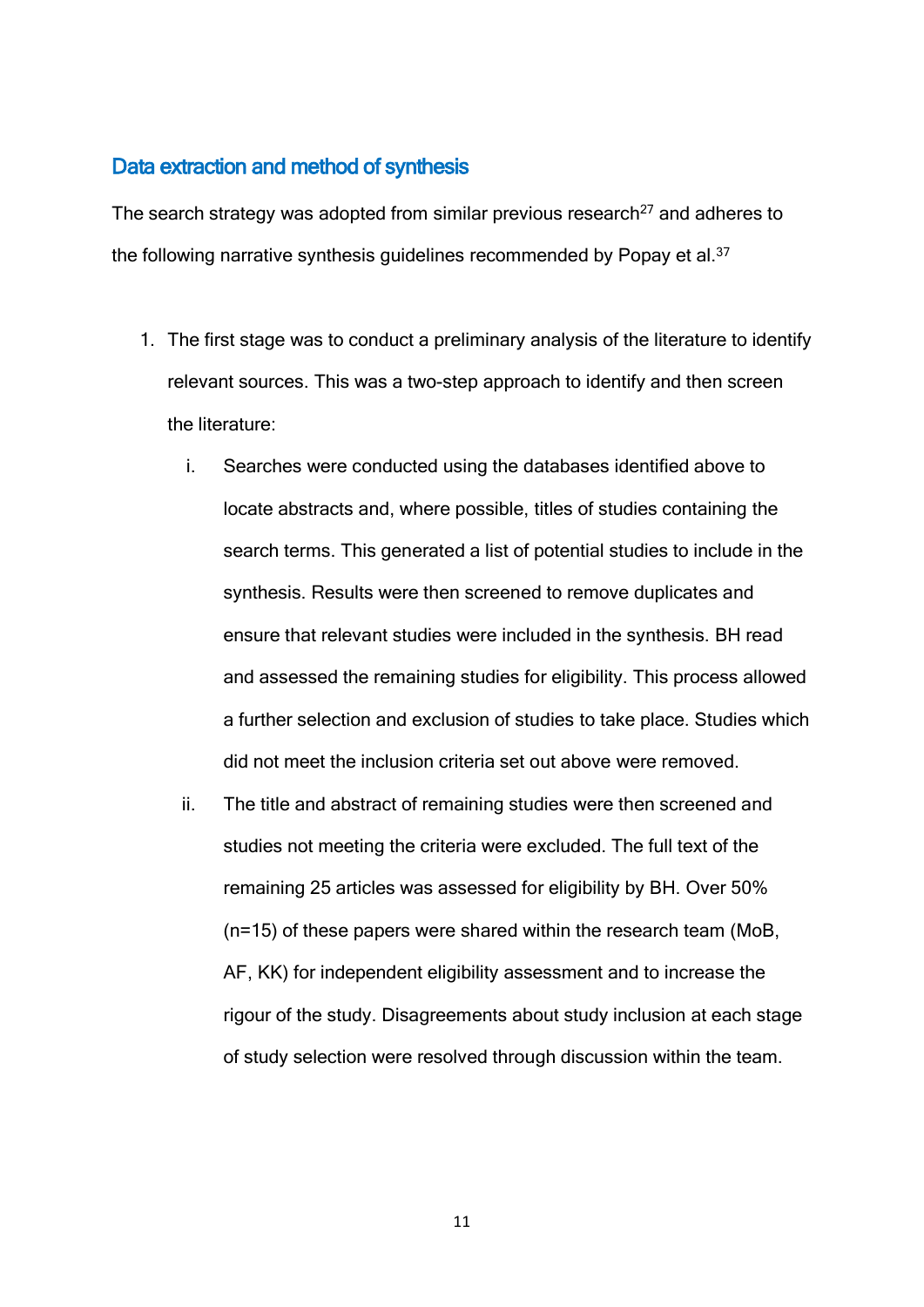## Data extraction and method of synthesis

The search strategy was adopted from similar previous research[27] and adheres to the following narrative synthesis guidelines recommended by Popay et al.[37]

1. The first stage was to conduct a preliminary analysis of the literature to identify relevant sources. This was a two-step approach to identify and then screen the literature:
   i. Searches were conducted using the databases identified above to locate abstracts and, where possible, titles of studies containing the search terms. This generated a list of potential studies to include in the synthesis. Results were then screened to remove duplicates and ensure that relevant studies were included in the synthesis. BH read and assessed the remaining studies for eligibility. This process allowed a further selection and exclusion of studies to take place. Studies which did not meet the inclusion criteria set out above were removed.
   ii. The title and abstract of remaining studies were then screened and studies not meeting the criteria were excluded. The full text of the remaining 25 articles was assessed for eligibility by BH. Over 50% (n=15) of these papers were shared within the research team (MoB, AF, KK) for independent eligibility assessment and to increase the rigour of the study. Disagreements about study inclusion at each stage of study selection were resolved through discussion within the team.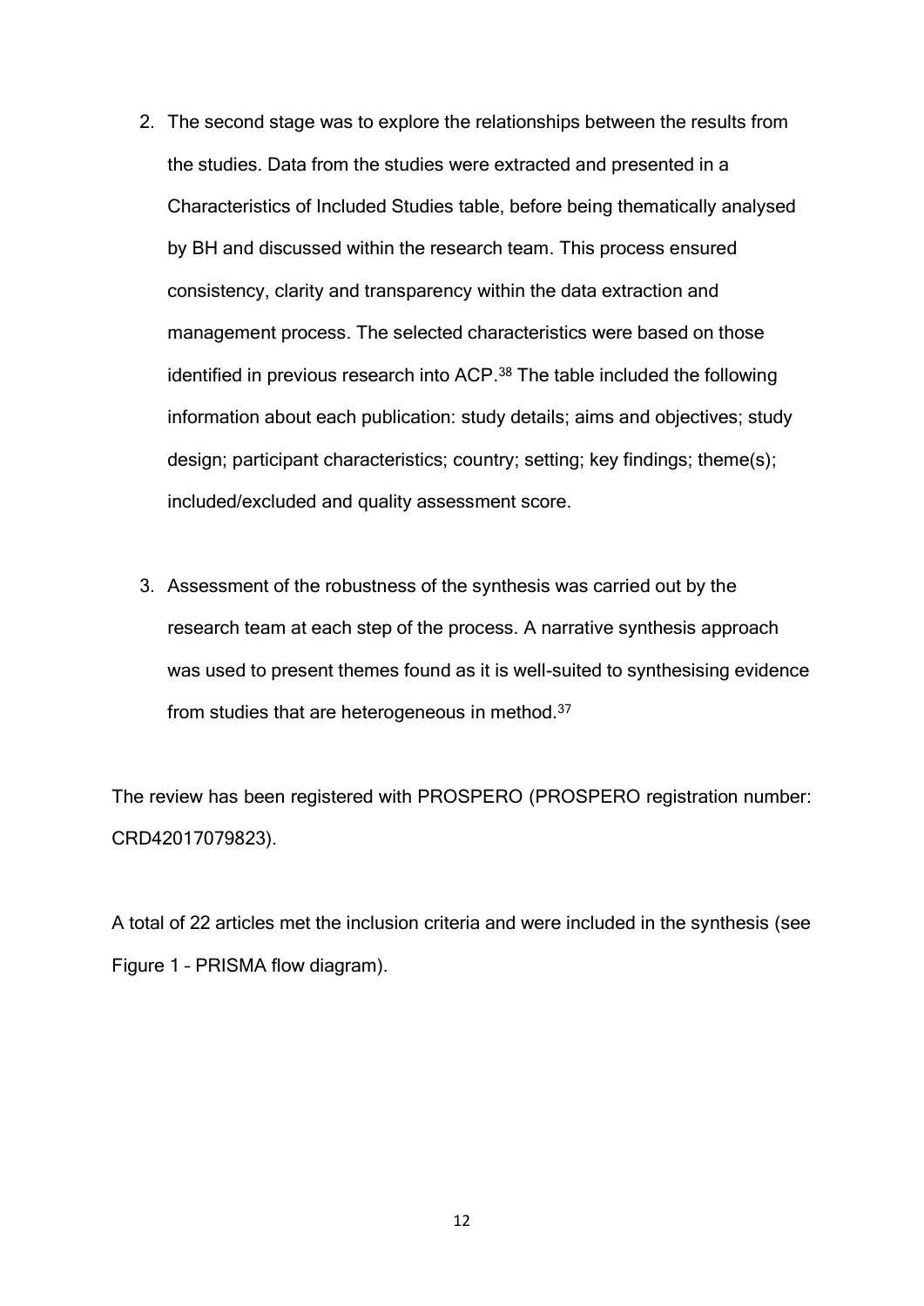2. The second stage was to explore the relationships between the results from the studies. Data from the studies were extracted and presented in a Characteristics of Included Studies table, before being thematically analysed by BH and discussed within the research team. This process ensured consistency, clarity and transparency within the data extraction and management process. The selected characteristics were based on those identified in previous research into ACP.[38] The table included the following information about each publication: study details; aims and objectives; study design; participant characteristics; country; setting; key findings; theme(s); included/excluded and quality assessment score.

3. Assessment of the robustness of the synthesis was carried out by the research team at each step of the process. A narrative synthesis approach was used to present themes found as it is well-suited to synthesising evidence from studies that are heterogeneous in method.[37]

The review has been registered with PROSPERO (PROSPERO registration number: CRD42017079823).

A total of 22 articles met the inclusion criteria and were included in the synthesis (see Figure 1 – PRISMA flow diagram).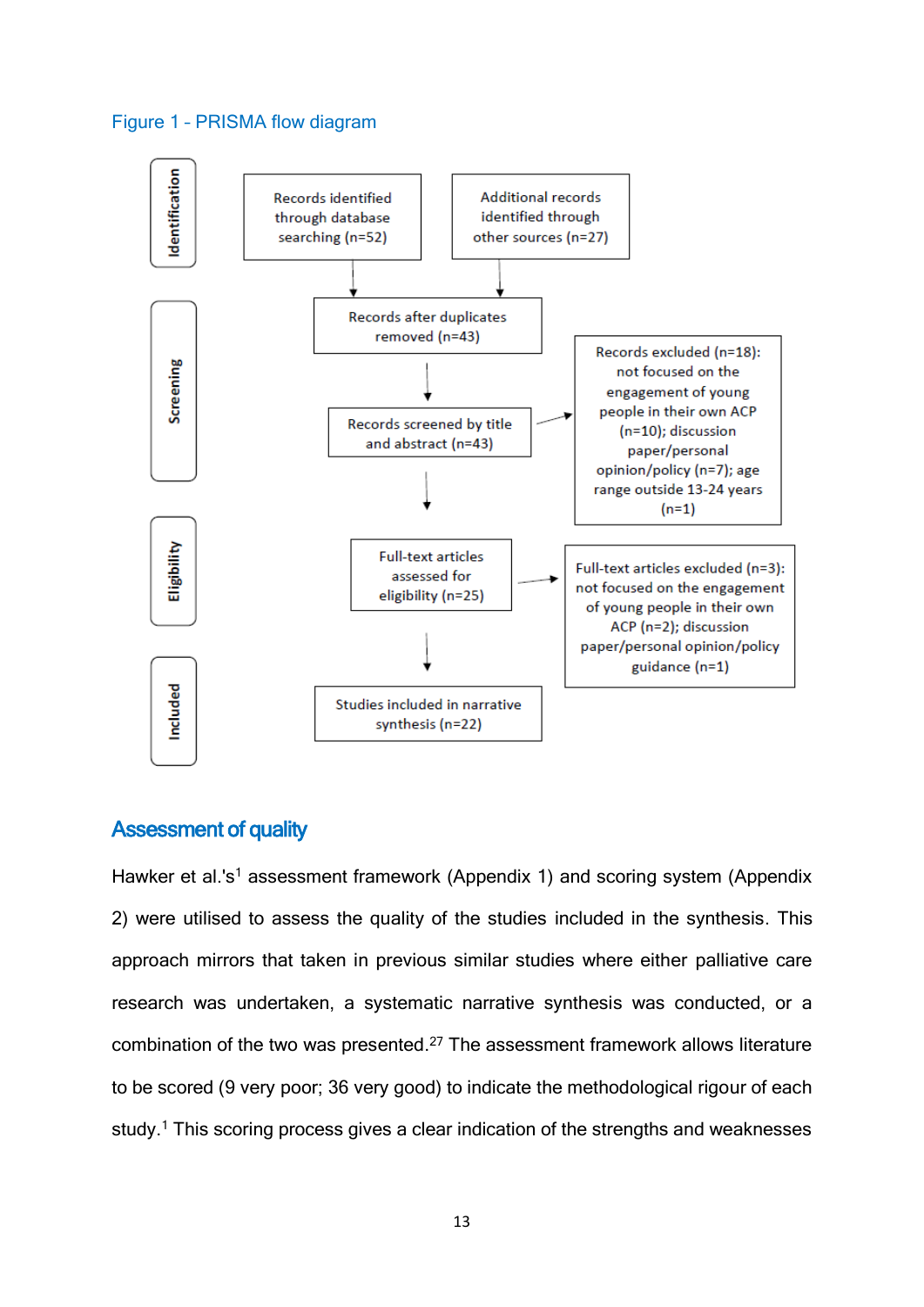Figure 1 - PRISMA flow diagram

**Identification**

- Records identified through database searching (n=52)
- Additional records identified through other sources (n=27)

**Screening**

- Records after duplicates removed (n=43)
- Records screened by title and abstract (n=43)
- Records excluded (n=18): not focused on the engagement of young people in their own ACP (n=10); discussion paper/personal opinion/policy (n=7); age range outside 13-24 years (n=1)

**Eligibility**

- Full-text articles assessed for eligibility (n=25)
- Full-text articles excluded (n=3): not focused on the engagement of young people in their own ACP (n=2); discussion paper/personal opinion/policy guidance (n=1)

**Included**

- Studies included in narrative synthesis (n=22)

## Assessment of quality

Hawker et al.'s[1] assessment framework (Appendix 1) and scoring system (Appendix 2) were utilised to assess the quality of the studies included in the synthesis. This approach mirrors that taken in previous similar studies where either palliative care research was undertaken, a systematic narrative synthesis was conducted, or a combination of the two was presented.[27] The assessment framework allows literature to be scored (9 very poor; 36 very good) to indicate the methodological rigour of each study.[1] This scoring process gives a clear indication of the strengths and weaknesses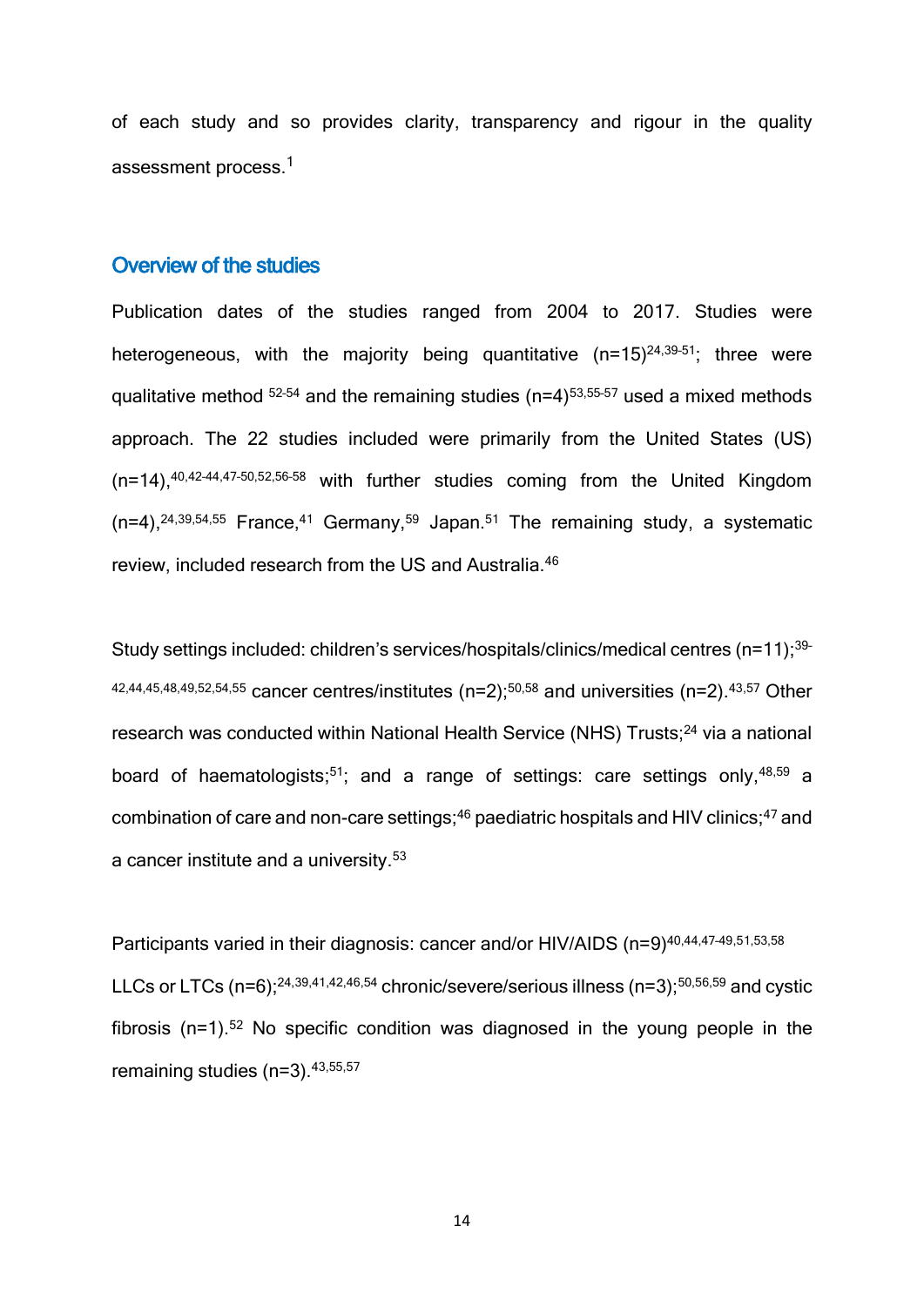of each study and so provides clarity, transparency and rigour in the quality assessment process.[1]

## Overview of the studies

Publication dates of the studies ranged from 2004 to 2017. Studies were heterogeneous, with the majority being quantitative (n=15)[24,39-51]; three were qualitative method [52-54] and the remaining studies (n=4)[53,55-57] used a mixed methods approach. The 22 studies included were primarily from the United States (US) (n=14),[40,42-44,47-50,52,56-58] with further studies coming from the United Kingdom (n=4),[24,39,54,55] France,[41] Germany,[59] Japan.[51] The remaining study, a systematic review, included research from the US and Australia.[46]

Study settings included: children's services/hospitals/clinics/medical centres (n=11);[39-42,44,45,48,49,52,54,55] cancer centres/institutes (n=2);[50,58] and universities (n=2).[43,57] Other research was conducted within National Health Service (NHS) Trusts;[24] via a national board of haematologists;[51]; and a range of settings: care settings only,[48,59] a combination of care and non-care settings;[46] paediatric hospitals and HIV clinics;[47] and a cancer institute and a university.[53]

Participants varied in their diagnosis: cancer and/or HIV/AIDS (n=9)[40,44,47-49,51,53,58] LLCs or LTCs (n=6);[24,39,41,42,46,54] chronic/severe/serious illness (n=3);[50,56,59] and cystic fibrosis (n=1).[52] No specific condition was diagnosed in the young people in the remaining studies (n=3).[43,55,57]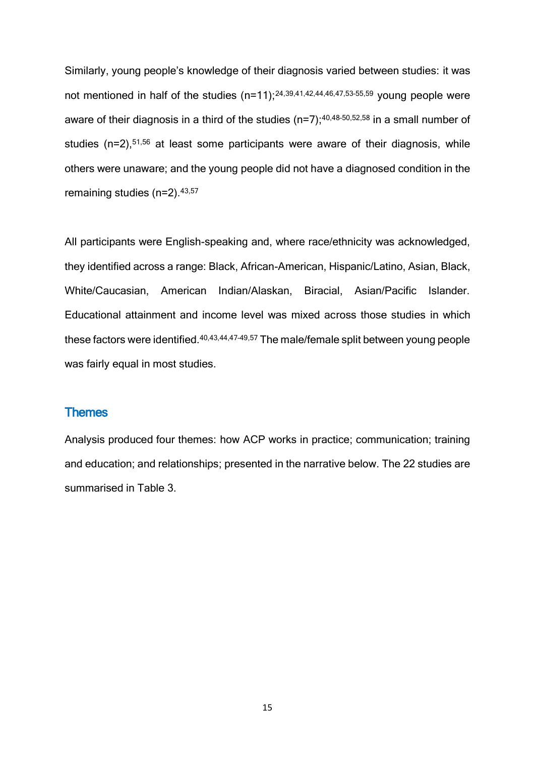Similarly, young people's knowledge of their diagnosis varied between studies: it was not mentioned in half of the studies (n=11);[24,39,41,42,44,46,47,53-55,59] young people were aware of their diagnosis in a third of the studies (n=7);[40,48-50,52,58] in a small number of studies (n=2),[51,56] at least some participants were aware of their diagnosis, while others were unaware; and the young people did not have a diagnosed condition in the remaining studies (n=2).[43,57]

All participants were English-speaking and, where race/ethnicity was acknowledged, they identified across a range: Black, African-American, Hispanic/Latino, Asian, Black, White/Caucasian, American Indian/Alaskan, Biracial, Asian/Pacific Islander. Educational attainment and income level was mixed across those studies in which these factors were identified.[40,43,44,47-49,57] The male/female split between young people was fairly equal in most studies.

## Themes

Analysis produced four themes: how ACP works in practice; communication; training and education; and relationships; presented in the narrative below. The 22 studies are summarised in Table 3.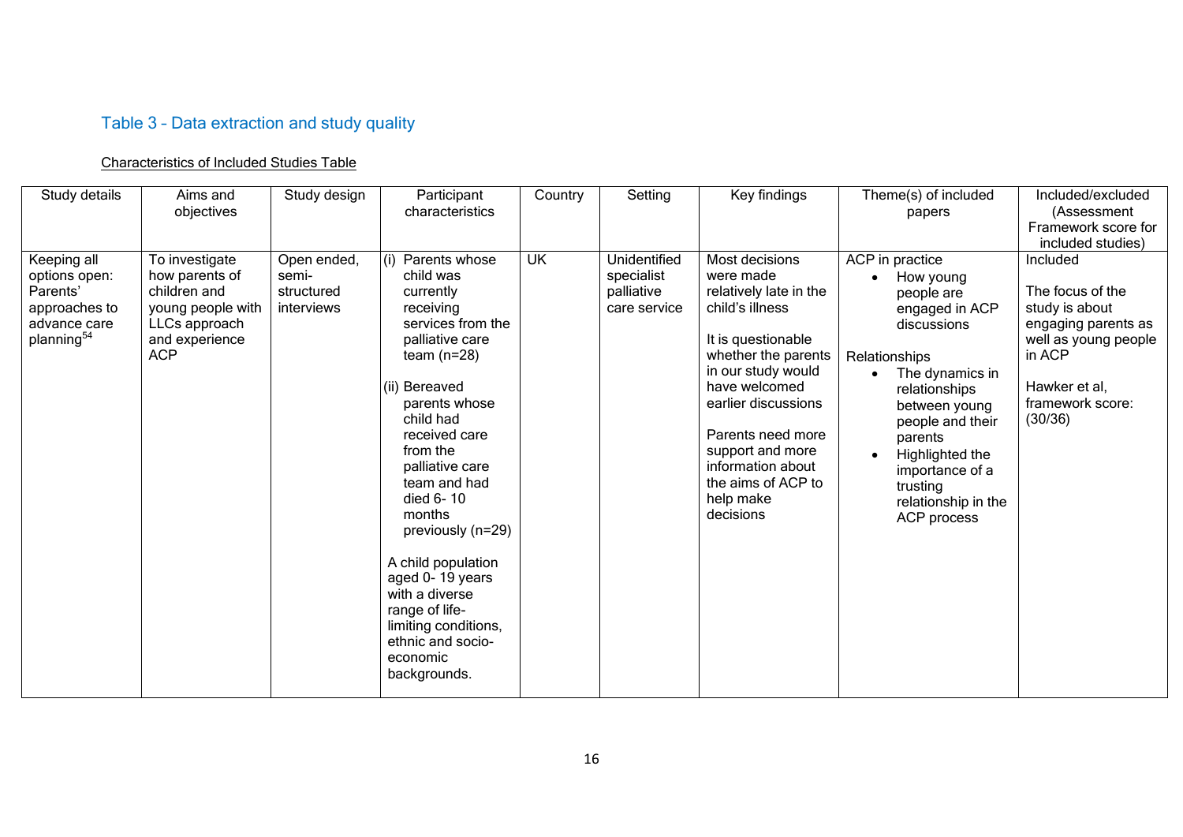## Table 3 – Data extraction and study quality

Characteristics of Included Studies Table

| Study details | Aims and objectives | Study design | Participant characteristics | Country | Setting | Key findings | Theme(s) of included papers | Included/excluded (Assessment Framework score for included studies) |
|---|---|---|---|---|---|---|---|---|
| Keeping all options open: Parents' approaches to advance care planning[54] | To investigate how parents of children and young people with LLCs approach and experience ACP | Open ended, semi-structured interviews | (i) Parents whose child was currently receiving services from the palliative care team (n=28)<br><br>(ii) Bereaved parents whose child had received care from the palliative care team and had died 6- 10 months previously (n=29)<br><br>A child population aged 0- 19 years with a diverse range of life-limiting conditions, ethnic and socio-economic backgrounds. | UK | Unidentified specialist palliative care service | Most decisions were made relatively late in the child's illness<br><br>It is questionable whether the parents in our study would have welcomed earlier discussions<br><br>Parents need more support and more information about the aims of ACP to help make decisions | ACP in practice<br>• How young people are engaged in ACP discussions<br><br>Relationships<br>• The dynamics in relationships between young people and their parents<br>• Highlighted the importance of a trusting relationship in the ACP process | Included<br><br>The focus of the study is about engaging parents as well as young people in ACP<br><br>Hawker et al, framework score: (30/36) |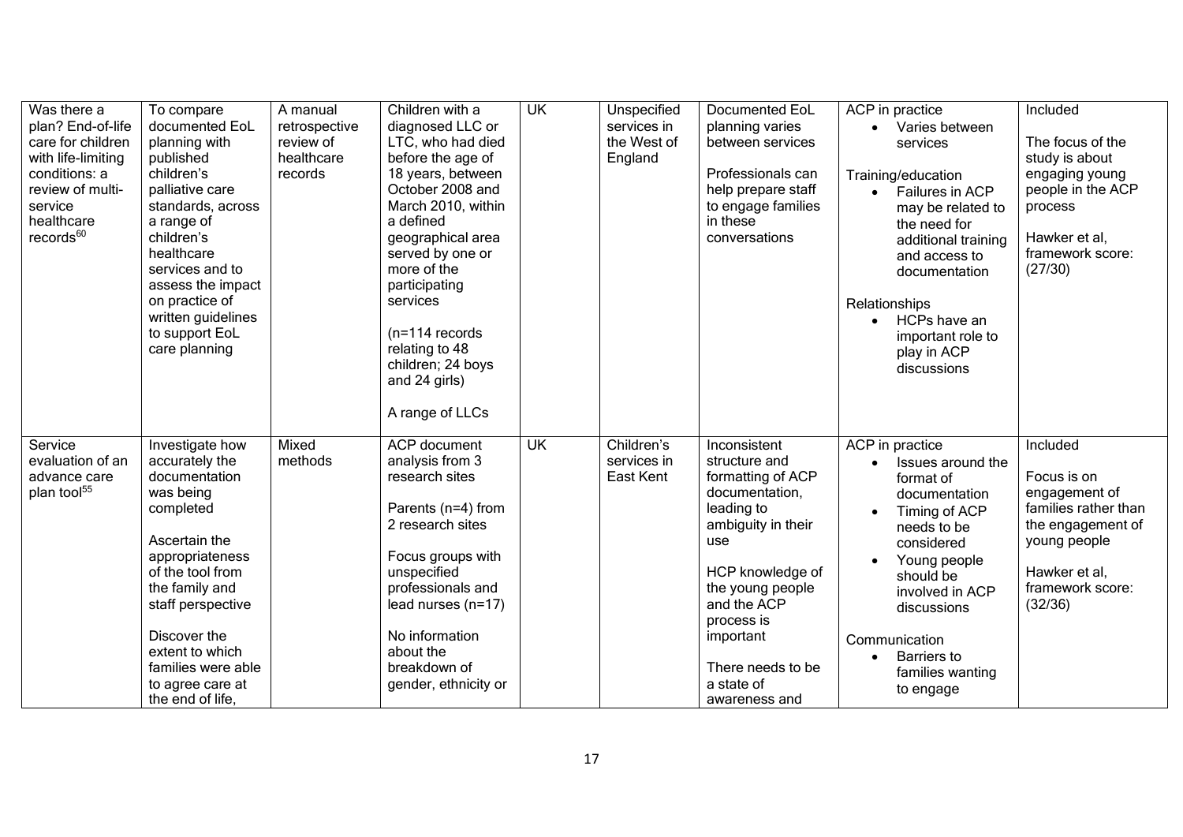| Was there a plan? End-of-life care for children with life-limiting conditions: a review of multi-service healthcare records[60] | To compare documented EoL planning with published children's palliative care standards, across a range of children's healthcare services and to assess the impact on practice of written guidelines to support EoL care planning | A manual retrospective review of healthcare records | Children with a diagnosed LLC or LTC, who had died before the age of 18 years, between October 2008 and March 2010, within a defined geographical area served by one or more of the participating services<br><br>(n=114 records relating to 48 children; 24 boys and 24 girls)<br><br>A range of LLCs | UK | Unspecified services in the West of England | Documented EoL planning varies between services<br><br>Professionals can help prepare staff to engage families in these conversations | ACP in practice<br>• Varies between services<br><br>Training/education<br>• Failures in ACP may be related to the need for additional training and access to documentation<br><br>Relationships<br>• HCPs have an important role to play in ACP discussions | Included<br><br>The focus of the study is about engaging young people in the ACP process<br><br>Hawker et al, framework score: (27/30) |
|---|---|---|---|---|---|---|---|---|
| Service evaluation of an advance care plan tool[55] | Investigate how accurately the documentation was being completed<br><br>Ascertain the appropriateness of the tool from the family and staff perspective<br><br>Discover the extent to which families were able to agree care at the end of life, | Mixed methods | ACP document analysis from 3 research sites<br><br>Parents (n=4) from 2 research sites<br><br>Focus groups with unspecified professionals and lead nurses (n=17)<br><br>No information about the breakdown of gender, ethnicity or | UK | Children's services in East Kent | Inconsistent structure and formatting of ACP documentation, leading to ambiguity in their use<br><br>HCP knowledge of the young people and the ACP process is important<br><br>There needs to be a state of awareness and | ACP in practice<br>• Issues around the format of documentation<br>• Timing of ACP needs to be considered<br>• Young people should be involved in ACP discussions<br><br>Communication<br>• Barriers to families wanting to engage | Included<br><br>Focus is on engagement of families rather than the engagement of young people<br><br>Hawker et al, framework score: (32/36) |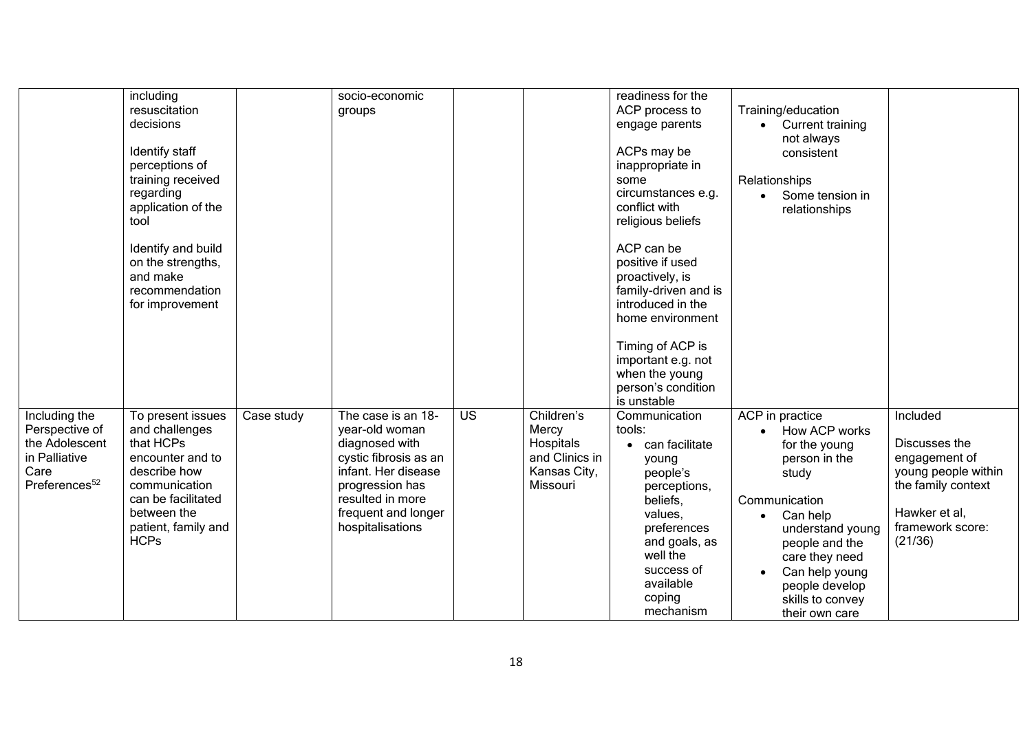| | | | | | | | | |
|---|---|---|---|---|---|---|---|---|
| | including resuscitation decisions<br><br>Identify staff perceptions of training received regarding application of the tool<br><br>Identify and build on the strengths, and make recommendation for improvement | | socio-economic groups | | | readiness for the ACP process to engage parents<br><br>ACPs may be inappropriate in some circumstances e.g. conflict with religious beliefs<br><br>ACP can be positive if used proactively, is family-driven and is introduced in the home environment<br><br>Timing of ACP is important e.g. not when the young person's condition is unstable | Training/education<br>• Current training not always consistent<br><br>Relationships<br>• Some tension in relationships | |
| Including the Perspective of the Adolescent in Palliative Care Preferences[52] | To present issues and challenges that HCPs encounter and to describe how communication can be facilitated between the patient, family and HCPs | Case study | The case is an 18-year-old woman diagnosed with cystic fibrosis as an infant. Her disease progression has resulted in more frequent and longer hospitalisations | US | Children's Mercy Hospitals and Clinics in Kansas City, Missouri | Communication tools:<br>• can facilitate young people's perceptions, beliefs, values, preferences and goals, as well the success of available coping mechanism | ACP in practice<br>• How ACP works for the young person in the study<br><br>Communication<br>• Can help understand young people and the care they need<br>• Can help young people develop skills to convey their own care | Included<br><br>Discusses the engagement of young people within the family context<br><br>Hawker et al, framework score: (21/36) |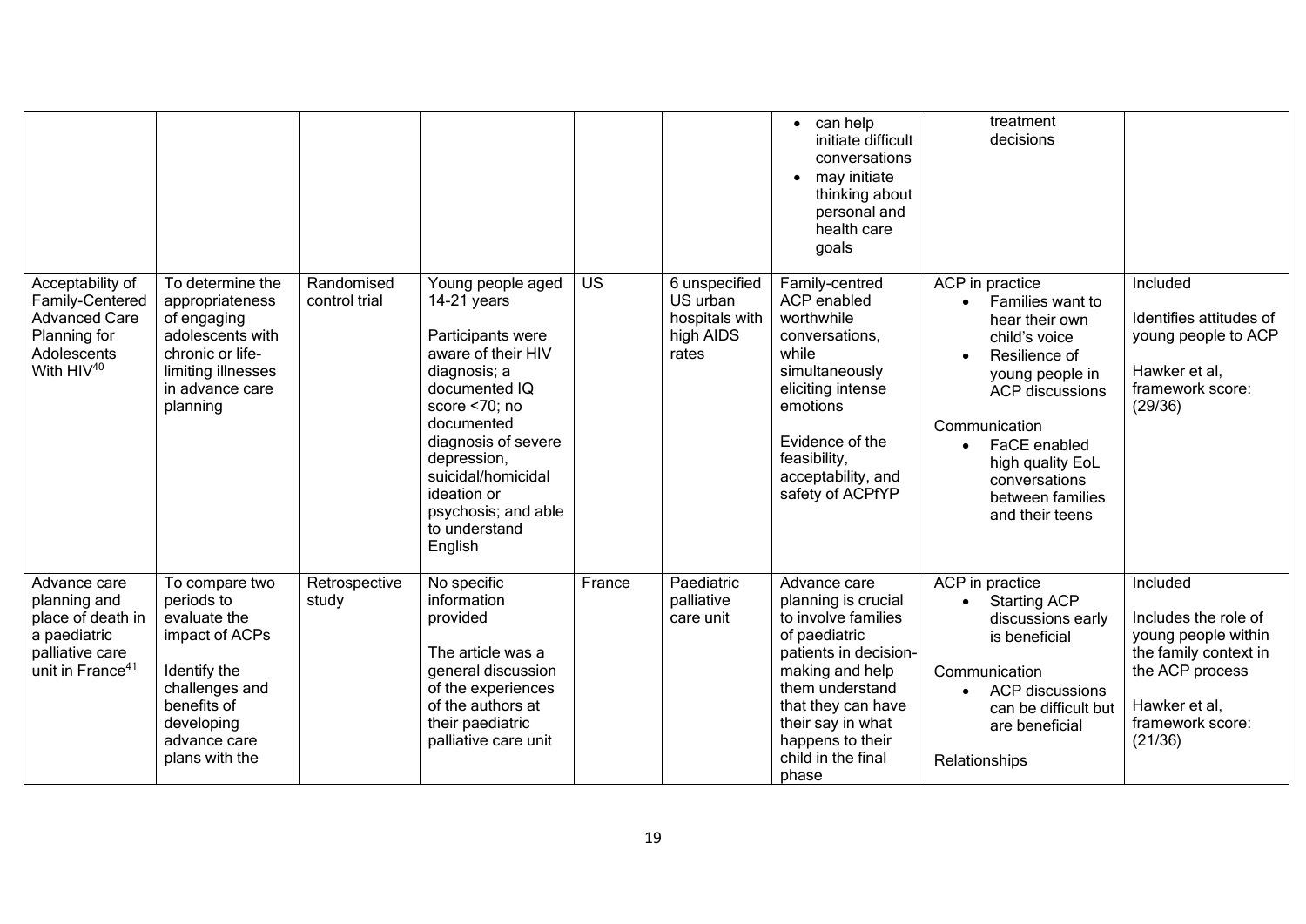| | | | | | | • can help initiate difficult conversations<br>• may initiate thinking about personal and health care goals | treatment decisions | |
|---|---|---|---|---|---|---|---|---|
| Acceptability of Family-Centered Advanced Care Planning for Adolescents With HIV[40] | To determine the appropriateness of engaging adolescents with chronic or life-limiting illnesses in advance care planning | Randomised control trial | Young people aged 14-21 years<br><br>Participants were aware of their HIV diagnosis; a documented IQ score <70; no documented diagnosis of severe depression, suicidal/homicidal ideation or psychosis; and able to understand English | US | 6 unspecified US urban hospitals with high AIDS rates | Family-centred ACP enabled worthwhile conversations, while simultaneously eliciting intense emotions<br><br>Evidence of the feasibility, acceptability, and safety of ACPfYP | ACP in practice<br>• Families want to hear their own child's voice<br>• Resilience of young people in ACP discussions<br><br>Communication<br>• FaCE enabled high quality EoL conversations between families and their teens | Included<br><br>Identifies attitudes of young people to ACP<br><br>Hawker et al, framework score: (29/36) |
| Advance care planning and place of death in a paediatric palliative care unit in France[41] | To compare two periods to evaluate the impact of ACPs<br><br>Identify the challenges and benefits of developing advance care plans with the | Retrospective study | No specific information provided<br><br>The article was a general discussion of the experiences of the authors at their paediatric palliative care unit | France | Paediatric palliative care unit | Advance care planning is crucial to involve families of paediatric patients in decision-making and help them understand that they can have their say in what happens to their child in the final phase | ACP in practice<br>• Starting ACP discussions early is beneficial<br><br>Communication<br>• ACP discussions can be difficult but are beneficial<br><br>Relationships | Included<br><br>Includes the role of young people within the family context in the ACP process<br><br>Hawker et al, framework score: (21/36) |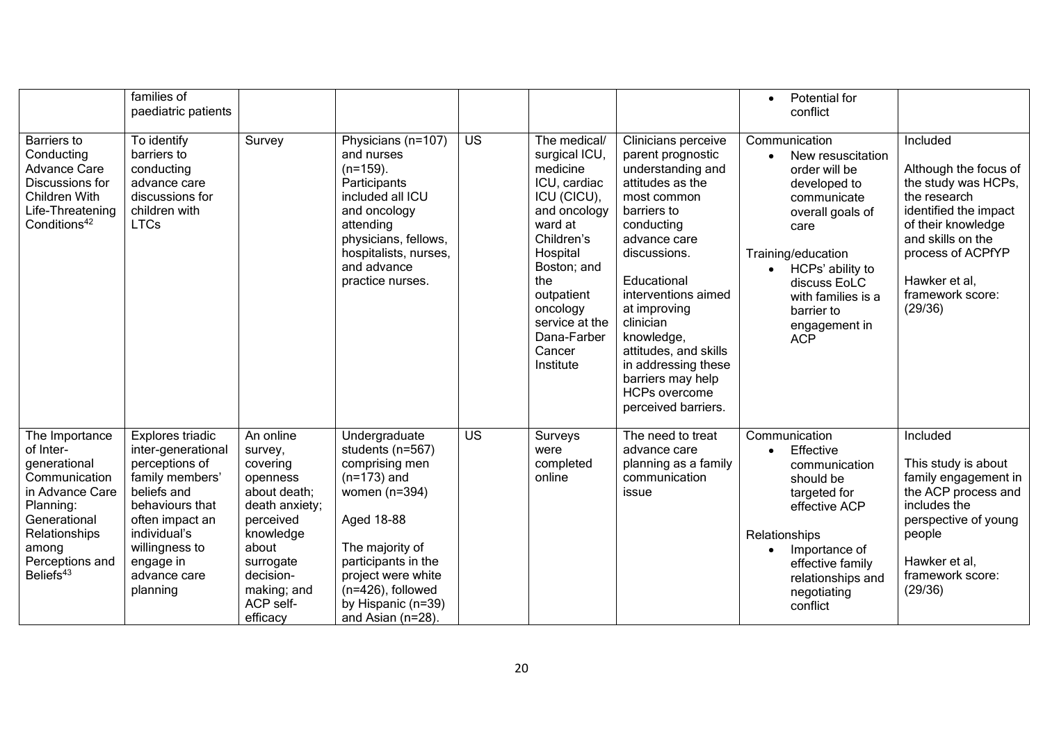| | | | | | | | | |
|---|---|---|---|---|---|---|---|---|
| | families of paediatric patients | | | | | | • Potential for conflict | |
| Barriers to Conducting Advance Care Discussions for Children With Life-Threatening Conditions[42] | To identify barriers to conducting advance care discussions for children with LTCs | Survey | Physicians (n=107) and nurses (n=159). Participants included all ICU and oncology attending physicians, fellows, hospitalists, nurses, and advance practice nurses. | US | The medical/ surgical ICU, medicine ICU, cardiac ICU (CICU), and oncology ward at Children's Hospital Boston; and the outpatient oncology service at the Dana-Farber Cancer Institute | Clinicians perceive parent prognostic understanding and attitudes as the most common barriers to conducting advance care discussions.<br><br>Educational interventions aimed at improving clinician knowledge, attitudes, and skills in addressing these barriers may help HCPs overcome perceived barriers. | Communication<br>• New resuscitation order will be developed to communicate overall goals of care<br><br>Training/education<br>• HCPs' ability to discuss EoLC with families is a barrier to engagement in ACP | Included<br><br>Although the focus of the study was HCPs, the research identified the impact of their knowledge and skills on the process of ACPfYP<br><br>Hawker et al, framework score: (29/36) |
| The Importance of Inter-generational Communication in Advance Care Planning: Generational Relationships among Perceptions and Beliefs[43] | Explores triadic inter-generational perceptions of family members' beliefs and behaviours that often impact an individual's willingness to engage in advance care planning | An online survey, covering openness about death; death anxiety; perceived knowledge about surrogate decision-making; and ACP self-efficacy | Undergraduate students (n=567) comprising men (n=173) and women (n=394)<br><br>Aged 18-88<br><br>The majority of participants in the project were white (n=426), followed by Hispanic (n=39) and Asian (n=28). | US | Surveys were completed online | The need to treat advance care planning as a family communication issue | Communication<br>• Effective communication should be targeted for effective ACP<br><br>Relationships<br>• Importance of effective family relationships and negotiating conflict | Included<br><br>This study is about family engagement in the ACP process and includes the perspective of young people<br><br>Hawker et al, framework score: (29/36) |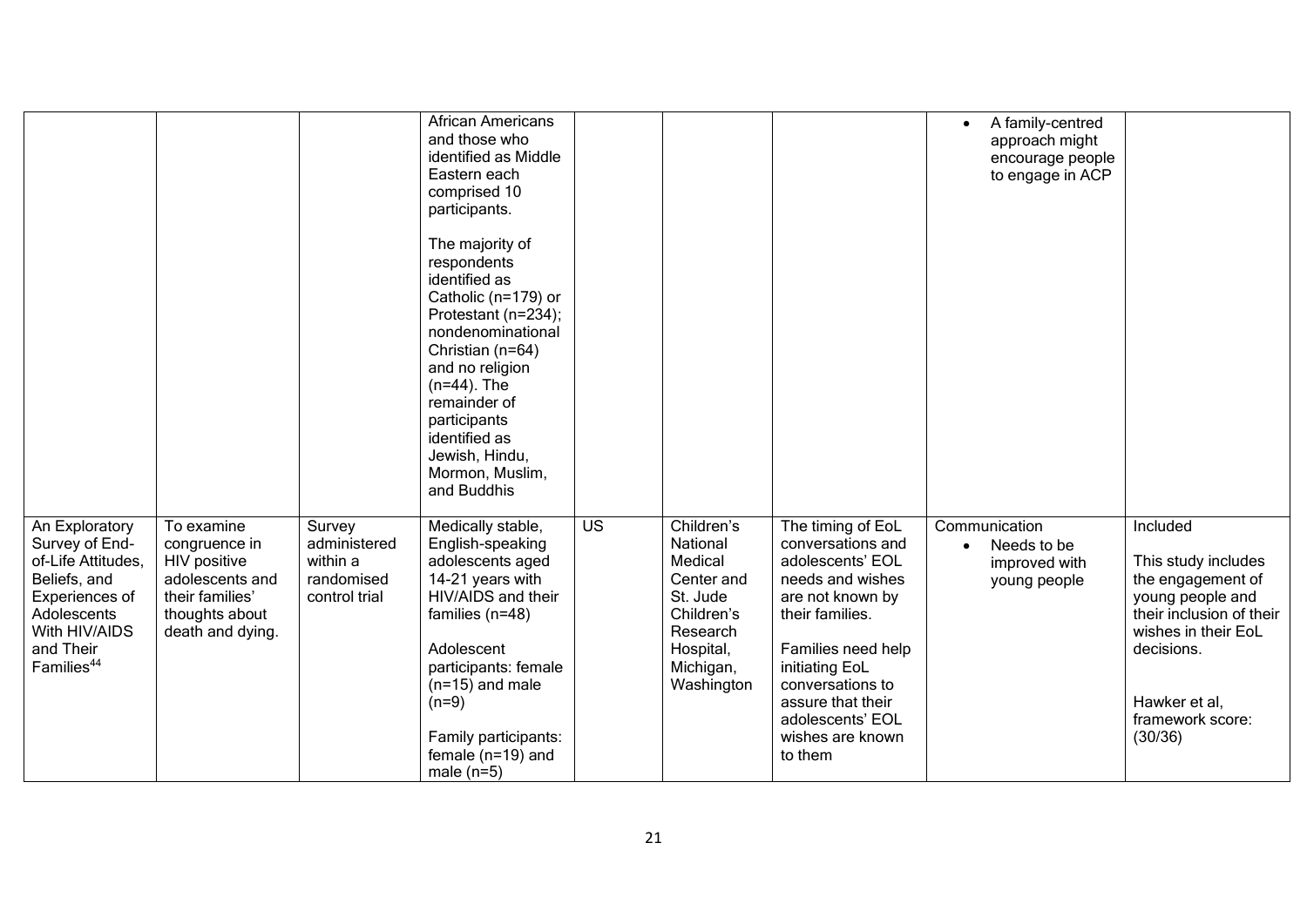| | | | | | | | | |
|---|---|---|---|---|---|---|---|---|
| | | | African Americans and those who identified as Middle Eastern each comprised 10 participants.<br><br>The majority of respondents identified as Catholic (n=179) or Protestant (n=234); nondenominational Christian (n=64) and no religion (n=44). The remainder of participants identified as Jewish, Hindu, Mormon, Muslim, and Buddhis | | | | • A family-centred approach might encourage people to engage in ACP | |
| An Exploratory Survey of End-of-Life Attitudes, Beliefs, and Experiences of Adolescents With HIV/AIDS and Their Families[44] | To examine congruence in HIV positive adolescents and their families' thoughts about death and dying. | Survey administered within a randomised control trial | Medically stable, English-speaking adolescents aged 14-21 years with HIV/AIDS and their families (n=48)<br><br>Adolescent participants: female (n=15) and male (n=9)<br><br>Family participants: female (n=19) and male (n=5) | US | Children's National Medical Center and St. Jude Children's Research Hospital, Michigan, Washington | The timing of EoL conversations and adolescents' EOL needs and wishes are not known by their families.<br><br>Families need help initiating EoL conversations to assure that their adolescents' EOL wishes are known to them | Communication<br>• Needs to be improved with young people | Included<br><br>This study includes the engagement of young people and their inclusion of their wishes in their EoL decisions.<br><br>Hawker et al, framework score: (30/36) |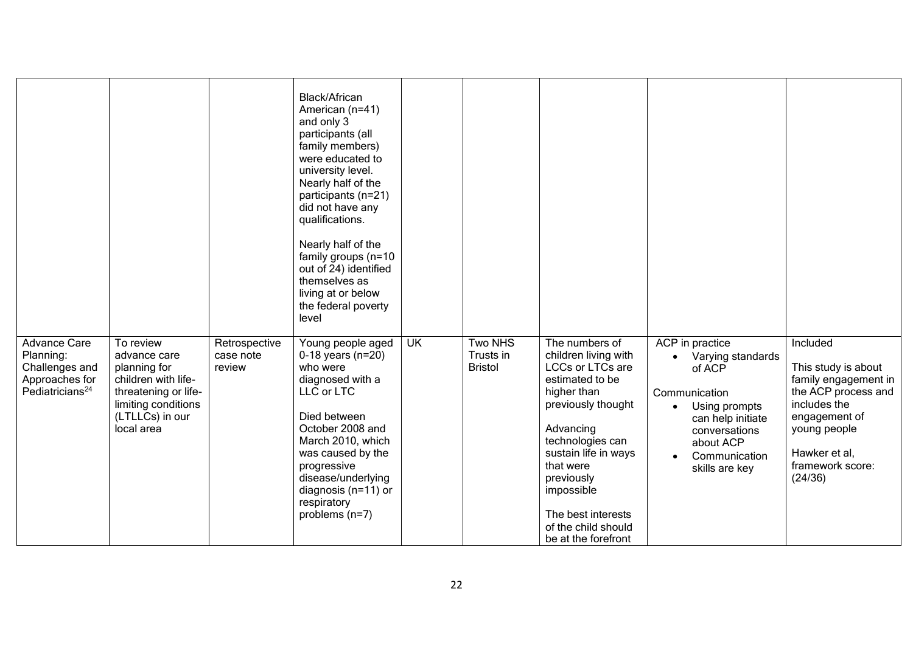| | | | | | | | | |
|---|---|---|---|---|---|---|---|---|
| | | | Black/African American (n=41) and only 3 participants (all family members) were educated to university level. Nearly half of the participants (n=21) did not have any qualifications.<br><br>Nearly half of the family groups (n=10 out of 24) identified themselves as living at or below the federal poverty level | | | | | |
| Advance Care Planning: Challenges and Approaches for Pediatricians[24] | To review advance care planning for children with life-threatening or life-limiting conditions (LTLLCs) in our local area | Retrospective case note review | Young people aged 0-18 years (n=20) who were diagnosed with a LLC or LTC<br><br>Died between October 2008 and March 2010, which was caused by the progressive disease/underlying diagnosis (n=11) or respiratory problems (n=7) | UK | Two NHS Trusts in Bristol | The numbers of children living with LCCs or LTCs are estimated to be higher than previously thought<br><br>Advancing technologies can sustain life in ways that were previously impossible<br><br>The best interests of the child should be at the forefront | ACP in practice<br>• Varying standards of ACP<br><br>Communication<br>• Using prompts can help initiate conversations about ACP<br>• Communication skills are key | Included<br><br>This study is about family engagement in the ACP process and includes the engagement of young people<br><br>Hawker et al, framework score: (24/36) |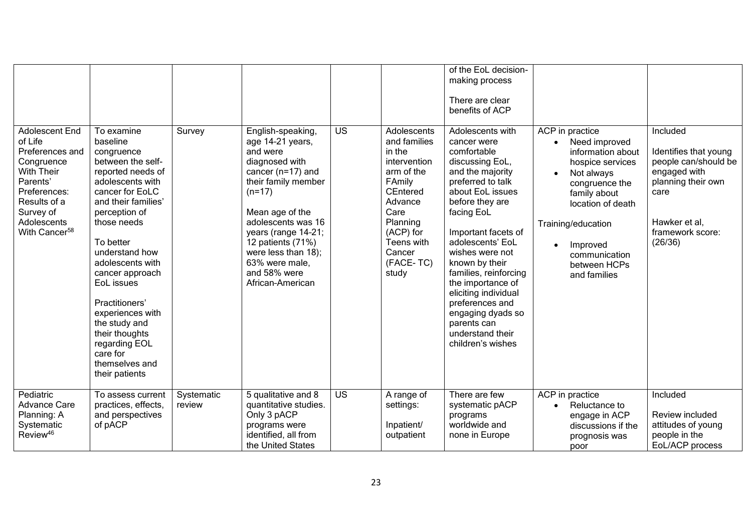| | | | | | | of the EoL decision-making process<br><br>There are clear benefits of ACP | | |
|---|---|---|---|---|---|---|---|---|
| Adolescent End of Life Preferences and Congruence With Their Parents' Preferences: Results of a Survey of Adolescents With Cancer[58] | To examine baseline congruence between the self-reported needs of adolescents with cancer for EoLC and their families' perception of those needs<br><br>To better understand how adolescents with cancer approach EoL issues<br><br>Practitioners' experiences with the study and their thoughts regarding EOL care for themselves and their patients | Survey | English-speaking, age 14-21 years, and were diagnosed with cancer (n=17) and their family member (n=17)<br><br>Mean age of the adolescents was 16 years (range 14-21; 12 patients (71%) were less than 18); 63% were male, and 58% were African-American | US | Adolescents and families in the intervention arm of the FAmily CEntered Advance Care Planning (ACP) for Teens with Cancer (FACE- TC) study | Adolescents with cancer were comfortable discussing EoL, and the majority preferred to talk about EoL issues before they are facing EoL<br><br>Important facets of adolescents' EoL wishes were not known by their families, reinforcing the importance of eliciting individual preferences and engaging dyads so parents can understand their children's wishes | ACP in practice<br>• Need improved information about hospice services<br>• Not always congruence the family about location of death<br><br>Training/education<br>• Improved communication between HCPs and families | Included<br><br>Identifies that young people can/should be engaged with planning their own care<br><br>Hawker et al, framework score: (26/36) |
| Pediatric Advance Care Planning: A Systematic Review[46] | To assess current practices, effects, and perspectives of pACP | Systematic review | 5 qualitative and 8 quantitative studies. Only 3 pACP programs were identified, all from the United States | US | A range of settings:<br><br>Inpatient/ outpatient | There are few systematic pACP programs worldwide and none in Europe | ACP in practice<br>• Reluctance to engage in ACP discussions if the prognosis was poor | Included<br><br>Review included attitudes of young people in the EoL/ACP process |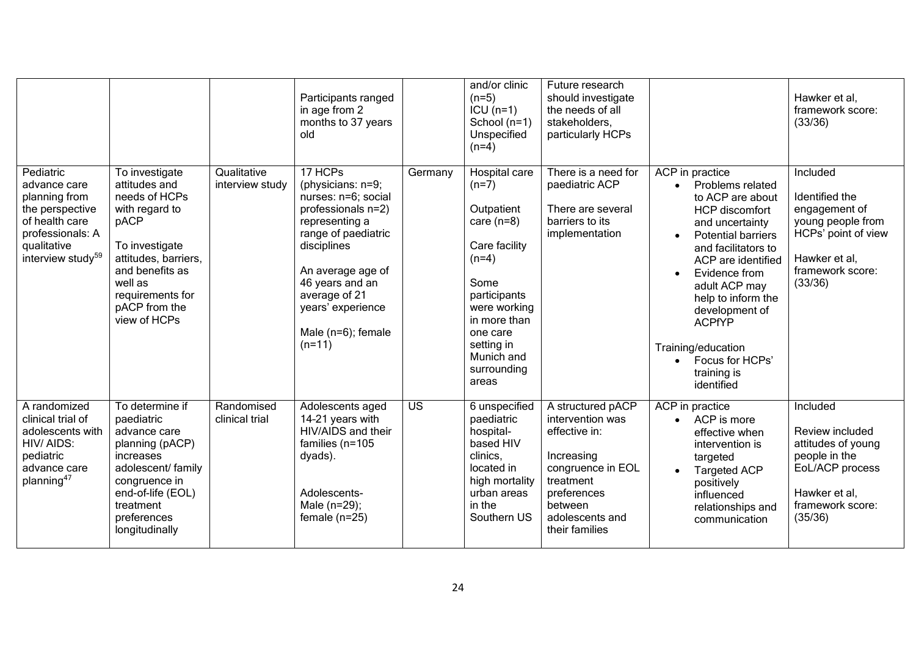|  |  |  | Participants ranged in age from 2 months to 37 years old |  | and/or clinic (n=5)<br>ICU (n=1)<br>School (n=1)<br>Unspecified (n=4) | Future research should investigate the needs of all stakeholders, particularly HCPs |  | Hawker et al, framework score: (33/36) |
|---|---|---|---|---|---|---|---|---|
| Pediatric advance care planning from the perspective of health care professionals: A qualitative interview study[59] | To investigate attitudes and needs of HCPs with regard to pACP<br><br>To investigate attitudes, barriers, and benefits as well as requirements for pACP from the view of HCPs | Qualitative interview study | 17 HCPs (physicians: n=9; nurses: n=6; social professionals n=2) representing a range of paediatric disciplines<br><br>An average age of 46 years and an average of 21 years' experience<br><br>Male (n=6); female (n=11) | Germany | Hospital care (n=7)<br><br>Outpatient care (n=8)<br><br>Care facility (n=4)<br><br>Some participants were working in more than one care setting in Munich and surrounding areas | There is a need for paediatric ACP<br><br>There are several barriers to its implementation | ACP in practice<br>• Problems related to ACP are about HCP discomfort and uncertainty<br>• Potential barriers and facilitators to ACP are identified<br>• Evidence from adult ACP may help to inform the development of ACPfYP<br><br>Training/education<br>• Focus for HCPs' training is identified | Included<br><br>Identified the engagement of young people from HCPs' point of view<br><br>Hawker et al, framework score: (33/36) |
| A randomized clinical trial of adolescents with HIV/ AIDS: pediatric advance care planning[47] | To determine if paediatric advance care planning (pACP) increases adolescent/ family congruence in end-of-life (EOL) treatment preferences longitudinally | Randomised clinical trial | Adolescents aged 14-21 years with HIV/AIDS and their families (n=105 dyads).<br><br>Adolescents- Male (n=29); female (n=25) | US | 6 unspecified paediatric hospital-based HIV clinics, located in high mortality urban areas in the Southern US | A structured pACP intervention was effective in:<br><br>Increasing congruence in EOL treatment preferences between adolescents and their families | ACP in practice<br>• ACP is more effective when intervention is targeted<br>• Targeted ACP positively influenced relationships and communication | Included<br><br>Review included attitudes of young people in the EoL/ACP process<br><br>Hawker et al, framework score: (35/36) |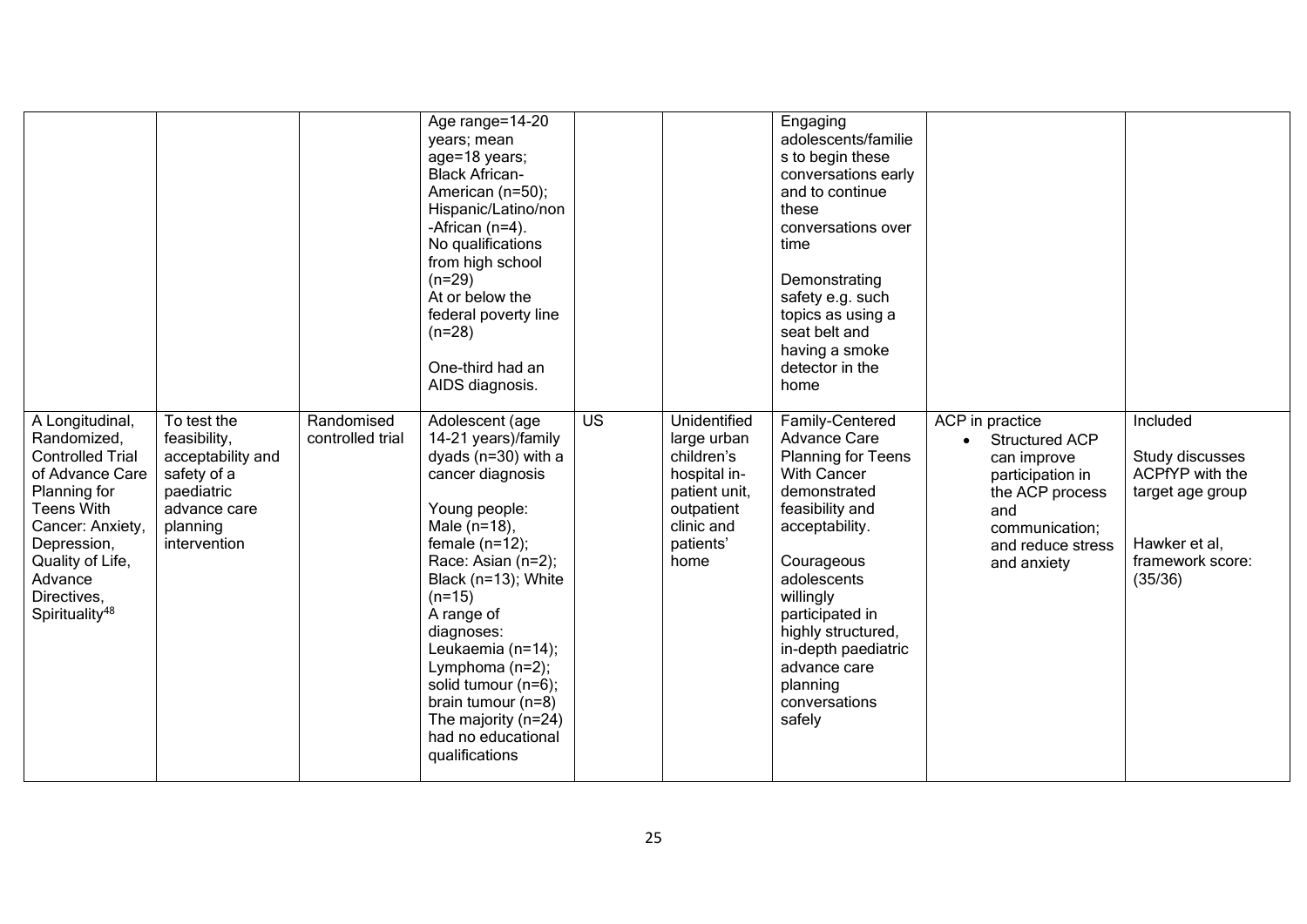| | | | | | | | | |
|---|---|---|---|---|---|---|---|---|
| | | | Age range=14-20 years; mean age=18 years; Black African-American (n=50); Hispanic/Latino/non-African (n=4). No qualifications from high school (n=29) At or below the federal poverty line (n=28) One-third had an AIDS diagnosis. | | | Engaging adolescents/families to begin these conversations early and to continue these conversations over time Demonstrating safety e.g. such topics as using a seat belt and having a smoke detector in the home | | |
| A Longitudinal, Randomized, Controlled Trial of Advance Care Planning for Teens With Cancer: Anxiety, Depression, Quality of Life, Advance Directives, Spirituality[48] | To test the feasibility, acceptability and safety of a paediatric advance care planning intervention | Randomised controlled trial | Adolescent (age 14-21 years)/family dyads (n=30) with a cancer diagnosis Young people: Male (n=18), female (n=12); Race: Asian (n=2); Black (n=13); White (n=15) A range of diagnoses: Leukaemia (n=14); Lymphoma (n=2); solid tumour (n=6); brain tumour (n=8) The majority (n=24) had no educational qualifications | US | Unidentified large urban children's hospital in-patient unit, outpatient clinic and patients' home | Family-Centered Advance Care Planning for Teens With Cancer demonstrated feasibility and acceptability. Courageous adolescents willingly participated in highly structured, in-depth paediatric advance care planning conversations safely | ACP in practice<br>• Structured ACP can improve participation in the ACP process and communication; and reduce stress and anxiety | Included<br><br>Study discusses ACPfYP with the target age group<br><br>Hawker et al, framework score: (35/36) |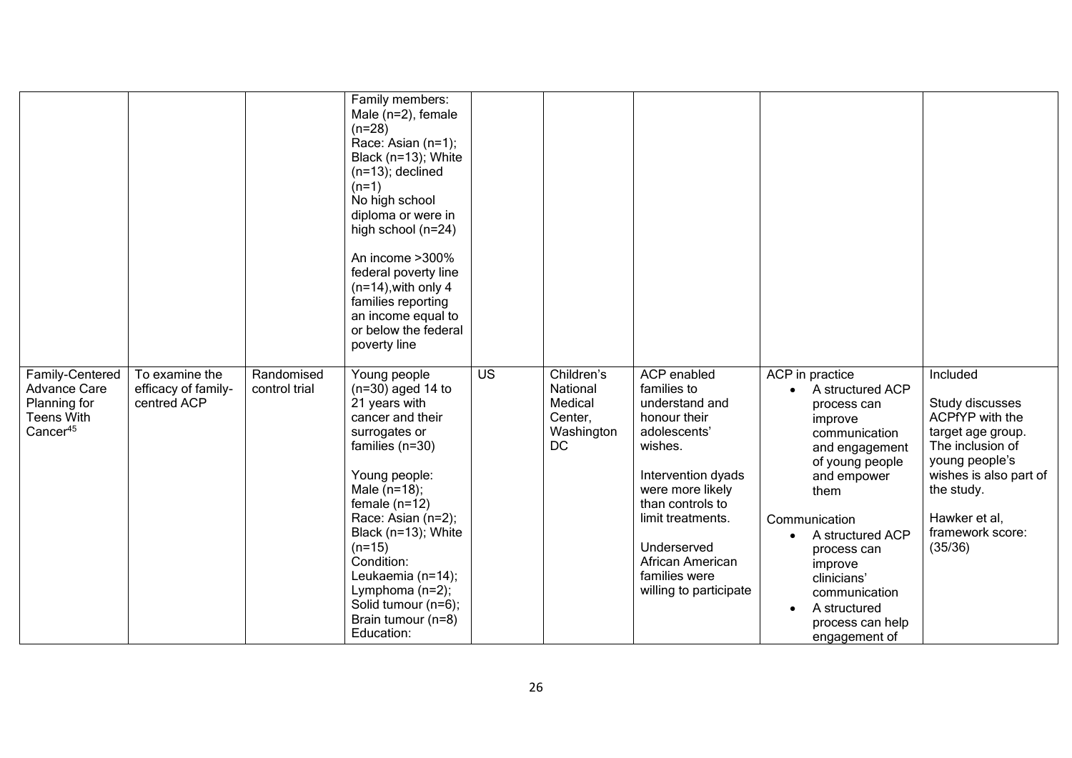|  |  |  | Family members: Male (n=2), female (n=28)<br>Race: Asian (n=1); Black (n=13); White (n=13); declined (n=1)<br>No high school diploma or were in high school (n=24)<br><br>An income >300% federal poverty line (n=14),with only 4 families reporting an income equal to or below the federal poverty line |  |  |  |  |  |
|---|---|---|---|---|---|---|---|---|
| Family-Centered Advance Care Planning for Teens With Cancer[45] | To examine the efficacy of family-centred ACP | Randomised control trial | Young people (n=30) aged 14 to 21 years with cancer and their surrogates or families (n=30)<br><br>Young people: Male (n=18); female (n=12)<br>Race: Asian (n=2); Black (n=13); White (n=15)<br>Condition: Leukaemia (n=14); Lymphoma (n=2); Solid tumour (n=6); Brain tumour (n=8)<br>Education: | US | Children's National Medical Center, Washington DC | ACP enabled families to understand and honour their adolescents' wishes.<br><br>Intervention dyads were more likely than controls to limit treatments.<br><br>Underserved African American families were willing to participate | ACP in practice<br>• A structured ACP process can improve communication and engagement of young people and empower them<br><br>Communication<br>• A structured ACP process can improve clinicians' communication<br>• A structured process can help engagement of | Included<br><br>Study discusses ACPfYP with the target age group. The inclusion of young people's wishes is also part of the study.<br><br>Hawker et al, framework score: (35/36) |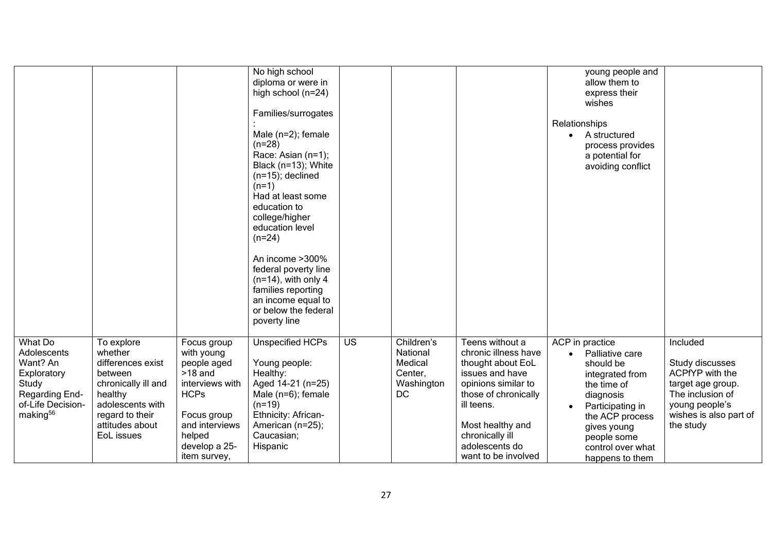| | | | | | | | | |
|---|---|---|---|---|---|---|---|---|
| | | | No high school diploma or were in high school (n=24)<br><br>Families/surrogates:<br>Male (n=2); female (n=28)<br>Race: Asian (n=1); Black (n=13); White (n=15); declined (n=1)<br>Had at least some education to college/higher education level (n=24)<br><br>An income >300% federal poverty line (n=14), with only 4 families reporting an income equal to or below the federal poverty line | | | | young people and allow them to express their wishes<br><br>Relationships<br>• A structured process provides a potential for avoiding conflict | |
| What Do Adolescents Want? An Exploratory Study Regarding End-of-Life Decision-making[56] | To explore whether differences exist between chronically ill and healthy adolescents with regard to their attitudes about EoL issues | Focus group with young people aged >18 and interviews with HCPs<br><br>Focus group and interviews helped develop a 25-item survey, | Unspecified HCPs<br><br>Young people:<br>Healthy:<br>Aged 14-21 (n=25)<br>Male (n=6); female (n=19)<br>Ethnicity: African-American (n=25); Caucasian; Hispanic | US | Children's National Medical Center, Washington DC | Teens without a chronic illness have thought about EoL issues and have opinions similar to those of chronically ill teens.<br><br>Most healthy and chronically ill adolescents do want to be involved | ACP in practice<br>• Palliative care should be integrated from the time of diagnosis<br>• Participating in the ACP process gives young people some control over what happens to them | Included<br><br>Study discusses ACPfYP with the target age group. The inclusion of young people's wishes is also part of the study |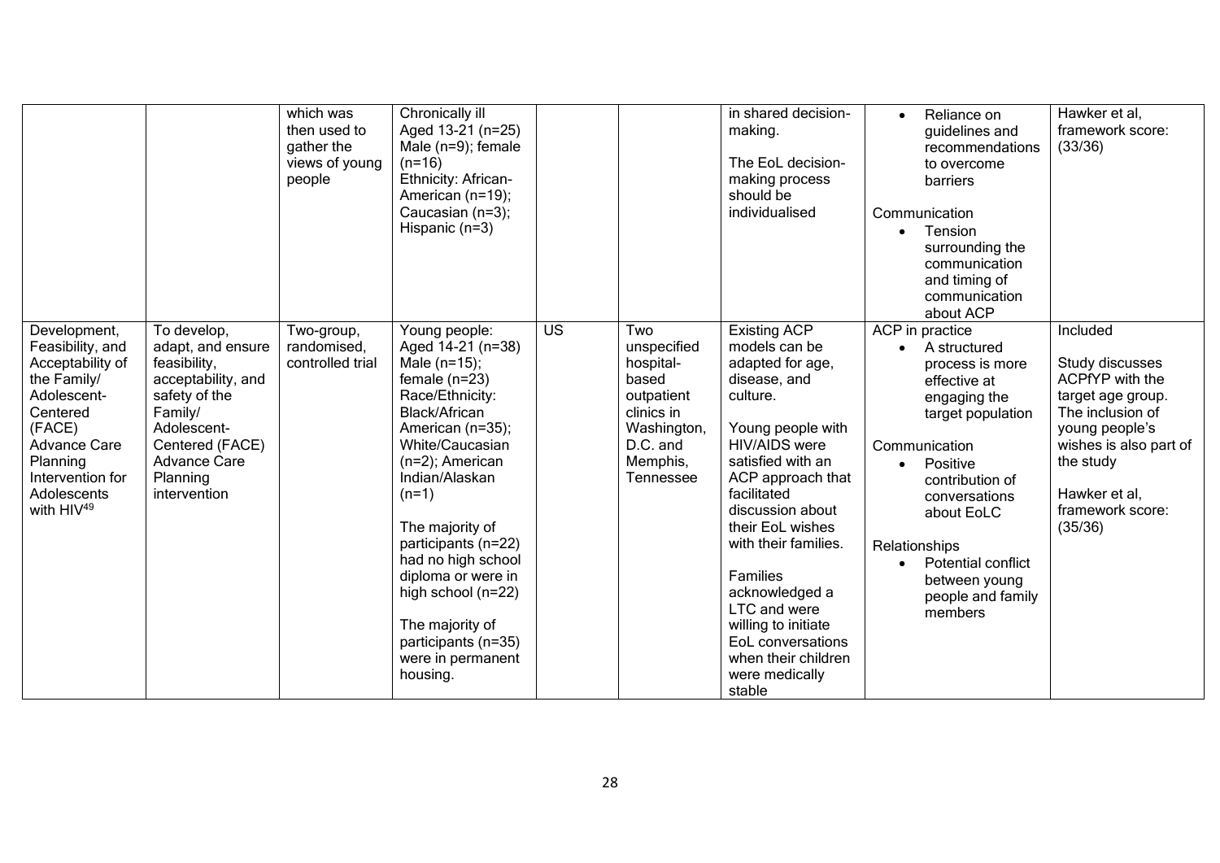| | | | | | | | | |
|---|---|---|---|---|---|---|---|---|
| | | which was then used to gather the views of young people | Chronically ill<br>Aged 13-21 (n=25)<br>Male (n=9); female (n=16)<br>Ethnicity: African-American (n=19); Caucasian (n=3); Hispanic (n=3) | | | in shared decision-making.<br><br>The EoL decision-making process should be individualised | • Reliance on guidelines and recommendations to overcome barriers<br><br>Communication<br>• Tension surrounding the communication and timing of communication about ACP | Hawker et al, framework score: (33/36) |
| Development, Feasibility, and Acceptability of the Family/ Adolescent-Centered (FACE) Advance Care Planning Intervention for Adolescents with HIV[49] | To develop, adapt, and ensure feasibility, acceptability, and safety of the Family/ Adolescent-Centered (FACE) Advance Care Planning intervention | Two-group, randomised, controlled trial | Young people:<br>Aged 14-21 (n=38)<br>Male (n=15); female (n=23)<br>Race/Ethnicity: Black/African American (n=35); White/Caucasian (n=2); American Indian/Alaskan (n=1)<br><br>The majority of participants (n=22) had no high school diploma or were in high school (n=22)<br><br>The majority of participants (n=35) were in permanent housing. | US | Two unspecified hospital-based outpatient clinics in Washington, D.C. and Memphis, Tennessee | Existing ACP models can be adapted for age, disease, and culture.<br><br>Young people with HIV/AIDS were satisfied with an ACP approach that facilitated discussion about their EoL wishes with their families.<br><br>Families acknowledged a LTC and were willing to initiate EoL conversations when their children were medically stable | ACP in practice<br>• A structured process is more effective at engaging the target population<br><br>Communication<br>• Positive contribution of conversations about EoLC<br><br>Relationships<br>• Potential conflict between young people and family members | Included<br><br>Study discusses ACPfYP with the target age group. The inclusion of young people's wishes is also part of the study<br><br>Hawker et al, framework score: (35/36) |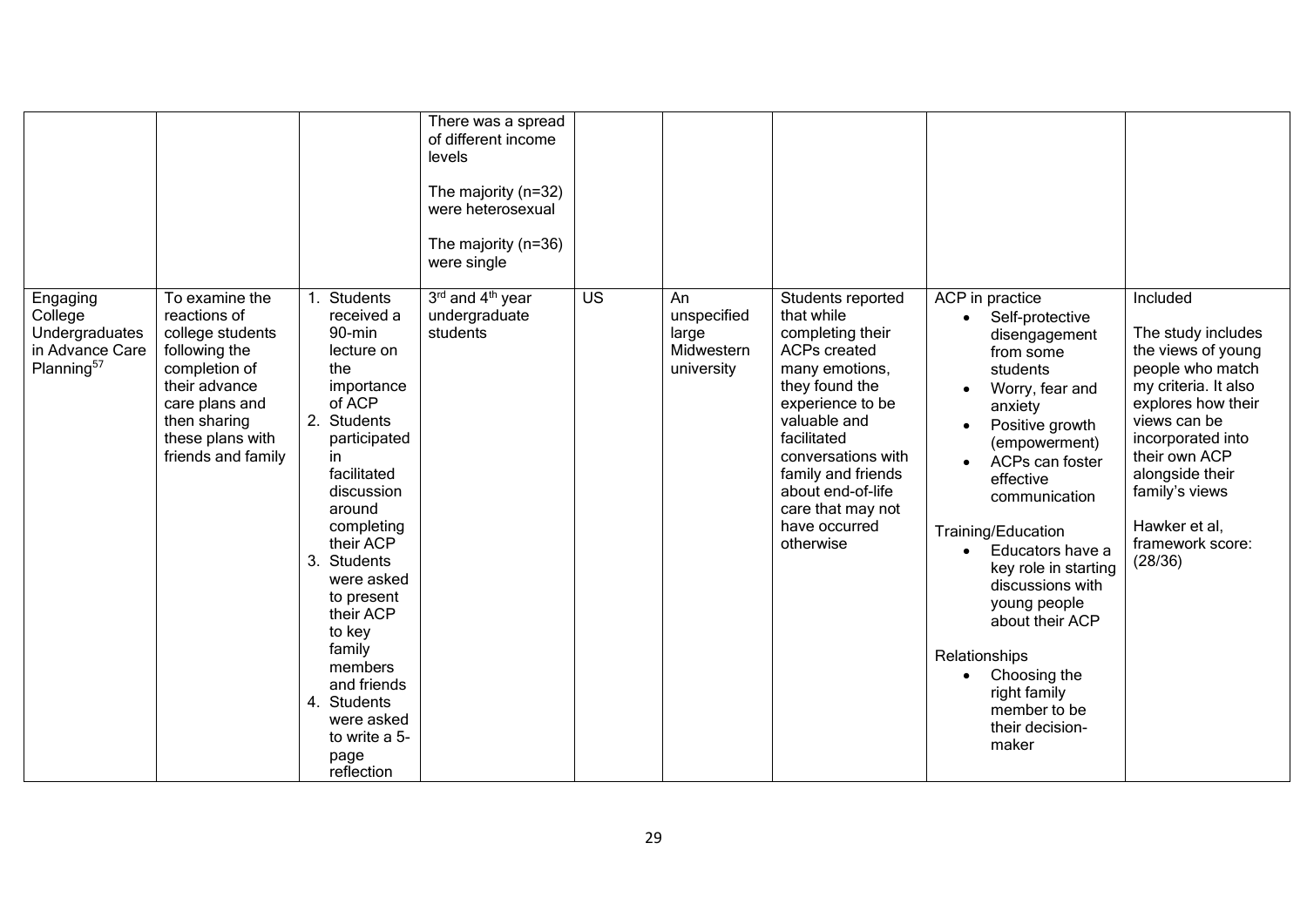| | | | | | | | | |
|---|---|---|---|---|---|---|---|---|
| | | | There was a spread of different income levels<br><br>The majority (n=32) were heterosexual<br><br>The majority (n=36) were single | | | | | |
| Engaging College Undergraduates in Advance Care Planning[57] | To examine the reactions of college students following the completion of their advance care plans and then sharing these plans with friends and family | 1. Students received a 90-min lecture on the importance of ACP<br>2. Students participated in facilitated discussion around completing their ACP<br>3. Students were asked to present their ACP to key family members and friends<br>4. Students were asked to write a 5-page reflection | 3rd and 4th year undergraduate students | US | An unspecified large Midwestern university | Students reported that while completing their ACPs created many emotions, they found the experience to be valuable and facilitated conversations with family and friends about end-of-life care that may not have occurred otherwise | ACP in practice<br>• Self-protective disengagement from some students<br>• Worry, fear and anxiety<br>• Positive growth (empowerment)<br>• ACPs can foster effective communication<br><br>Training/Education<br>• Educators have a key role in starting discussions with young people about their ACP<br><br>Relationships<br>• Choosing the right family member to be their decision-maker | Included<br><br>The study includes the views of young people who match my criteria. It also explores how their views can be incorporated into their own ACP alongside their family's views<br><br>Hawker et al, framework score: (28/36) |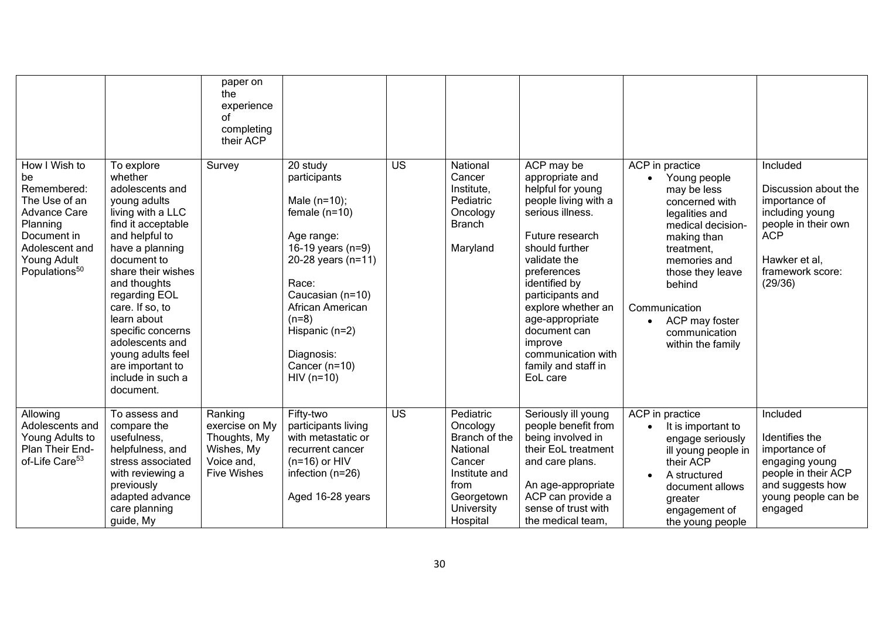| | | | | | | | | |
|---|---|---|---|---|---|---|---|---|
| | | paper on the experience of completing their ACP | | | | | | |
| How I Wish to be Remembered: The Use of an Advance Care Planning Document in Adolescent and Young Adult Populations[50] | To explore whether adolescents and young adults living with a LLC find it acceptable and helpful to have a planning document to share their wishes and thoughts regarding EOL care. If so, to learn about specific concerns adolescents and young adults feel are important to include in such a document. | Survey | 20 study participants<br><br>Male (n=10); female (n=10)<br><br>Age range:<br>16-19 years (n=9)<br>20-28 years (n=11)<br><br>Race:<br>Caucasian (n=10)<br>African American (n=8)<br>Hispanic (n=2)<br><br>Diagnosis:<br>Cancer (n=10)<br>HIV (n=10) | US | National Cancer Institute, Pediatric Oncology Branch<br><br>Maryland | ACP may be appropriate and helpful for young people living with a serious illness.<br><br>Future research should further validate the preferences identified by participants and explore whether an age-appropriate document can improve communication with family and staff in EoL care | ACP in practice<br>• Young people may be less concerned with legalities and medical decision-making than treatment, memories and those they leave behind<br><br>Communication<br>• ACP may foster communication within the family | Included<br><br>Discussion about the importance of including young people in their own ACP<br><br>Hawker et al, framework score: (29/36) |
| Allowing Adolescents and Young Adults to Plan Their End-of-Life Care[53] | To assess and compare the usefulness, helpfulness, and stress associated with reviewing a previously adapted advance care planning guide, My | Ranking exercise on My Thoughts, My Wishes, My Voice and, Five Wishes | Fifty-two participants living with metastatic or recurrent cancer (n=16) or HIV infection (n=26)<br><br>Aged 16-28 years | US | Pediatric Oncology Branch of the National Cancer Institute and from Georgetown University Hospital | Seriously ill young people benefit from being involved in their EoL treatment and care plans.<br><br>An age-appropriate ACP can provide a sense of trust with the medical team, | ACP in practice<br>• It is important to engage seriously ill young people in their ACP<br>• A structured document allows greater engagement of the young people | Included<br><br>Identifies the importance of engaging young people in their ACP and suggests how young people can be engaged |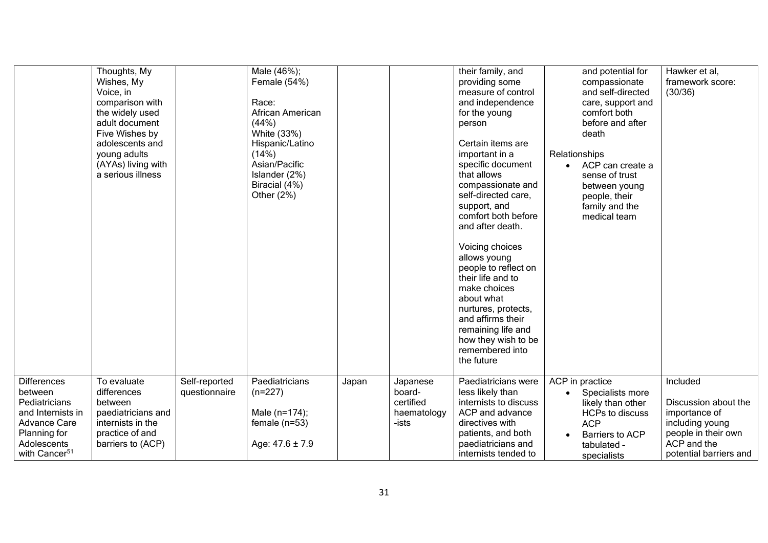| | | | | | | | | |
|---|---|---|---|---|---|---|---|---|
| | Thoughts, My Wishes, My Voice, in comparison with the widely used adult document Five Wishes by adolescents and young adults (AYAs) living with a serious illness | | Male (46%); Female (54%)<br><br>Race:<br>African American (44%)<br>White (33%)<br>Hispanic/Latino (14%)<br>Asian/Pacific Islander (2%)<br>Biracial (4%)<br>Other (2%) | | | their family, and providing some measure of control and independence for the young person<br><br>Certain items are important in a specific document that allows compassionate and self-directed care, support, and comfort both before and after death.<br><br>Voicing choices allows young people to reflect on their life and to make choices about what nurtures, protects, and affirms their remaining life and how they wish to be remembered into the future | and potential for compassionate and self-directed care, support and comfort both before and after death<br><br>Relationships<br>• ACP can create a sense of trust between young people, their family and the medical team | Hawker et al, framework score: (30/36) |
| Differences between Pediatricians and Internists in Advance Care Planning for Adolescents with Cancer[51] | To evaluate differences between paediatricians and internists in the practice of and barriers to (ACP) | Self-reported questionnaire | Paediatricians (n=227)<br><br>Male (n=174); female (n=53)<br><br>Age: 47.6 ± 7.9 | Japan | Japanese board-certified haematology-ists | Paediatricians were less likely than internists to discuss ACP and advance directives with patients, and both paediatricians and internists tended to | ACP in practice<br>• Specialists more likely than other HCPs to discuss ACP<br>• Barriers to ACP tabulated – specialists | Included<br><br>Discussion about the importance of including young people in their own ACP and the potential barriers and |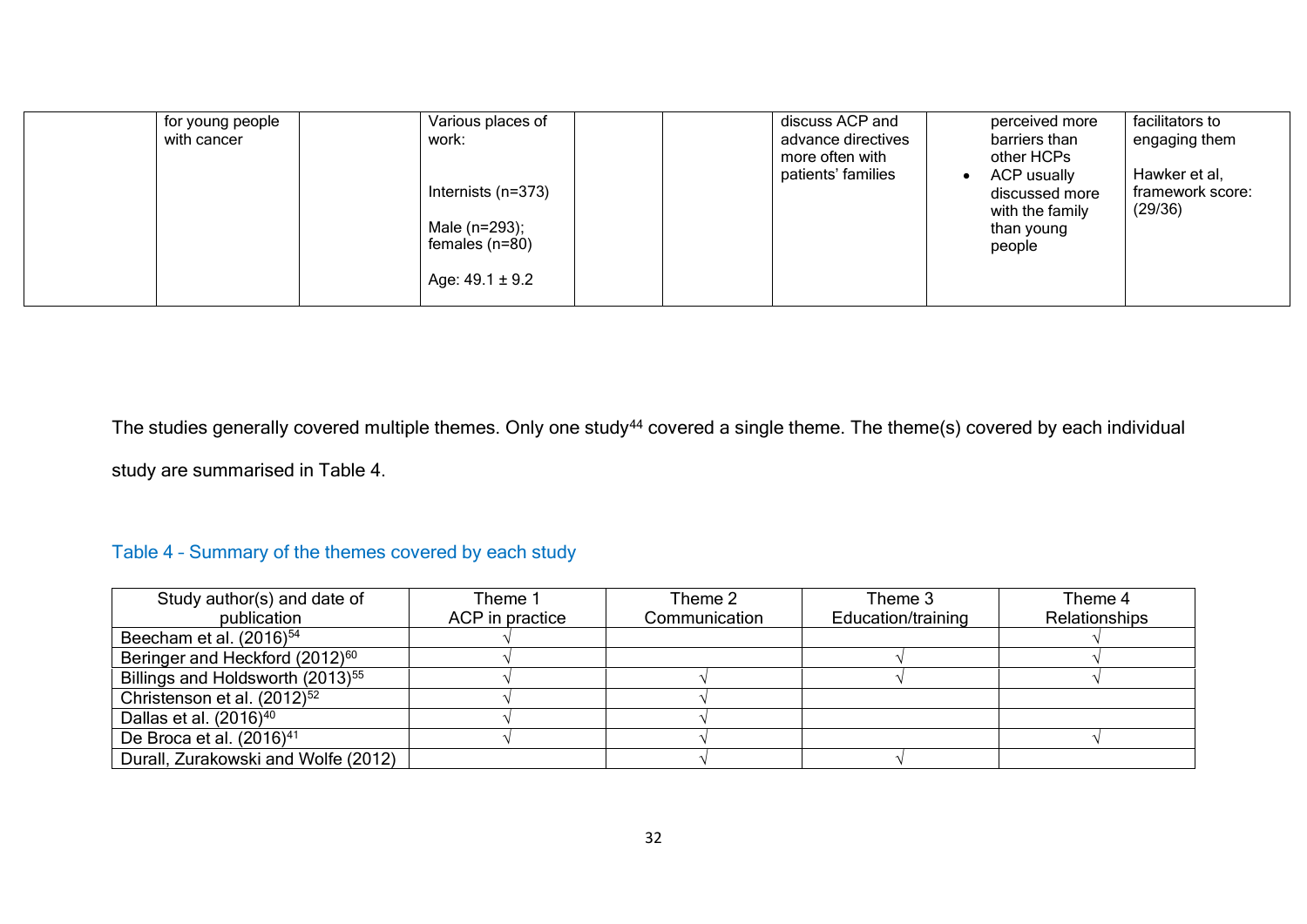| | | | | | | | | |
|---|---|---|---|---|---|---|---|---|
| | for young people with cancer | | Various places of work:<br><br>Internists (n=373)<br><br>Male (n=293); females (n=80)<br><br>Age: 49.1 ± 9.2 | | | discuss ACP and advance directives more often with patients' families | perceived more barriers than other HCPs<br>• ACP usually discussed more with the family than young people | facilitators to engaging them<br><br>Hawker et al, framework score: (29/36) |

The studies generally covered multiple themes. Only one study[44] covered a single theme. The theme(s) covered by each individual study are summarised in Table 4.

### Table 4 – Summary of the themes covered by each study

| Study author(s) and date of publication | Theme 1 ACP in practice | Theme 2 Communication | Theme 3 Education/training | Theme 4 Relationships |
|---|---|---|---|---|
| Beecham et al. (2016)[54] | √ | | | √ |
| Beringer and Heckford (2012)[60] | √ | | √ | √ |
| Billings and Holdsworth (2013)[55] | √ | √ | √ | √ |
| Christenson et al. (2012)[52] | √ | √ | | |
| Dallas et al. (2016)[40] | √ | √ | | |
| De Broca et al. (2016)[41] | √ | √ | | √ |
| Durall, Zurakowski and Wolfe (2012) | | √ | √ | |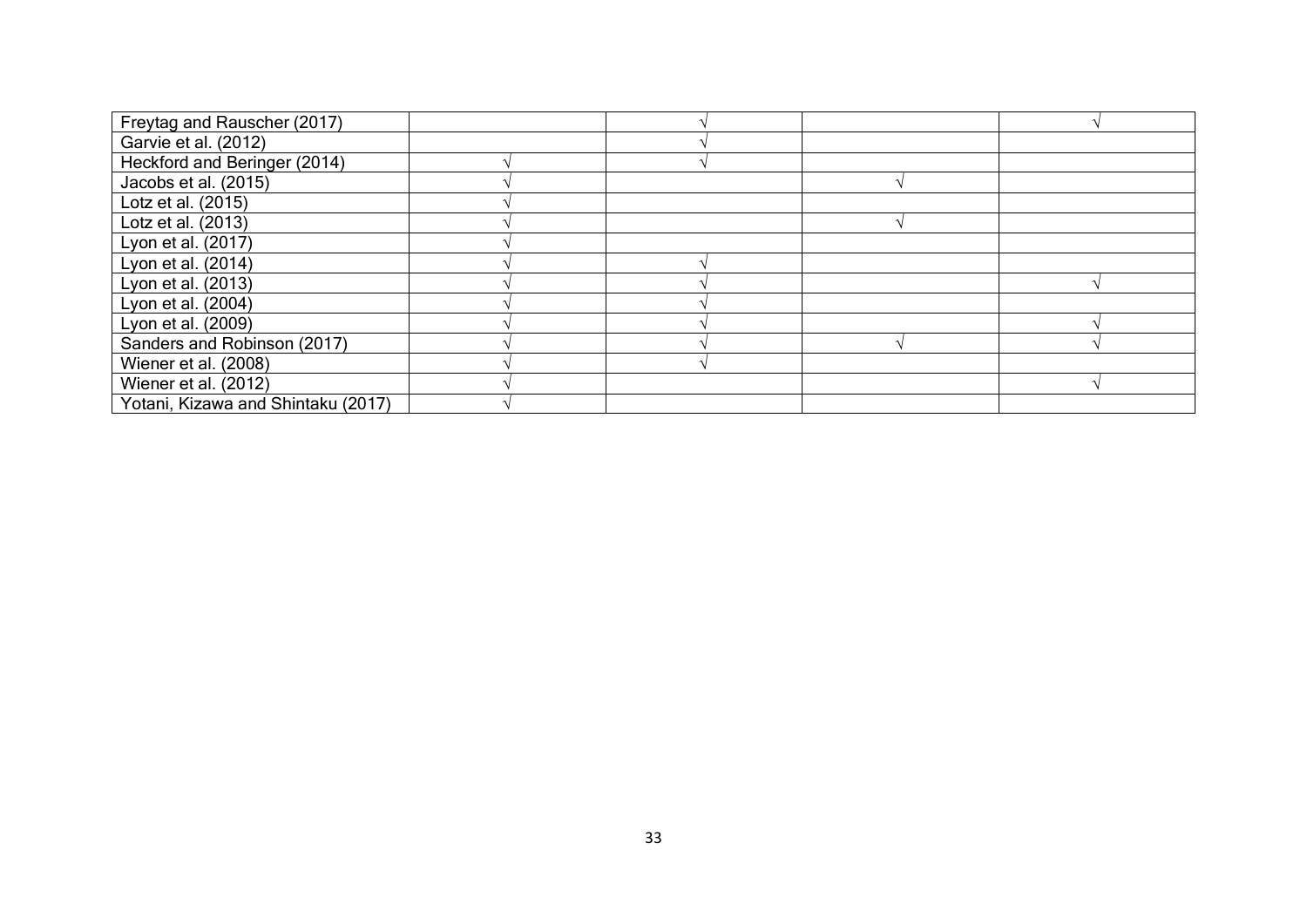| | | | | |
|---|---|---|---|---|
| Freytag and Rauscher (2017) | | √ | | √ |
| Garvie et al. (2012) | | √ | | |
| Heckford and Beringer (2014) | √ | √ | | |
| Jacobs et al. (2015) | √ | | √ | |
| Lotz et al. (2015) | √ | | | |
| Lotz et al. (2013) | √ | | √ | |
| Lyon et al. (2017) | √ | | | |
| Lyon et al. (2014) | √ | √ | | |
| Lyon et al. (2013) | √ | √ | | √ |
| Lyon et al. (2004) | √ | √ | | |
| Lyon et al. (2009) | √ | √ | | √ |
| Sanders and Robinson (2017) | √ | √ | √ | √ |
| Wiener et al. (2008) | √ | √ | | |
| Wiener et al. (2012) | √ | | | √ |
| Yotani, Kizawa and Shintaku (2017) | √ | | | |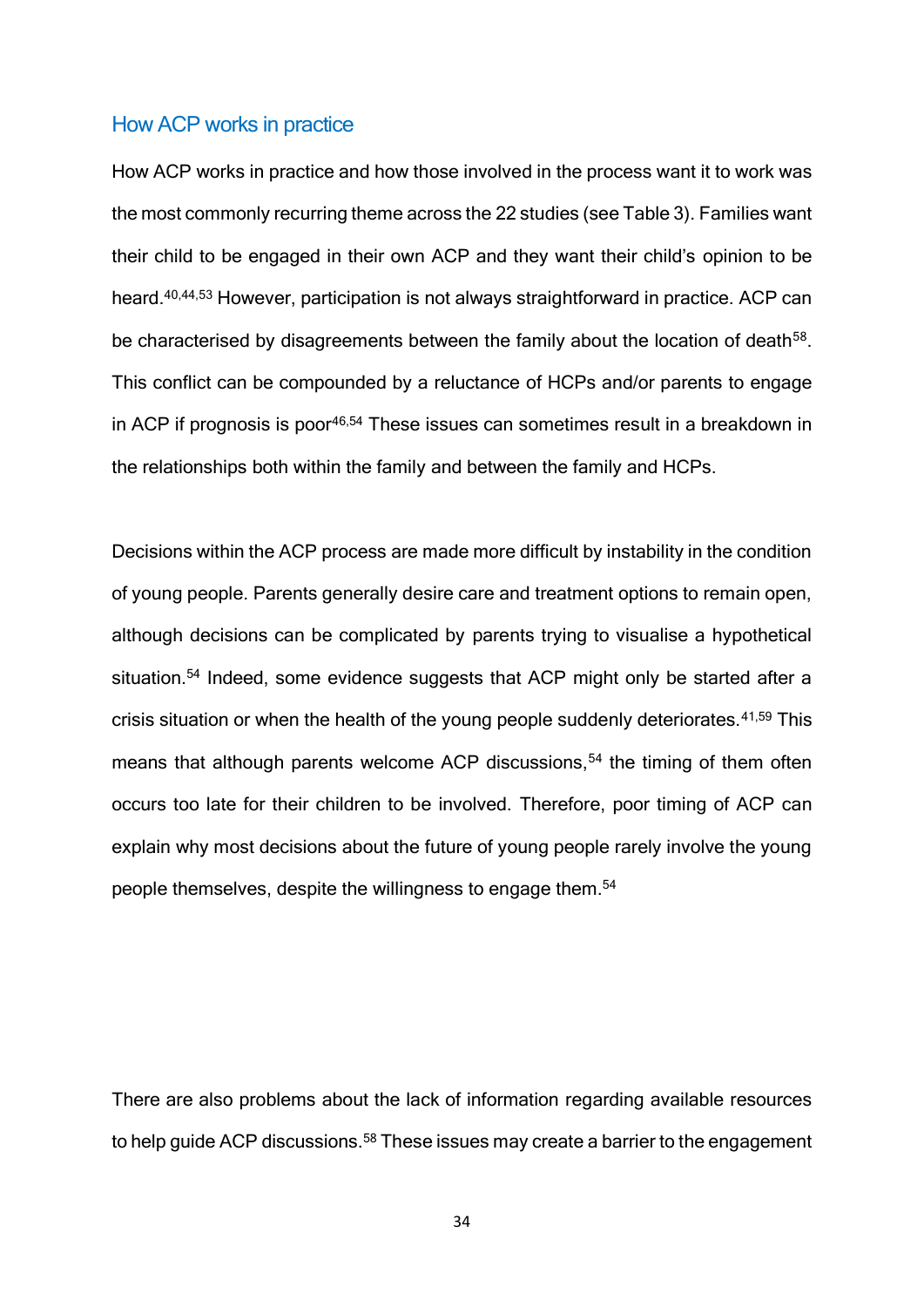## How ACP works in practice

How ACP works in practice and how those involved in the process want it to work was the most commonly recurring theme across the 22 studies (see Table 3). Families want their child to be engaged in their own ACP and they want their child's opinion to be heard.[40,44,53] However, participation is not always straightforward in practice. ACP can be characterised by disagreements between the family about the location of death[58]. This conflict can be compounded by a reluctance of HCPs and/or parents to engage in ACP if prognosis is poor[46,54] These issues can sometimes result in a breakdown in the relationships both within the family and between the family and HCPs.

Decisions within the ACP process are made more difficult by instability in the condition of young people. Parents generally desire care and treatment options to remain open, although decisions can be complicated by parents trying to visualise a hypothetical situation.[54] Indeed, some evidence suggests that ACP might only be started after a crisis situation or when the health of the young people suddenly deteriorates.[41,59] This means that although parents welcome ACP discussions,[54] the timing of them often occurs too late for their children to be involved. Therefore, poor timing of ACP can explain why most decisions about the future of young people rarely involve the young people themselves, despite the willingness to engage them.[54]

There are also problems about the lack of information regarding available resources to help guide ACP discussions.[58] These issues may create a barrier to the engagement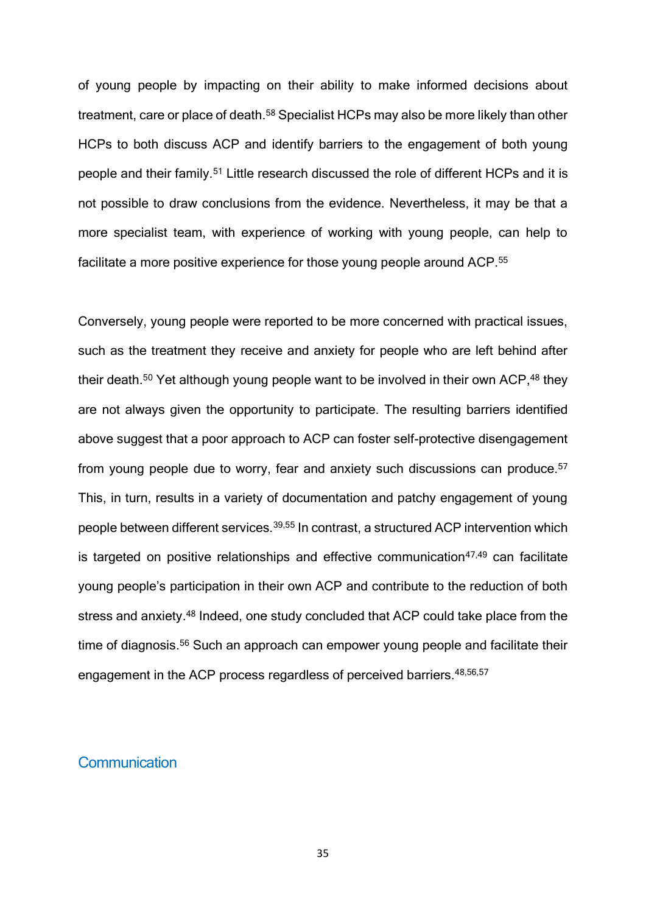of young people by impacting on their ability to make informed decisions about treatment, care or place of death.[58] Specialist HCPs may also be more likely than other HCPs to both discuss ACP and identify barriers to the engagement of both young people and their family.[51] Little research discussed the role of different HCPs and it is not possible to draw conclusions from the evidence. Nevertheless, it may be that a more specialist team, with experience of working with young people, can help to facilitate a more positive experience for those young people around ACP.[55]

Conversely, young people were reported to be more concerned with practical issues, such as the treatment they receive and anxiety for people who are left behind after their death.[50] Yet although young people want to be involved in their own ACP,[48] they are not always given the opportunity to participate. The resulting barriers identified above suggest that a poor approach to ACP can foster self-protective disengagement from young people due to worry, fear and anxiety such discussions can produce.[57] This, in turn, results in a variety of documentation and patchy engagement of young people between different services.[39,55] In contrast, a structured ACP intervention which is targeted on positive relationships and effective communication[47,49] can facilitate young people's participation in their own ACP and contribute to the reduction of both stress and anxiety.[48] Indeed, one study concluded that ACP could take place from the time of diagnosis.[56] Such an approach can empower young people and facilitate their engagement in the ACP process regardless of perceived barriers.[48,56,57]

## Communication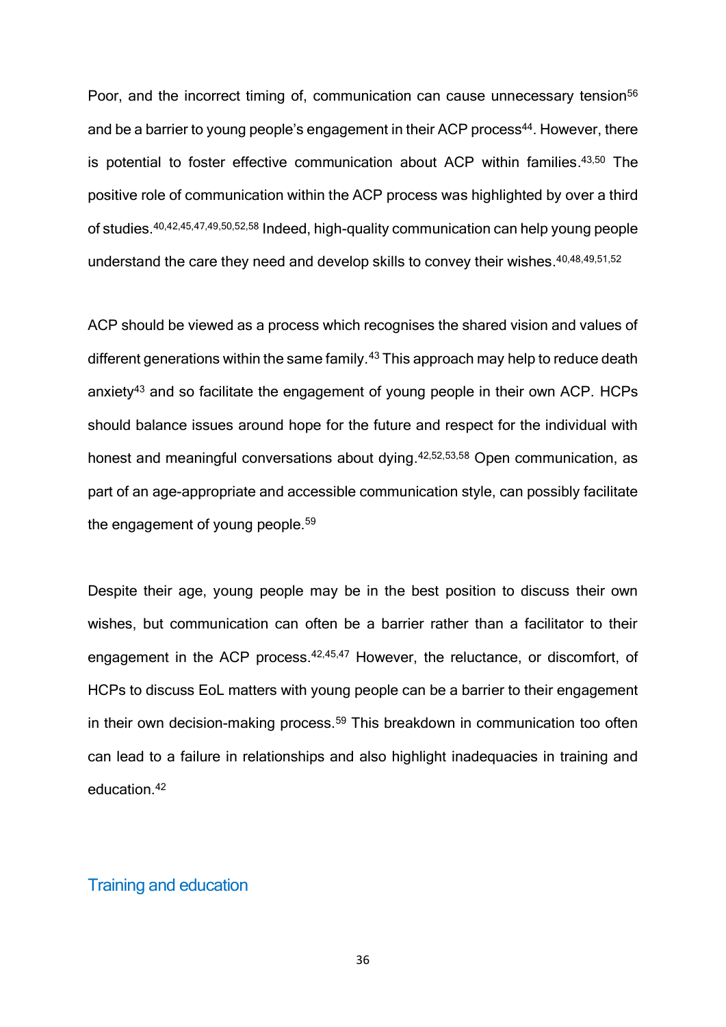Poor, and the incorrect timing of, communication can cause unnecessary tension[56] and be a barrier to young people's engagement in their ACP process[44]. However, there is potential to foster effective communication about ACP within families.[43,50] The positive role of communication within the ACP process was highlighted by over a third of studies.[40,42,45,47,49,50,52,58] Indeed, high-quality communication can help young people understand the care they need and develop skills to convey their wishes.[40,48,49,51,52]

ACP should be viewed as a process which recognises the shared vision and values of different generations within the same family.[43] This approach may help to reduce death anxiety[43] and so facilitate the engagement of young people in their own ACP. HCPs should balance issues around hope for the future and respect for the individual with honest and meaningful conversations about dying.[42,52,53,58] Open communication, as part of an age-appropriate and accessible communication style, can possibly facilitate the engagement of young people.[59]

Despite their age, young people may be in the best position to discuss their own wishes, but communication can often be a barrier rather than a facilitator to their engagement in the ACP process.[42,45,47] However, the reluctance, or discomfort, of HCPs to discuss EoL matters with young people can be a barrier to their engagement in their own decision-making process.[59] This breakdown in communication too often can lead to a failure in relationships and also highlight inadequacies in training and education.[42]

## Training and education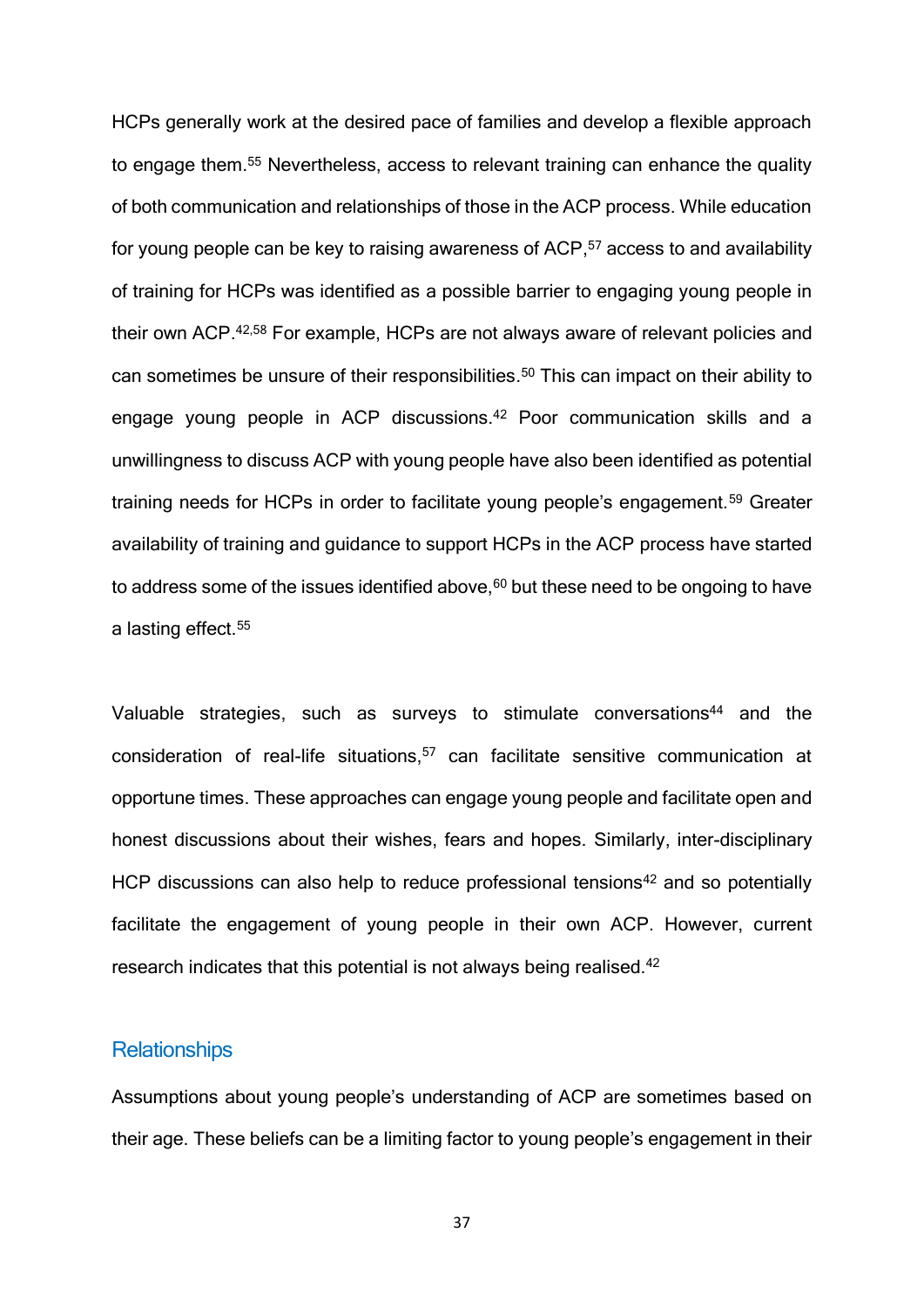HCPs generally work at the desired pace of families and develop a flexible approach to engage them.[55] Nevertheless, access to relevant training can enhance the quality of both communication and relationships of those in the ACP process. While education for young people can be key to raising awareness of ACP,[57] access to and availability of training for HCPs was identified as a possible barrier to engaging young people in their own ACP.[42,58] For example, HCPs are not always aware of relevant policies and can sometimes be unsure of their responsibilities.[50] This can impact on their ability to engage young people in ACP discussions.[42] Poor communication skills and a unwillingness to discuss ACP with young people have also been identified as potential training needs for HCPs in order to facilitate young people's engagement.[59] Greater availability of training and guidance to support HCPs in the ACP process have started to address some of the issues identified above,[60] but these need to be ongoing to have a lasting effect.[55]

Valuable strategies, such as surveys to stimulate conversations[44] and the consideration of real-life situations,[57] can facilitate sensitive communication at opportune times. These approaches can engage young people and facilitate open and honest discussions about their wishes, fears and hopes. Similarly, inter-disciplinary HCP discussions can also help to reduce professional tensions[42] and so potentially facilitate the engagement of young people in their own ACP. However, current research indicates that this potential is not always being realised.[42]

### Relationships

Assumptions about young people's understanding of ACP are sometimes based on their age. These beliefs can be a limiting factor to young people's engagement in their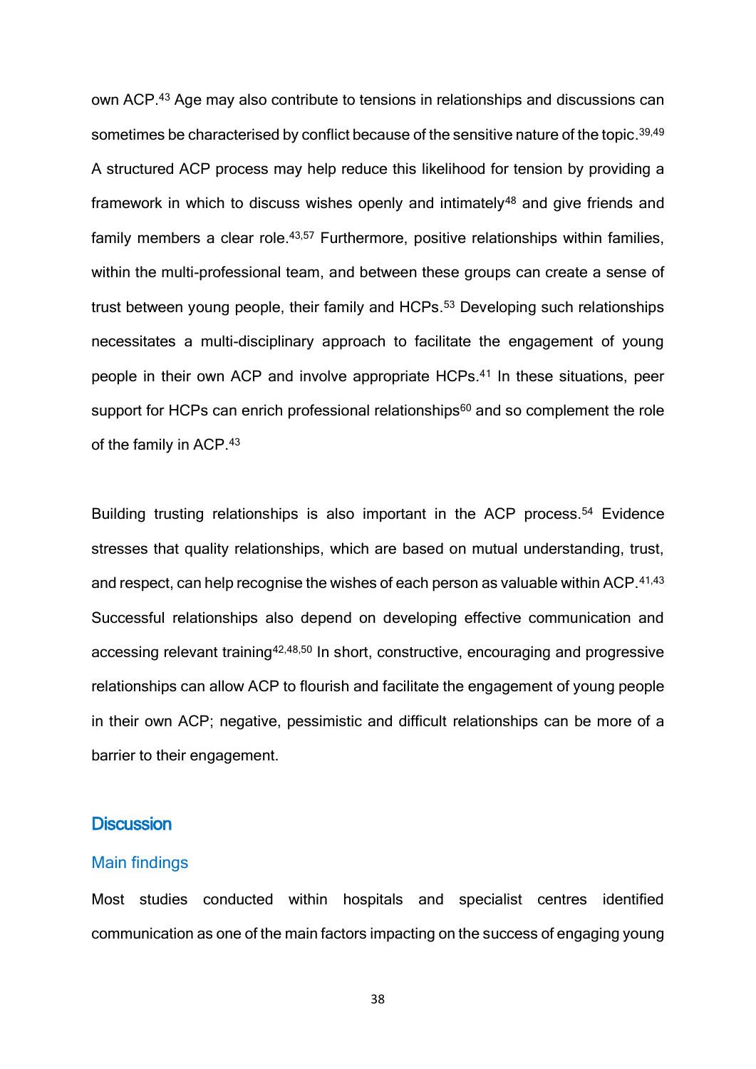own ACP.[43] Age may also contribute to tensions in relationships and discussions can sometimes be characterised by conflict because of the sensitive nature of the topic.[39,49] A structured ACP process may help reduce this likelihood for tension by providing a framework in which to discuss wishes openly and intimately[48] and give friends and family members a clear role.[43,57] Furthermore, positive relationships within families, within the multi-professional team, and between these groups can create a sense of trust between young people, their family and HCPs.[53] Developing such relationships necessitates a multi-disciplinary approach to facilitate the engagement of young people in their own ACP and involve appropriate HCPs.[41] In these situations, peer support for HCPs can enrich professional relationships[60] and so complement the role of the family in ACP.[43]

Building trusting relationships is also important in the ACP process.[54] Evidence stresses that quality relationships, which are based on mutual understanding, trust, and respect, can help recognise the wishes of each person as valuable within ACP.[41,43] Successful relationships also depend on developing effective communication and accessing relevant training[42,48,50] In short, constructive, encouraging and progressive relationships can allow ACP to flourish and facilitate the engagement of young people in their own ACP; negative, pessimistic and difficult relationships can be more of a barrier to their engagement.

## Discussion

### Main findings

Most studies conducted within hospitals and specialist centres identified communication as one of the main factors impacting on the success of engaging young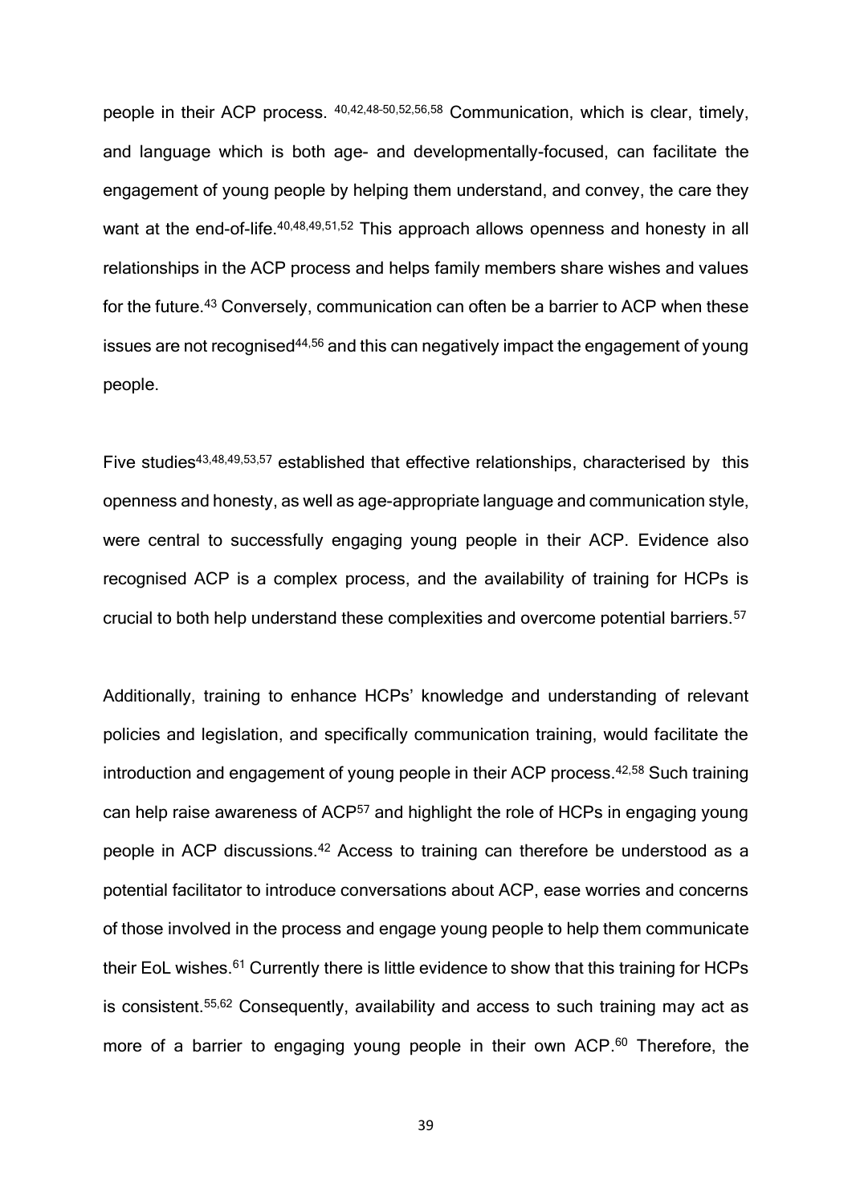people in their ACP process. [40,42,48-50,52,56,58] Communication, which is clear, timely, and language which is both age- and developmentally-focused, can facilitate the engagement of young people by helping them understand, and convey, the care they want at the end-of-life.[40,48,49,51,52] This approach allows openness and honesty in all relationships in the ACP process and helps family members share wishes and values for the future.[43] Conversely, communication can often be a barrier to ACP when these issues are not recognised[44,56] and this can negatively impact the engagement of young people.

Five studies[43,48,49,53,57] established that effective relationships, characterised by this openness and honesty, as well as age-appropriate language and communication style, were central to successfully engaging young people in their ACP. Evidence also recognised ACP is a complex process, and the availability of training for HCPs is crucial to both help understand these complexities and overcome potential barriers.[57]

Additionally, training to enhance HCPs' knowledge and understanding of relevant policies and legislation, and specifically communication training, would facilitate the introduction and engagement of young people in their ACP process.[42,58] Such training can help raise awareness of ACP[57] and highlight the role of HCPs in engaging young people in ACP discussions.[42] Access to training can therefore be understood as a potential facilitator to introduce conversations about ACP, ease worries and concerns of those involved in the process and engage young people to help them communicate their EoL wishes.[61] Currently there is little evidence to show that this training for HCPs is consistent.[55,62] Consequently, availability and access to such training may act as more of a barrier to engaging young people in their own ACP.[60] Therefore, the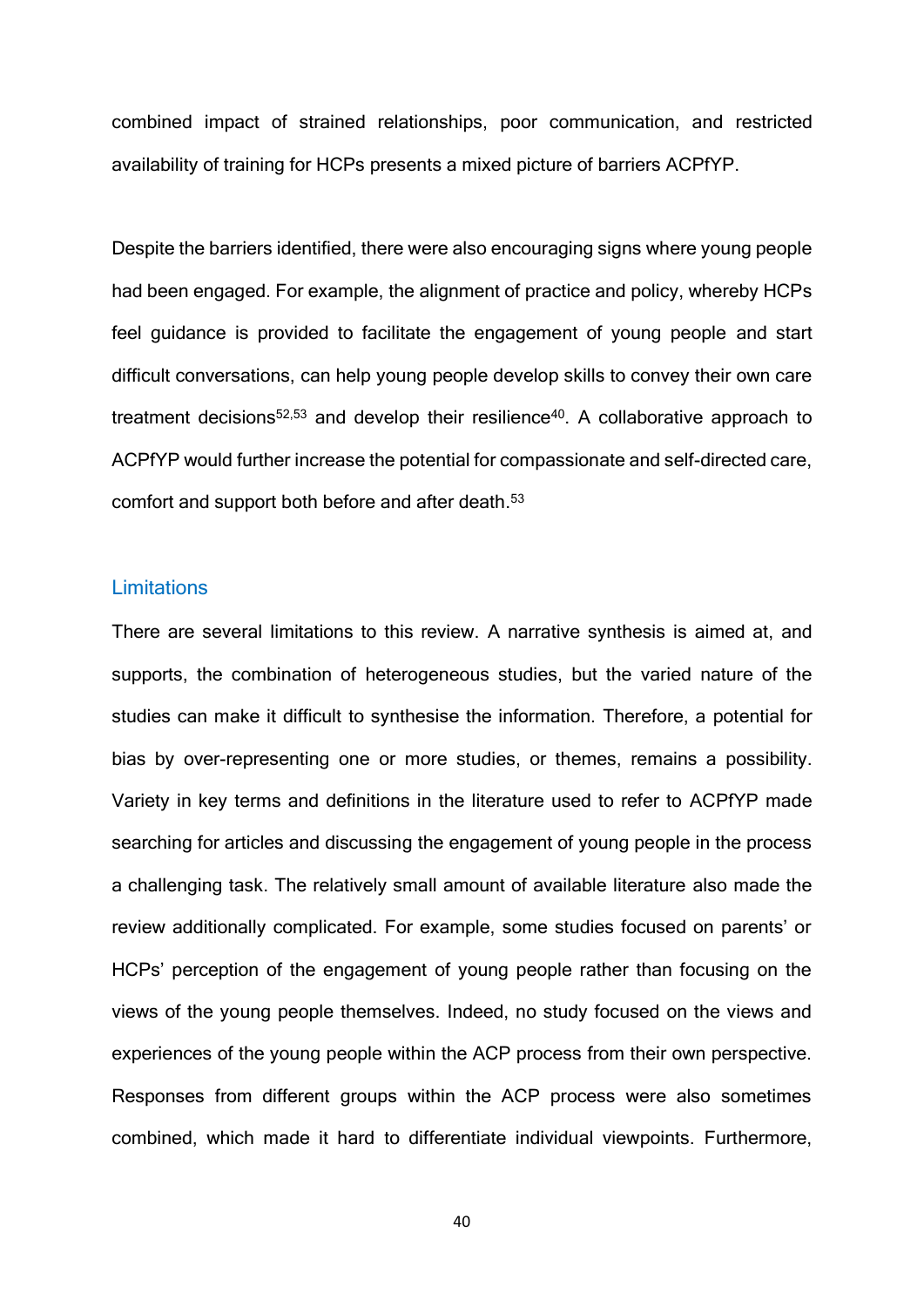combined impact of strained relationships, poor communication, and restricted availability of training for HCPs presents a mixed picture of barriers ACPfYP.

Despite the barriers identified, there were also encouraging signs where young people had been engaged. For example, the alignment of practice and policy, whereby HCPs feel guidance is provided to facilitate the engagement of young people and start difficult conversations, can help young people develop skills to convey their own care treatment decisions[52,53] and develop their resilience[40]. A collaborative approach to ACPfYP would further increase the potential for compassionate and self-directed care, comfort and support both before and after death.[53]

## Limitations

There are several limitations to this review. A narrative synthesis is aimed at, and supports, the combination of heterogeneous studies, but the varied nature of the studies can make it difficult to synthesise the information. Therefore, a potential for bias by over-representing one or more studies, or themes, remains a possibility. Variety in key terms and definitions in the literature used to refer to ACPfYP made searching for articles and discussing the engagement of young people in the process a challenging task. The relatively small amount of available literature also made the review additionally complicated. For example, some studies focused on parents' or HCPs' perception of the engagement of young people rather than focusing on the views of the young people themselves. Indeed, no study focused on the views and experiences of the young people within the ACP process from their own perspective. Responses from different groups within the ACP process were also sometimes combined, which made it hard to differentiate individual viewpoints. Furthermore,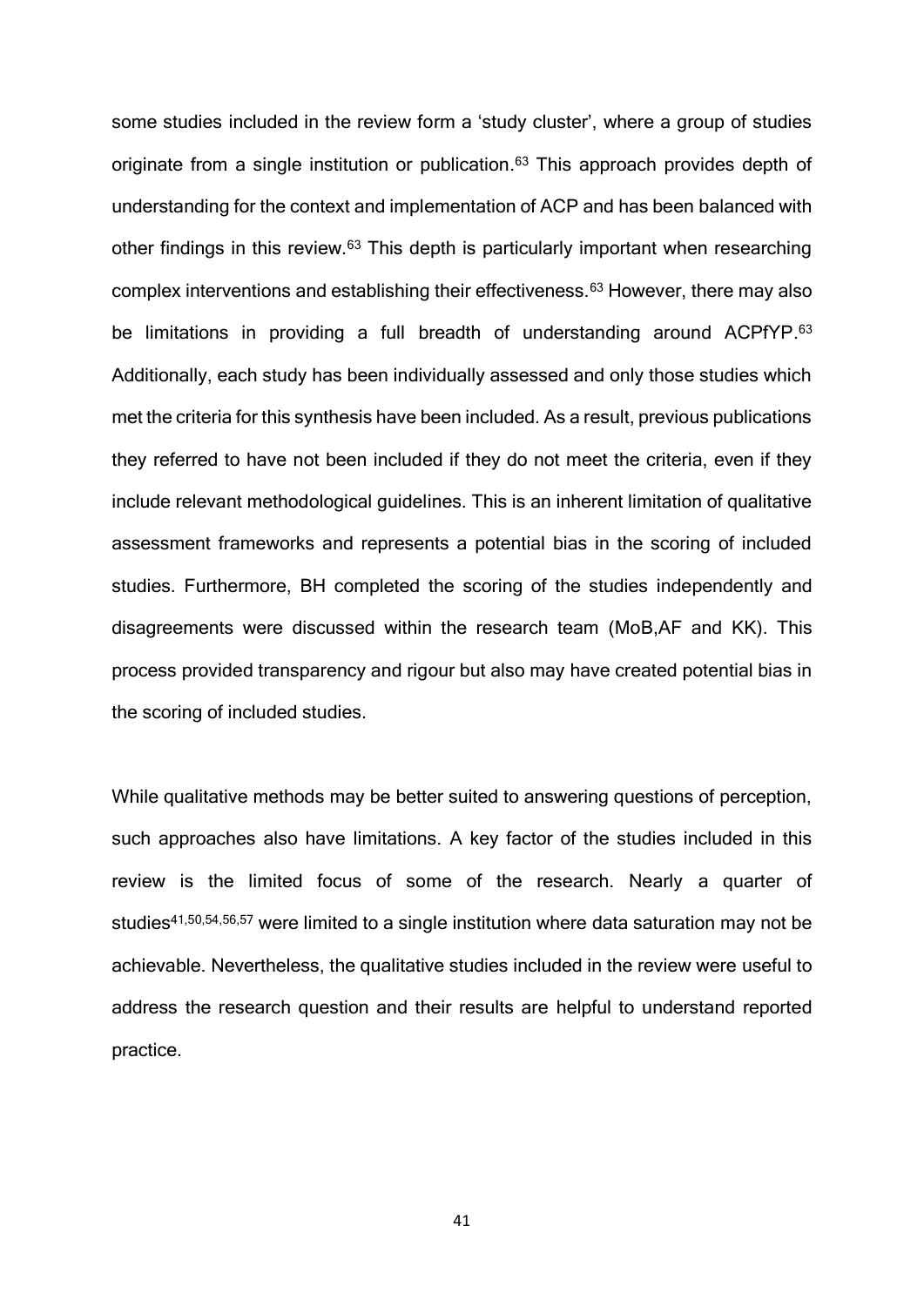some studies included in the review form a 'study cluster', where a group of studies originate from a single institution or publication.[63] This approach provides depth of understanding for the context and implementation of ACP and has been balanced with other findings in this review.[63] This depth is particularly important when researching complex interventions and establishing their effectiveness.[63] However, there may also be limitations in providing a full breadth of understanding around ACPfYP.[63] Additionally, each study has been individually assessed and only those studies which met the criteria for this synthesis have been included. As a result, previous publications they referred to have not been included if they do not meet the criteria, even if they include relevant methodological guidelines. This is an inherent limitation of qualitative assessment frameworks and represents a potential bias in the scoring of included studies. Furthermore, BH completed the scoring of the studies independently and disagreements were discussed within the research team (MoB,AF and KK). This process provided transparency and rigour but also may have created potential bias in the scoring of included studies.

While qualitative methods may be better suited to answering questions of perception, such approaches also have limitations. A key factor of the studies included in this review is the limited focus of some of the research. Nearly a quarter of studies[41,50,54,56,57] were limited to a single institution where data saturation may not be achievable. Nevertheless, the qualitative studies included in the review were useful to address the research question and their results are helpful to understand reported practice.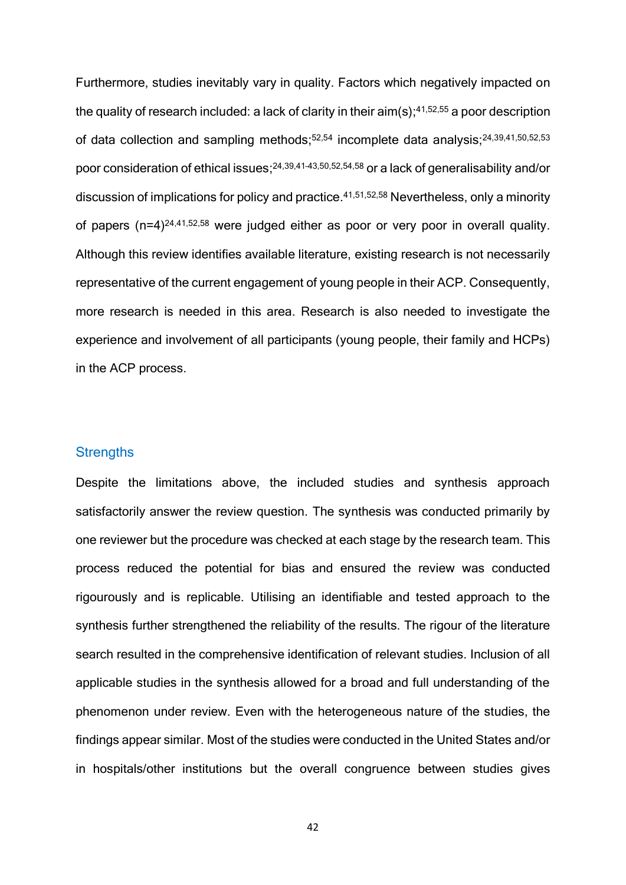Furthermore, studies inevitably vary in quality. Factors which negatively impacted on the quality of research included: a lack of clarity in their aim(s);[41,52,55] a poor description of data collection and sampling methods;[52,54] incomplete data analysis;[24,39,41,50,52,53] poor consideration of ethical issues;[24,39,41-43,50,52,54,58] or a lack of generalisability and/or discussion of implications for policy and practice.[41,51,52,58] Nevertheless, only a minority of papers (n=4)[24,41,52,58] were judged either as poor or very poor in overall quality. Although this review identifies available literature, existing research is not necessarily representative of the current engagement of young people in their ACP. Consequently, more research is needed in this area. Research is also needed to investigate the experience and involvement of all participants (young people, their family and HCPs) in the ACP process.

## Strengths

Despite the limitations above, the included studies and synthesis approach satisfactorily answer the review question. The synthesis was conducted primarily by one reviewer but the procedure was checked at each stage by the research team. This process reduced the potential for bias and ensured the review was conducted rigourously and is replicable. Utilising an identifiable and tested approach to the synthesis further strengthened the reliability of the results. The rigour of the literature search resulted in the comprehensive identification of relevant studies. Inclusion of all applicable studies in the synthesis allowed for a broad and full understanding of the phenomenon under review. Even with the heterogeneous nature of the studies, the findings appear similar. Most of the studies were conducted in the United States and/or in hospitals/other institutions but the overall congruence between studies gives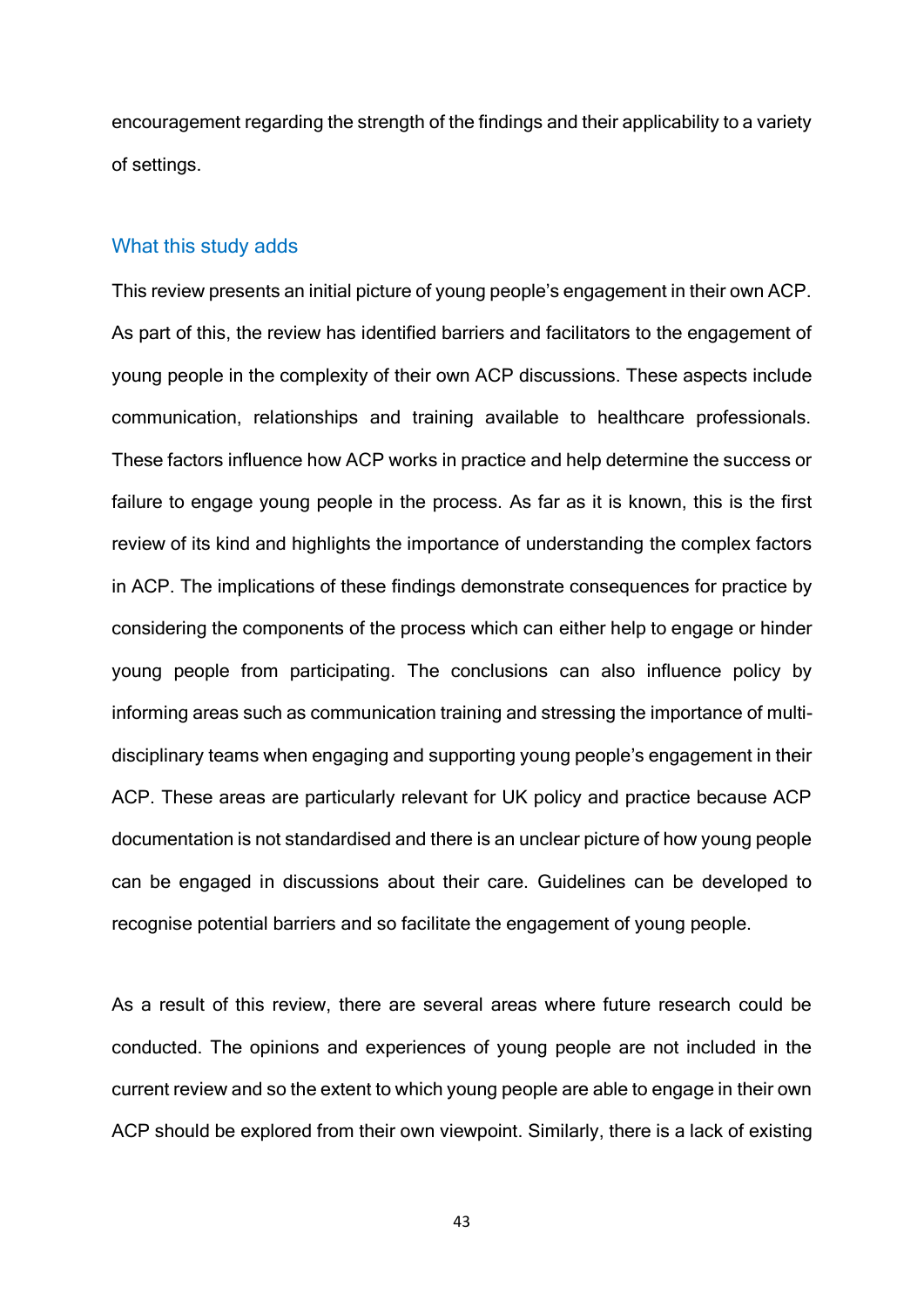encouragement regarding the strength of the findings and their applicability to a variety of settings.

## What this study adds

This review presents an initial picture of young people's engagement in their own ACP. As part of this, the review has identified barriers and facilitators to the engagement of young people in the complexity of their own ACP discussions. These aspects include communication, relationships and training available to healthcare professionals. These factors influence how ACP works in practice and help determine the success or failure to engage young people in the process. As far as it is known, this is the first review of its kind and highlights the importance of understanding the complex factors in ACP. The implications of these findings demonstrate consequences for practice by considering the components of the process which can either help to engage or hinder young people from participating. The conclusions can also influence policy by informing areas such as communication training and stressing the importance of multi-disciplinary teams when engaging and supporting young people's engagement in their ACP. These areas are particularly relevant for UK policy and practice because ACP documentation is not standardised and there is an unclear picture of how young people can be engaged in discussions about their care. Guidelines can be developed to recognise potential barriers and so facilitate the engagement of young people.

As a result of this review, there are several areas where future research could be conducted. The opinions and experiences of young people are not included in the current review and so the extent to which young people are able to engage in their own ACP should be explored from their own viewpoint. Similarly, there is a lack of existing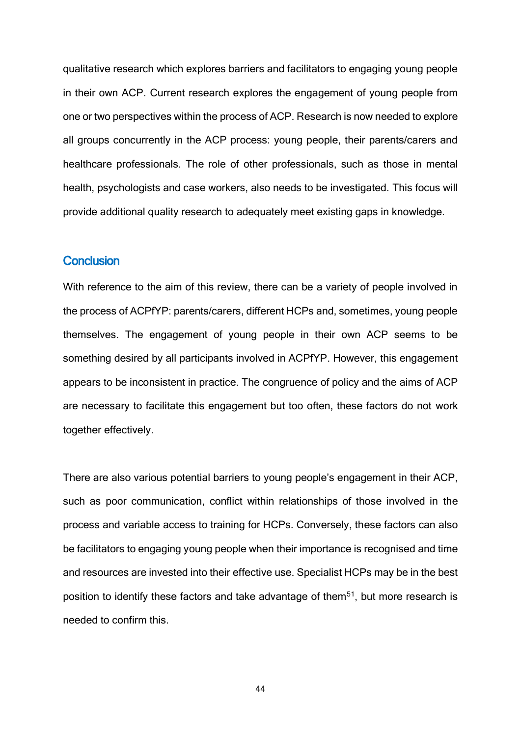qualitative research which explores barriers and facilitators to engaging young people in their own ACP. Current research explores the engagement of young people from one or two perspectives within the process of ACP. Research is now needed to explore all groups concurrently in the ACP process: young people, their parents/carers and healthcare professionals. The role of other professionals, such as those in mental health, psychologists and case workers, also needs to be investigated. This focus will provide additional quality research to adequately meet existing gaps in knowledge.

## Conclusion

With reference to the aim of this review, there can be a variety of people involved in the process of ACPfYP: parents/carers, different HCPs and, sometimes, young people themselves. The engagement of young people in their own ACP seems to be something desired by all participants involved in ACPfYP. However, this engagement appears to be inconsistent in practice. The congruence of policy and the aims of ACP are necessary to facilitate this engagement but too often, these factors do not work together effectively.

There are also various potential barriers to young people's engagement in their ACP, such as poor communication, conflict within relationships of those involved in the process and variable access to training for HCPs. Conversely, these factors can also be facilitators to engaging young people when their importance is recognised and time and resources are invested into their effective use. Specialist HCPs may be in the best position to identify these factors and take advantage of them[51], but more research is needed to confirm this.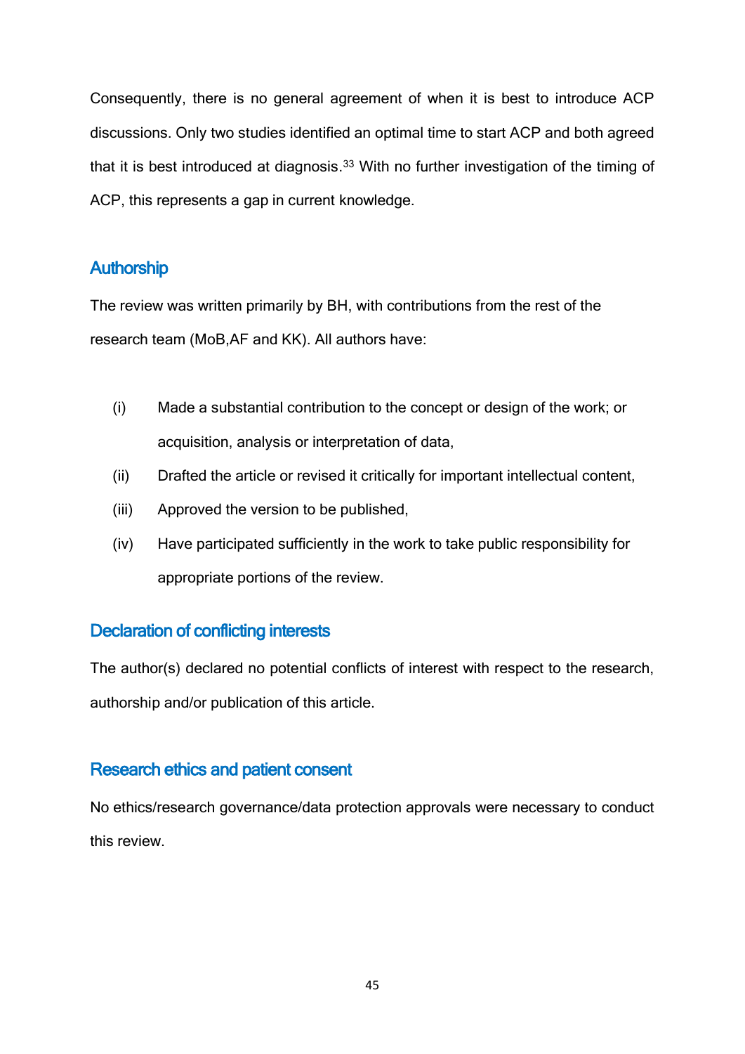Consequently, there is no general agreement of when it is best to introduce ACP discussions. Only two studies identified an optimal time to start ACP and both agreed that it is best introduced at diagnosis.[33] With no further investigation of the timing of ACP, this represents a gap in current knowledge.

## Authorship

The review was written primarily by BH, with contributions from the rest of the research team (MoB,AF and KK). All authors have:

(i) Made a substantial contribution to the concept or design of the work; or acquisition, analysis or interpretation of data,

(ii) Drafted the article or revised it critically for important intellectual content,

(iii) Approved the version to be published,

(iv) Have participated sufficiently in the work to take public responsibility for appropriate portions of the review.

## Declaration of conflicting interests

The author(s) declared no potential conflicts of interest with respect to the research, authorship and/or publication of this article.

## Research ethics and patient consent

No ethics/research governance/data protection approvals were necessary to conduct this review.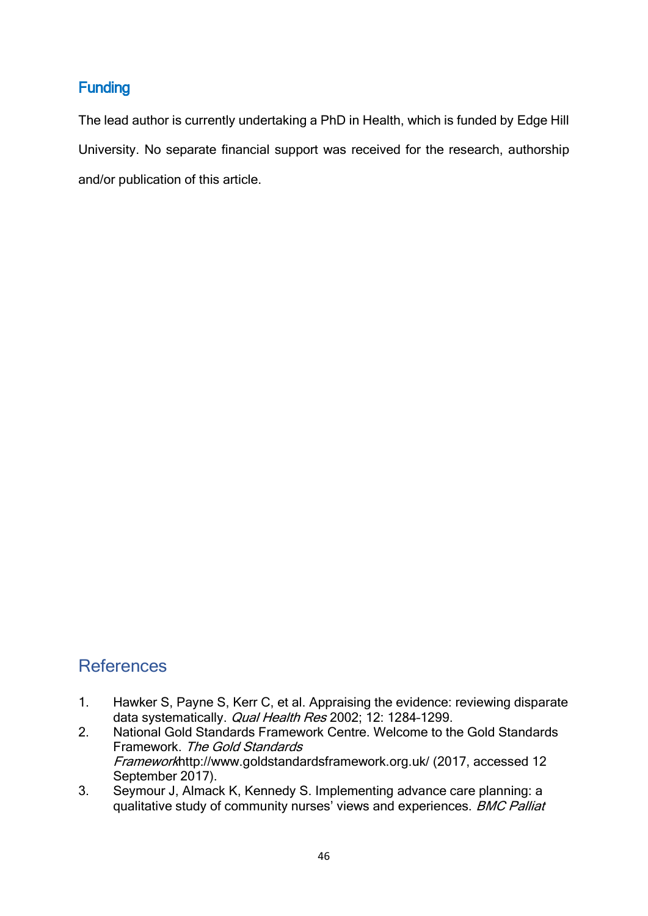## Funding

The lead author is currently undertaking a PhD in Health, which is funded by Edge Hill University. No separate financial support was received for the research, authorship and/or publication of this article.

## References

1. Hawker S, Payne S, Kerr C, et al. Appraising the evidence: reviewing disparate data systematically. *Qual Health Res* 2002; 12: 1284-1299.
2. National Gold Standards Framework Centre. Welcome to the Gold Standards Framework. *The Gold Standards Framework*http://www.goldstandardsframework.org.uk/ (2017, accessed 12 September 2017).
3. Seymour J, Almack K, Kennedy S. Implementing advance care planning: a qualitative study of community nurses' views and experiences. *BMC Palliat*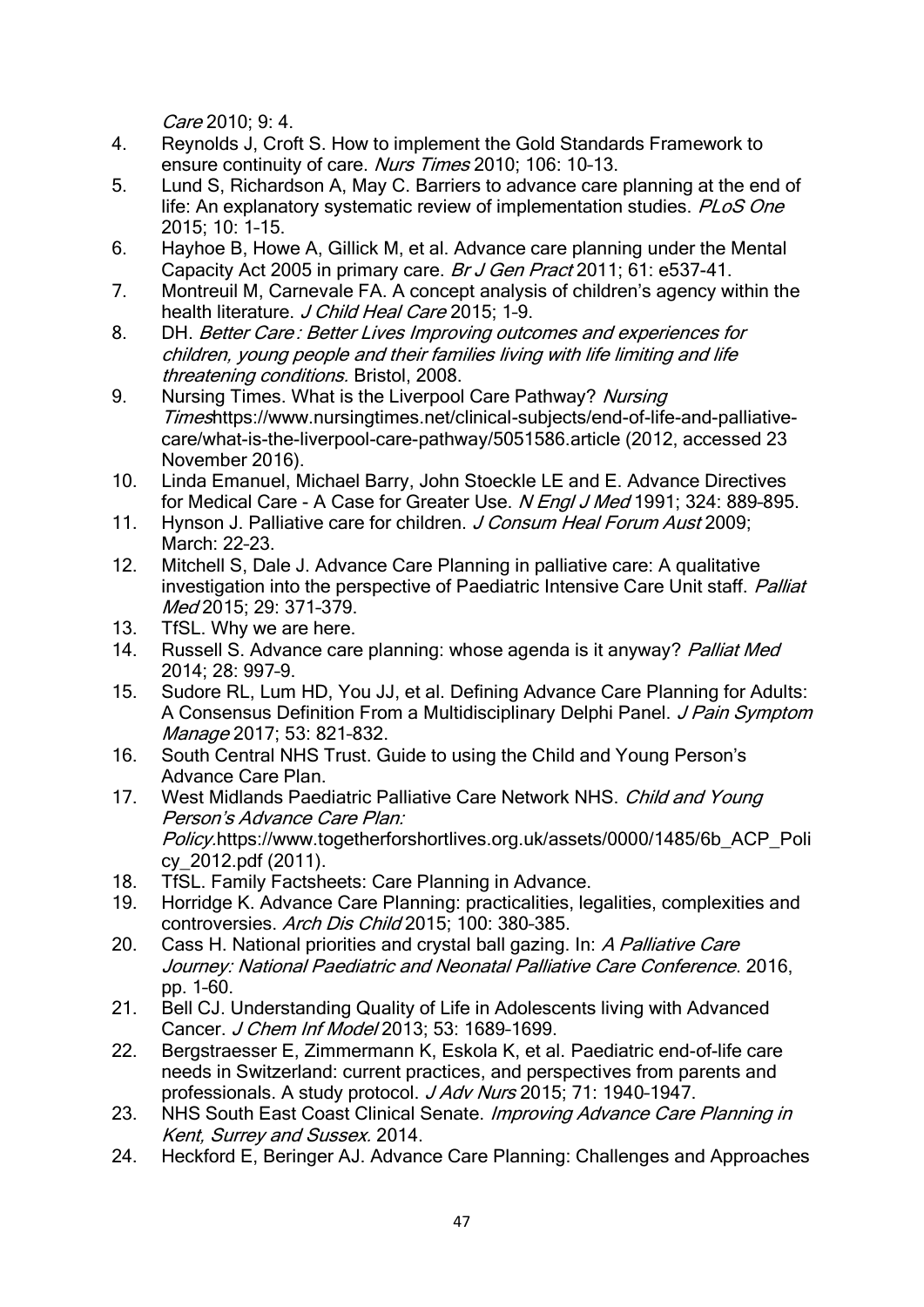*Care* 2010; 9: 4.

4. Reynolds J, Croft S. How to implement the Gold Standards Framework to ensure continuity of care. *Nurs Times* 2010; 106: 10–13.
5. Lund S, Richardson A, May C. Barriers to advance care planning at the end of life: An explanatory systematic review of implementation studies. *PLoS One* 2015; 10: 1–15.
6. Hayhoe B, Howe A, Gillick M, et al. Advance care planning under the Mental Capacity Act 2005 in primary care. *Br J Gen Pract* 2011; 61: e537-41.
7. Montreuil M, Carnevale FA. A concept analysis of children's agency within the health literature. *J Child Heal Care* 2015; 1–9.
8. DH. *Better Care : Better Lives Improving outcomes and experiences for children, young people and their families living with life limiting and life threatening conditions.* Bristol, 2008.
9. Nursing Times. What is the Liverpool Care Pathway? *Nursing Times*https://www.nursingtimes.net/clinical-subjects/end-of-life-and-palliative-care/what-is-the-liverpool-care-pathway/5051586.article (2012, accessed 23 November 2016).
10. Linda Emanuel, Michael Barry, John Stoeckle LE and E. Advance Directives for Medical Care - A Case for Greater Use. *N Engl J Med* 1991; 324: 889–895.
11. Hynson J. Palliative care for children. *J Consum Heal Forum Aust* 2009; March: 22–23.
12. Mitchell S, Dale J. Advance Care Planning in palliative care: A qualitative investigation into the perspective of Paediatric Intensive Care Unit staff. *Palliat Med* 2015; 29: 371–379.
13. TfSL. Why we are here.
14. Russell S. Advance care planning: whose agenda is it anyway? *Palliat Med* 2014; 28: 997–9.
15. Sudore RL, Lum HD, You JJ, et al. Defining Advance Care Planning for Adults: A Consensus Definition From a Multidisciplinary Delphi Panel. *J Pain Symptom Manage* 2017; 53: 821–832.
16. South Central NHS Trust. Guide to using the Child and Young Person's Advance Care Plan.
17. West Midlands Paediatric Palliative Care Network NHS. *Child and Young Person's Advance Care Plan: Policy*.https://www.togetherforshortlives.org.uk/assets/0000/1485/6b_ACP_Policy_2012.pdf (2011).
18. TfSL. Family Factsheets: Care Planning in Advance.
19. Horridge K. Advance Care Planning: practicalities, legalities, complexities and controversies. *Arch Dis Child* 2015; 100: 380–385.
20. Cass H. National priorities and crystal ball gazing. In: *A Palliative Care Journey: National Paediatric and Neonatal Palliative Care Conference*. 2016, pp. 1–60.
21. Bell CJ. Understanding Quality of Life in Adolescents living with Advanced Cancer. *J Chem Inf Model* 2013; 53: 1689–1699.
22. Bergstraesser E, Zimmermann K, Eskola K, et al. Paediatric end-of-life care needs in Switzerland: current practices, and perspectives from parents and professionals. A study protocol. *J Adv Nurs* 2015; 71: 1940–1947.
23. NHS South East Coast Clinical Senate. *Improving Advance Care Planning in Kent, Surrey and Sussex.* 2014.
24. Heckford E, Beringer AJ. Advance Care Planning: Challenges and Approaches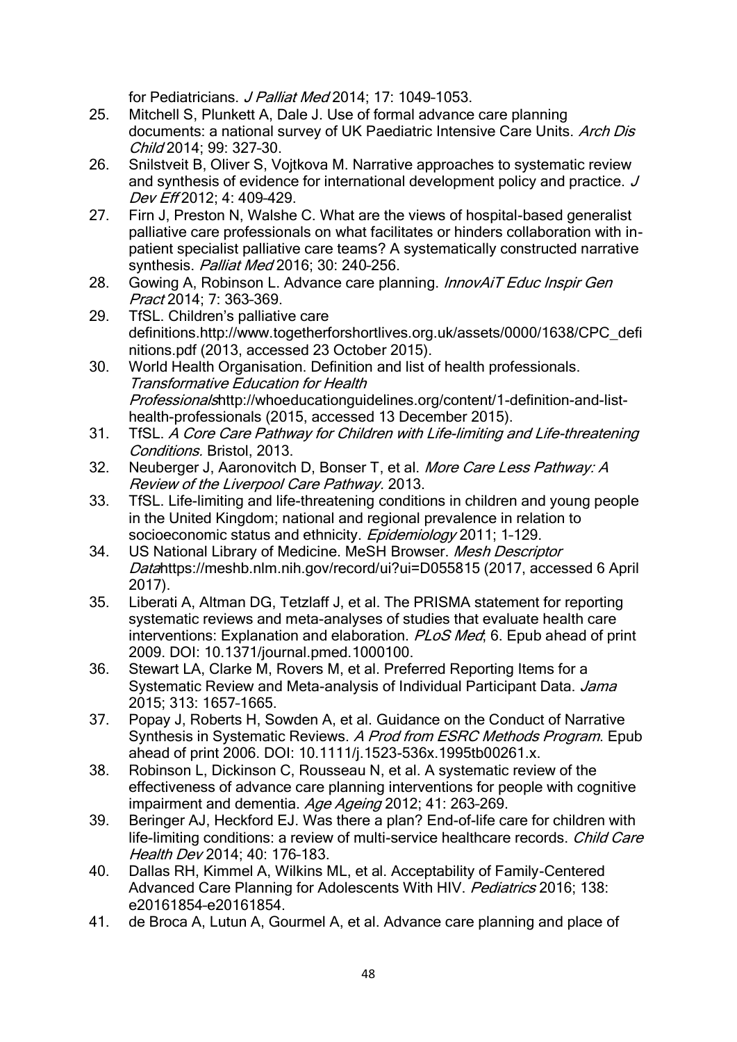for Pediatricians. *J Palliat Med* 2014; 17: 1049–1053.

25. Mitchell S, Plunkett A, Dale J. Use of formal advance care planning documents: a national survey of UK Paediatric Intensive Care Units. *Arch Dis Child* 2014; 99: 327–30.
26. Snilstveit B, Oliver S, Vojtkova M. Narrative approaches to systematic review and synthesis of evidence for international development policy and practice. *J Dev Eff* 2012; 4: 409–429.
27. Firn J, Preston N, Walshe C. What are the views of hospital-based generalist palliative care professionals on what facilitates or hinders collaboration with in-patient specialist palliative care teams? A systematically constructed narrative synthesis. *Palliat Med* 2016; 30: 240–256.
28. Gowing A, Robinson L. Advance care planning. *InnovAiT Educ Inspir Gen Pract* 2014; 7: 363–369.
29. TfSL. Children's palliative care definitions.http://www.togetherforshortlives.org.uk/assets/0000/1638/CPC_definitions.pdf (2013, accessed 23 October 2015).
30. World Health Organisation. Definition and list of health professionals. *Transformative Education for Health Professionals*http://whoeducationguidelines.org/content/1-definition-and-list-health-professionals (2015, accessed 13 December 2015).
31. TfSL. *A Core Care Pathway for Children with Life-limiting and Life-threatening Conditions.* Bristol, 2013.
32. Neuberger J, Aaronovitch D, Bonser T, et al. *More Care Less Pathway: A Review of the Liverpool Care Pathway.* 2013.
33. TfSL. Life-limiting and life-threatening conditions in children and young people in the United Kingdom; national and regional prevalence in relation to socioeconomic status and ethnicity. *Epidemiology* 2011; 1–129.
34. US National Library of Medicine. MeSH Browser. *Mesh Descriptor Data*https://meshb.nlm.nih.gov/record/ui?ui=D055815 (2017, accessed 6 April 2017).
35. Liberati A, Altman DG, Tetzlaff J, et al. The PRISMA statement for reporting systematic reviews and meta-analyses of studies that evaluate health care interventions: Explanation and elaboration. *PLoS Med*; 6. Epub ahead of print 2009. DOI: 10.1371/journal.pmed.1000100.
36. Stewart LA, Clarke M, Rovers M, et al. Preferred Reporting Items for a Systematic Review and Meta-analysis of Individual Participant Data. *Jama* 2015; 313: 1657–1665.
37. Popay J, Roberts H, Sowden A, et al. Guidance on the Conduct of Narrative Synthesis in Systematic Reviews. *A Prod from ESRC Methods Program*. Epub ahead of print 2006. DOI: 10.1111/j.1523-536x.1995tb00261.x.
38. Robinson L, Dickinson C, Rousseau N, et al. A systematic review of the effectiveness of advance care planning interventions for people with cognitive impairment and dementia. *Age Ageing* 2012; 41: 263–269.
39. Beringer AJ, Heckford EJ. Was there a plan? End-of-life care for children with life-limiting conditions: a review of multi-service healthcare records. *Child Care Health Dev* 2014; 40: 176–183.
40. Dallas RH, Kimmel A, Wilkins ML, et al. Acceptability of Family-Centered Advanced Care Planning for Adolescents With HIV. *Pediatrics* 2016; 138: e20161854–e20161854.
41. de Broca A, Lutun A, Gourmel A, et al. Advance care planning and place of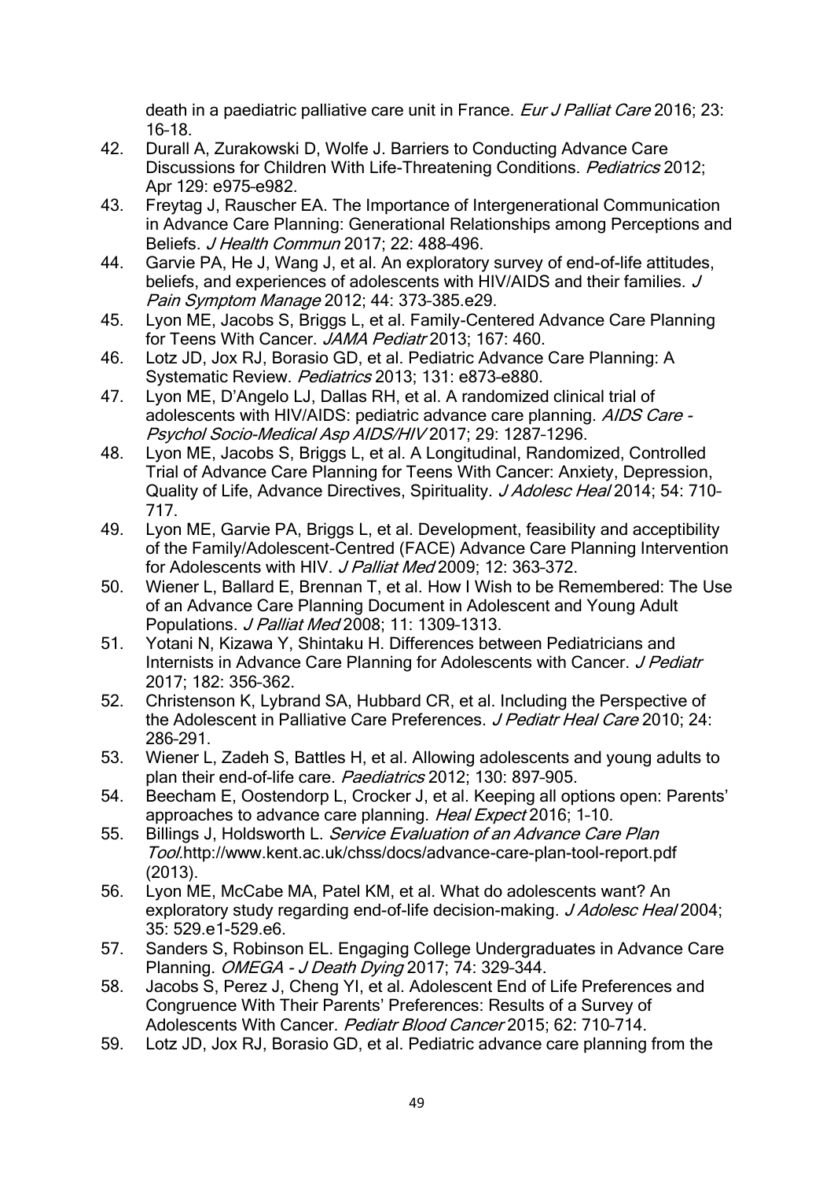death in a paediatric palliative care unit in France. *Eur J Palliat Care* 2016; 23: 16–18.

42. Durall A, Zurakowski D, Wolfe J. Barriers to Conducting Advance Care Discussions for Children With Life-Threatening Conditions. *Pediatrics* 2012; Apr 129: e975–e982.
43. Freytag J, Rauscher EA. The Importance of Intergenerational Communication in Advance Care Planning: Generational Relationships among Perceptions and Beliefs. *J Health Commun* 2017; 22: 488–496.
44. Garvie PA, He J, Wang J, et al. An exploratory survey of end-of-life attitudes, beliefs, and experiences of adolescents with HIV/AIDS and their families. *J Pain Symptom Manage* 2012; 44: 373–385.e29.
45. Lyon ME, Jacobs S, Briggs L, et al. Family-Centered Advance Care Planning for Teens With Cancer. *JAMA Pediatr* 2013; 167: 460.
46. Lotz JD, Jox RJ, Borasio GD, et al. Pediatric Advance Care Planning: A Systematic Review. *Pediatrics* 2013; 131: e873–e880.
47. Lyon ME, D'Angelo LJ, Dallas RH, et al. A randomized clinical trial of adolescents with HIV/AIDS: pediatric advance care planning. *AIDS Care - Psychol Socio-Medical Asp AIDS/HIV* 2017; 29: 1287–1296.
48. Lyon ME, Jacobs S, Briggs L, et al. A Longitudinal, Randomized, Controlled Trial of Advance Care Planning for Teens With Cancer: Anxiety, Depression, Quality of Life, Advance Directives, Spirituality. *J Adolesc Heal* 2014; 54: 710–717.
49. Lyon ME, Garvie PA, Briggs L, et al. Development, feasibility and acceptibility of the Family/Adolescent-Centred (FACE) Advance Care Planning Intervention for Adolescents with HIV. *J Palliat Med* 2009; 12: 363–372.
50. Wiener L, Ballard E, Brennan T, et al. How I Wish to be Remembered: The Use of an Advance Care Planning Document in Adolescent and Young Adult Populations. *J Palliat Med* 2008; 11: 1309–1313.
51. Yotani N, Kizawa Y, Shintaku H. Differences between Pediatricians and Internists in Advance Care Planning for Adolescents with Cancer. *J Pediatr* 2017; 182: 356–362.
52. Christenson K, Lybrand SA, Hubbard CR, et al. Including the Perspective of the Adolescent in Palliative Care Preferences. *J Pediatr Heal Care* 2010; 24: 286–291.
53. Wiener L, Zadeh S, Battles H, et al. Allowing adolescents and young adults to plan their end-of-life care. *Paediatrics* 2012; 130: 897–905.
54. Beecham E, Oostendorp L, Crocker J, et al. Keeping all options open: Parents' approaches to advance care planning. *Heal Expect* 2016; 1–10.
55. Billings J, Holdsworth L. *Service Evaluation of an Advance Care Plan Tool*.http://www.kent.ac.uk/chss/docs/advance-care-plan-tool-report.pdf (2013).
56. Lyon ME, McCabe MA, Patel KM, et al. What do adolescents want? An exploratory study regarding end-of-life decision-making. *J Adolesc Heal* 2004; 35: 529.e1-529.e6.
57. Sanders S, Robinson EL. Engaging College Undergraduates in Advance Care Planning. *OMEGA - J Death Dying* 2017; 74: 329–344.
58. Jacobs S, Perez J, Cheng YI, et al. Adolescent End of Life Preferences and Congruence With Their Parents' Preferences: Results of a Survey of Adolescents With Cancer. *Pediatr Blood Cancer* 2015; 62: 710–714.
59. Lotz JD, Jox RJ, Borasio GD, et al. Pediatric advance care planning from the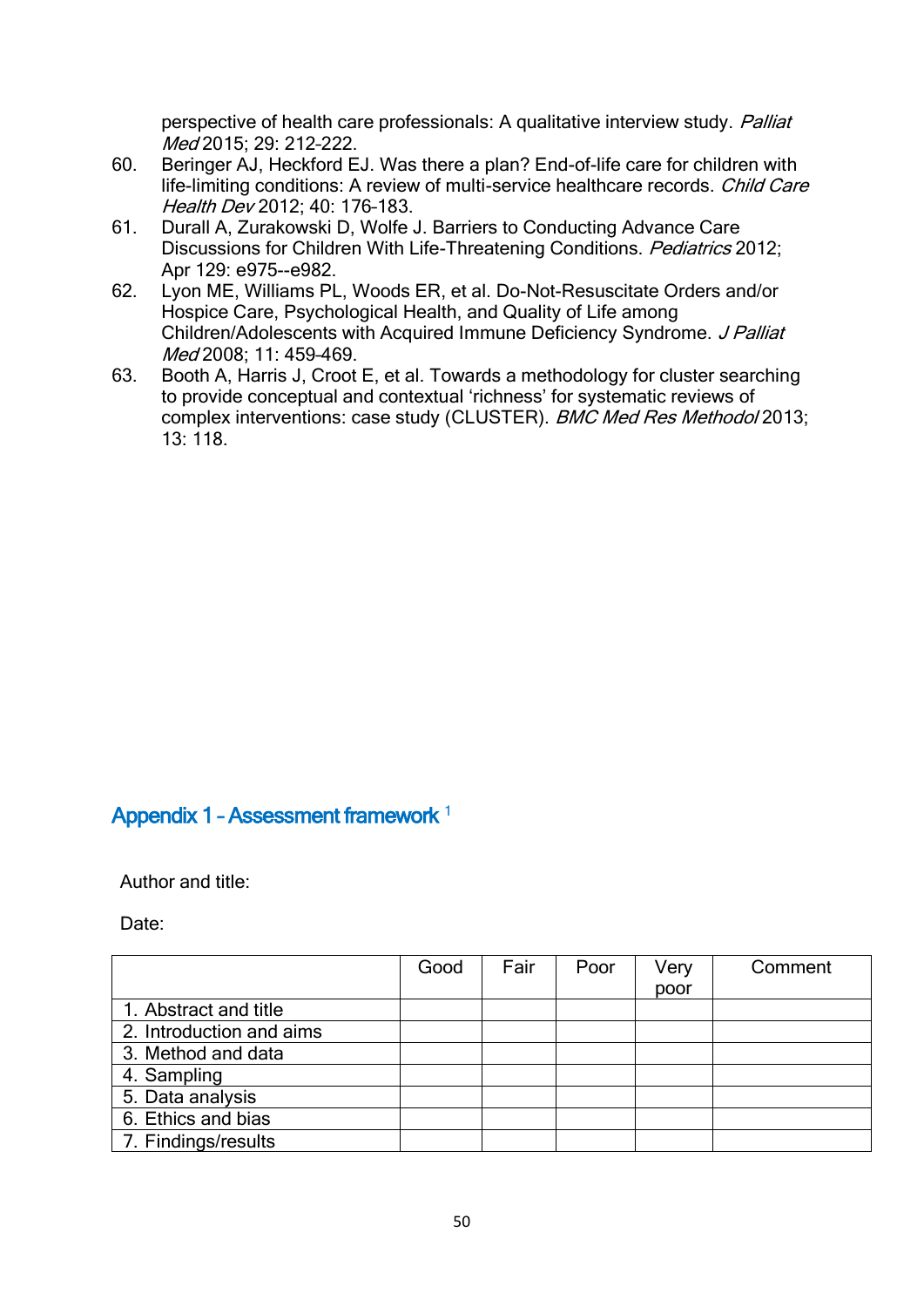perspective of health care professionals: A qualitative interview study. *Palliat Med* 2015; 29: 212-222.

60. Beringer AJ, Heckford EJ. Was there a plan? End-of-life care for children with life-limiting conditions: A review of multi-service healthcare records. *Child Care Health Dev* 2012; 40: 176-183.
61. Durall A, Zurakowski D, Wolfe J. Barriers to Conducting Advance Care Discussions for Children With Life-Threatening Conditions. *Pediatrics* 2012; Apr 129: e975--e982.
62. Lyon ME, Williams PL, Woods ER, et al. Do-Not-Resuscitate Orders and/or Hospice Care, Psychological Health, and Quality of Life among Children/Adolescents with Acquired Immune Deficiency Syndrome. *J Palliat Med* 2008; 11: 459-469.
63. Booth A, Harris J, Croot E, et al. Towards a methodology for cluster searching to provide conceptual and contextual 'richness' for systematic reviews of complex interventions: case study (CLUSTER). *BMC Med Res Methodol* 2013; 13: 118.

## Appendix 1 – Assessment framework [1]

Author and title:

Date:

| | Good | Fair | Poor | Very poor | Comment |
|---|---|---|---|---|---|
| 1. Abstract and title | | | | | |
| 2. Introduction and aims | | | | | |
| 3. Method and data | | | | | |
| 4. Sampling | | | | | |
| 5. Data analysis | | | | | |
| 6. Ethics and bias | | | | | |
| 7. Findings/results | | | | | |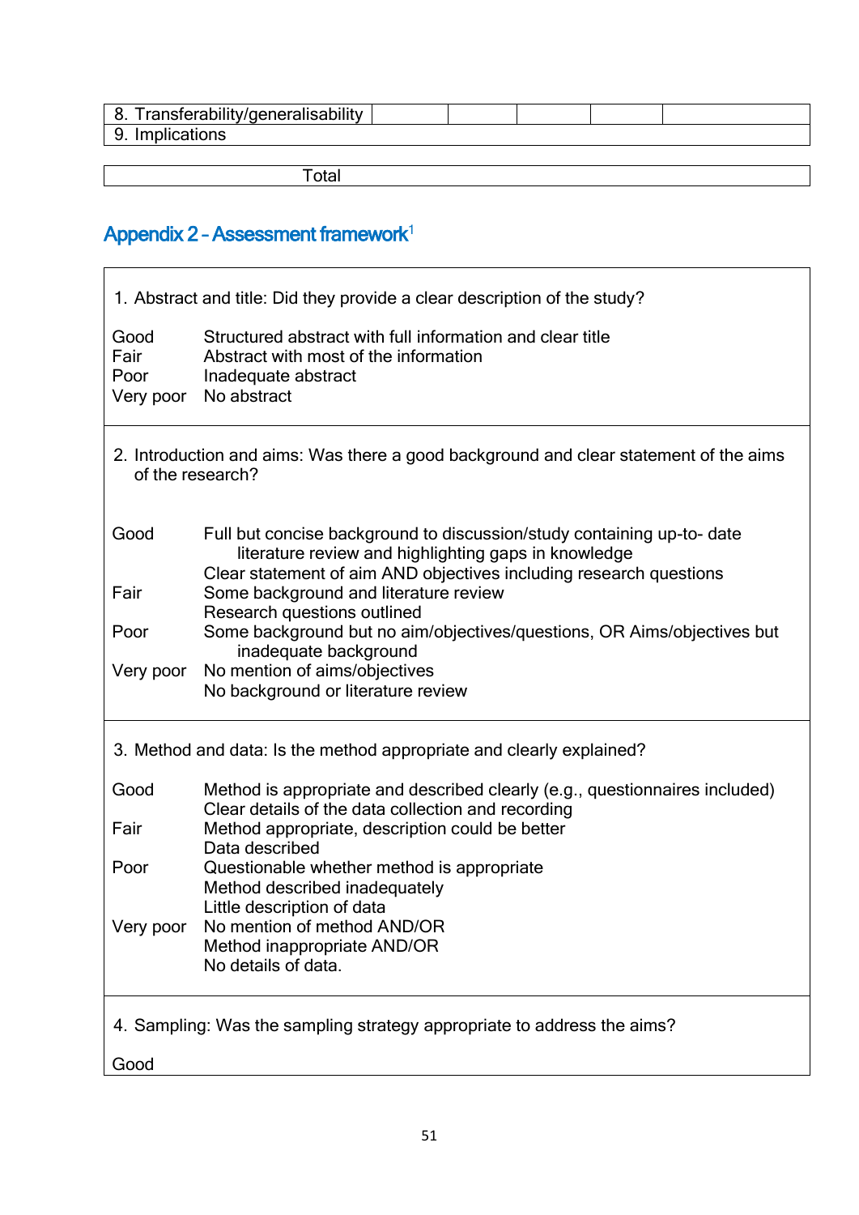| 8. Transferability/generalisability | | | | | |
|---|---|---|---|---|---|
| 9. Implications | | | | | |

| Total |
|---|

## Appendix 2 – Assessment framework[1]

**1. Abstract and title: Did they provide a clear description of the study?**

| | |
|---|---|
| Good | Structured abstract with full information and clear title |
| Fair | Abstract with most of the information |
| Poor | Inadequate abstract |
| Very poor | No abstract |

**2. Introduction and aims: Was there a good background and clear statement of the aims of the research?**

| | |
|---|---|
| Good | Full but concise background to discussion/study containing up-to- date literature review and highlighting gaps in knowledge<br>Clear statement of aim AND objectives including research questions |
| Fair | Some background and literature review<br>Research questions outlined |
| Poor | Some background but no aim/objectives/questions, OR Aims/objectives but inadequate background |
| Very poor | No mention of aims/objectives<br>No background or literature review |

**3. Method and data: Is the method appropriate and clearly explained?**

| | |
|---|---|
| Good | Method is appropriate and described clearly (e.g., questionnaires included)<br>Clear details of the data collection and recording |
| Fair | Method appropriate, description could be better<br>Data described |
| Poor | Questionable whether method is appropriate<br>Method described inadequately<br>Little description of data |
| Very poor | No mention of method AND/OR<br>Method inappropriate AND/OR<br>No details of data. |

**4. Sampling: Was the sampling strategy appropriate to address the aims?**

Good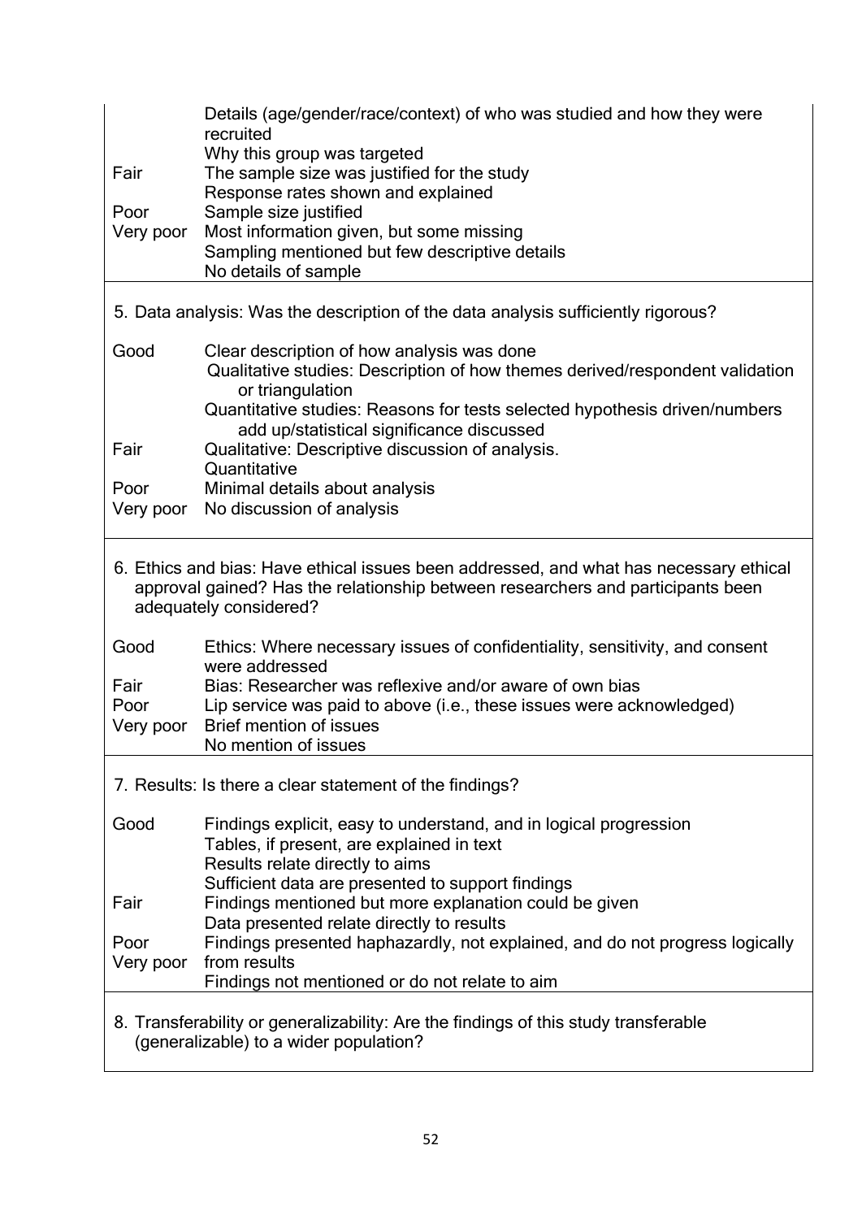| | |
|---|---|
| | Details (age/gender/race/context) of who was studied and how they were recruited |
| | Why this group was targeted |
| Fair | The sample size was justified for the study |
| | Response rates shown and explained |
| Poor | Sample size justified |
| Very poor | Most information given, but some missing |
| | Sampling mentioned but few descriptive details |
| | No details of sample |
| **5. Data analysis: Was the description of the data analysis sufficiently rigorous?** | |
| Good | Clear description of how analysis was done |
| | Qualitative studies: Description of how themes derived/respondent validation or triangulation |
| | Quantitative studies: Reasons for tests selected hypothesis driven/numbers add up/statistical significance discussed |
| Fair | Qualitative: Descriptive discussion of analysis. |
| | Quantitative |
| Poor | Minimal details about analysis |
| Very poor | No discussion of analysis |
| **6. Ethics and bias: Have ethical issues been addressed, and what has necessary ethical approval gained? Has the relationship between researchers and participants been adequately considered?** | |
| Good | Ethics: Where necessary issues of confidentiality, sensitivity, and consent were addressed |
| Fair | Bias: Researcher was reflexive and/or aware of own bias |
| Poor | Lip service was paid to above (i.e., these issues were acknowledged) |
| Very poor | Brief mention of issues |
| | No mention of issues |
| **7. Results: Is there a clear statement of the findings?** | |
| Good | Findings explicit, easy to understand, and in logical progression |
| | Tables, if present, are explained in text |
| | Results relate directly to aims |
| | Sufficient data are presented to support findings |
| Fair | Findings mentioned but more explanation could be given |
| | Data presented relate directly to results |
| Poor | Findings presented haphazardly, not explained, and do not progress logically |
| Very poor | from results |
| | Findings not mentioned or do not relate to aim |
| **8. Transferability or generalizability: Are the findings of this study transferable (generalizable) to a wider population?** | |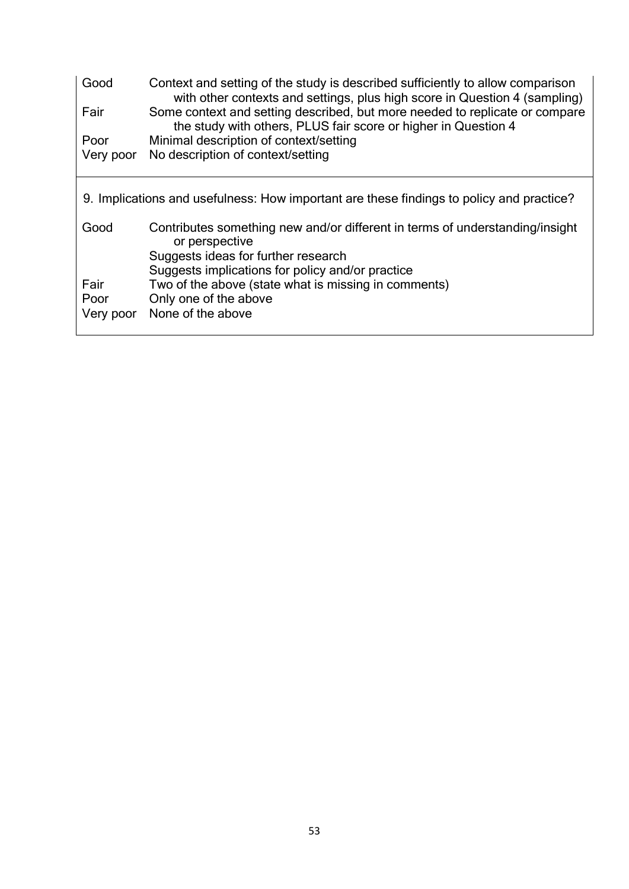| | |
|---|---|
| Good | Context and setting of the study is described sufficiently to allow comparison with other contexts and settings, plus high score in Question 4 (sampling) |
| Fair | Some context and setting described, but more needed to replicate or compare the study with others, PLUS fair score or higher in Question 4 |
| Poor | Minimal description of context/setting |
| Very poor | No description of context/setting |

9. Implications and usefulness: How important are these findings to policy and practice?

| | |
|---|---|
| Good | Contributes something new and/or different in terms of understanding/insight or perspective<br>Suggests ideas for further research<br>Suggests implications for policy and/or practice |
| Fair | Two of the above (state what is missing in comments) |
| Poor | Only one of the above |
| Very poor | None of the above |